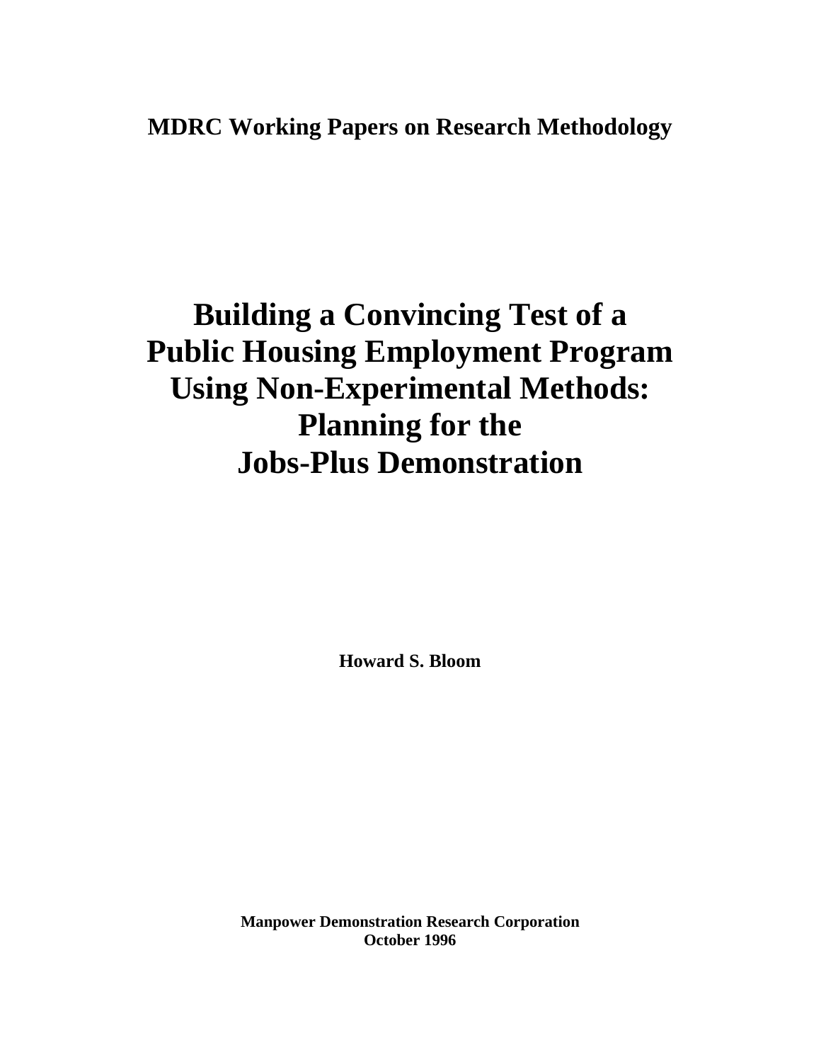**MDRC Working Papers on Research Methodology**

# Building a Convincing Test of a Public Housing Employment Program Using Non-Experimental Methods: Planning for the Jobs-Plus Demonstration

**Howard S. Bloom**

**Manpower Demonstration Research Corporation**
**October 1996**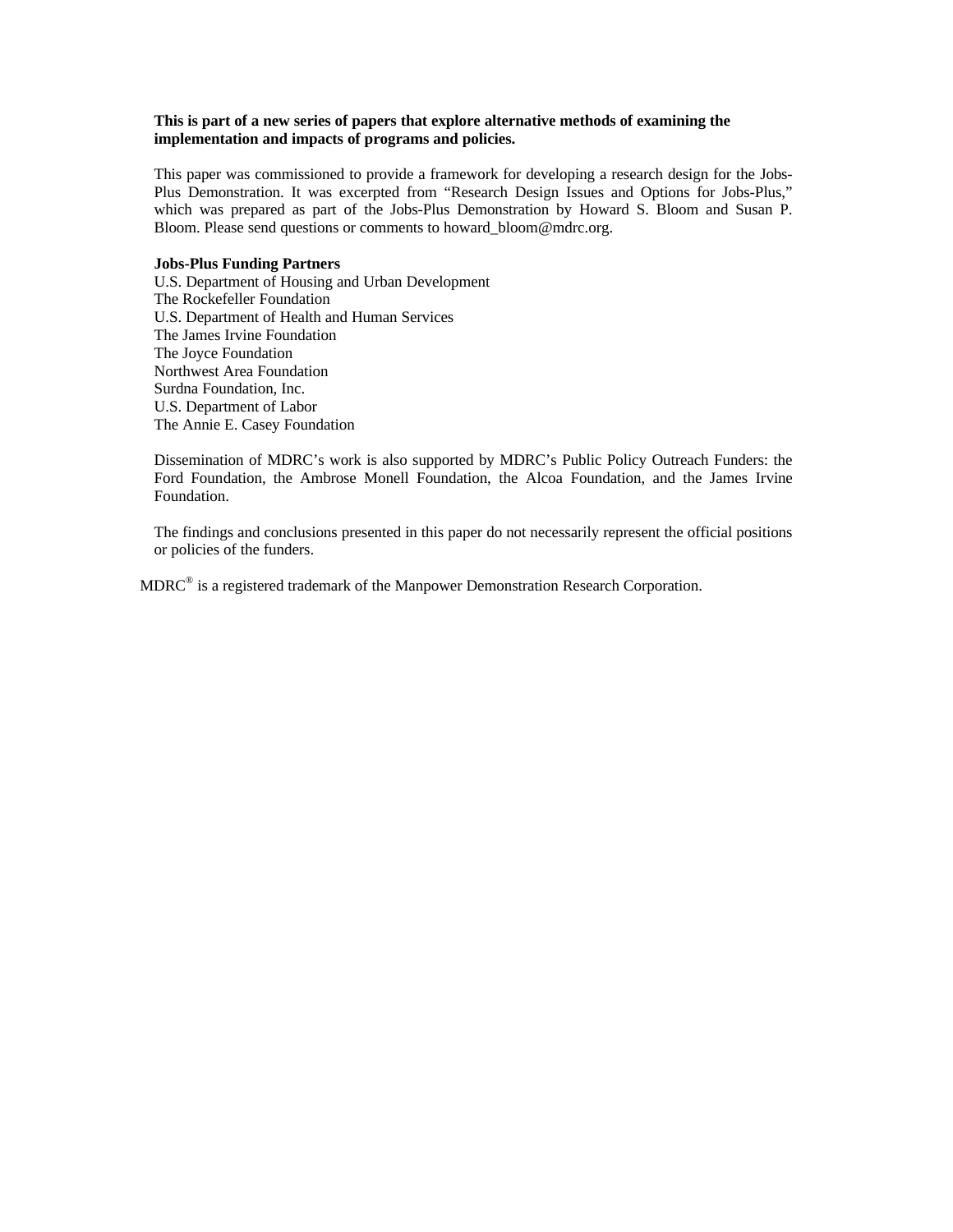**This is part of a new series of papers that explore alternative methods of examining the implementation and impacts of programs and policies.**

This paper was commissioned to provide a framework for developing a research design for the Jobs-Plus Demonstration. It was excerpted from "Research Design Issues and Options for Jobs-Plus," which was prepared as part of the Jobs-Plus Demonstration by Howard S. Bloom and Susan P. Bloom. Please send questions or comments to howard_bloom@mdrc.org.

**Jobs-Plus Funding Partners**

U.S. Department of Housing and Urban Development
The Rockefeller Foundation
U.S. Department of Health and Human Services
The James Irvine Foundation
The Joyce Foundation
Northwest Area Foundation
Surdna Foundation, Inc.
U.S. Department of Labor
The Annie E. Casey Foundation

Dissemination of MDRC's work is also supported by MDRC's Public Policy Outreach Funders: the Ford Foundation, the Ambrose Monell Foundation, the Alcoa Foundation, and the James Irvine Foundation.

The findings and conclusions presented in this paper do not necessarily represent the official positions or policies of the funders.

MDRC® is a registered trademark of the Manpower Demonstration Research Corporation.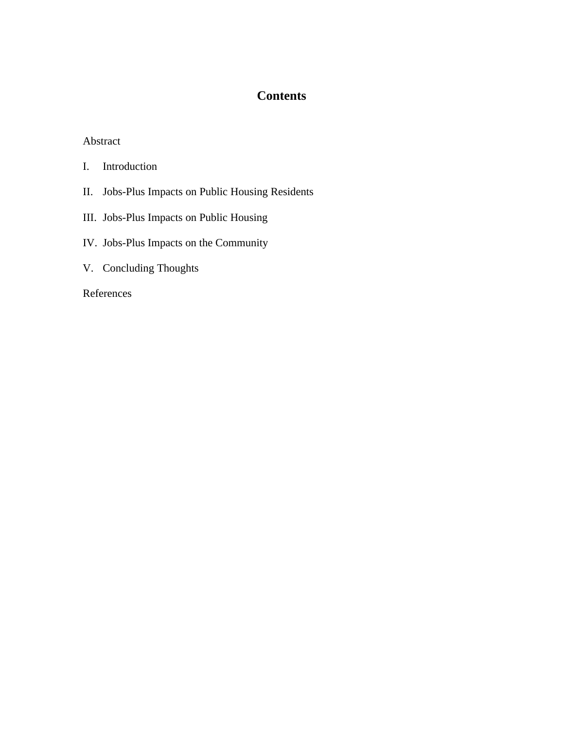# Contents

Abstract

I. Introduction

II. Jobs-Plus Impacts on Public Housing Residents

III. Jobs-Plus Impacts on Public Housing

IV. Jobs-Plus Impacts on the Community

V. Concluding Thoughts

References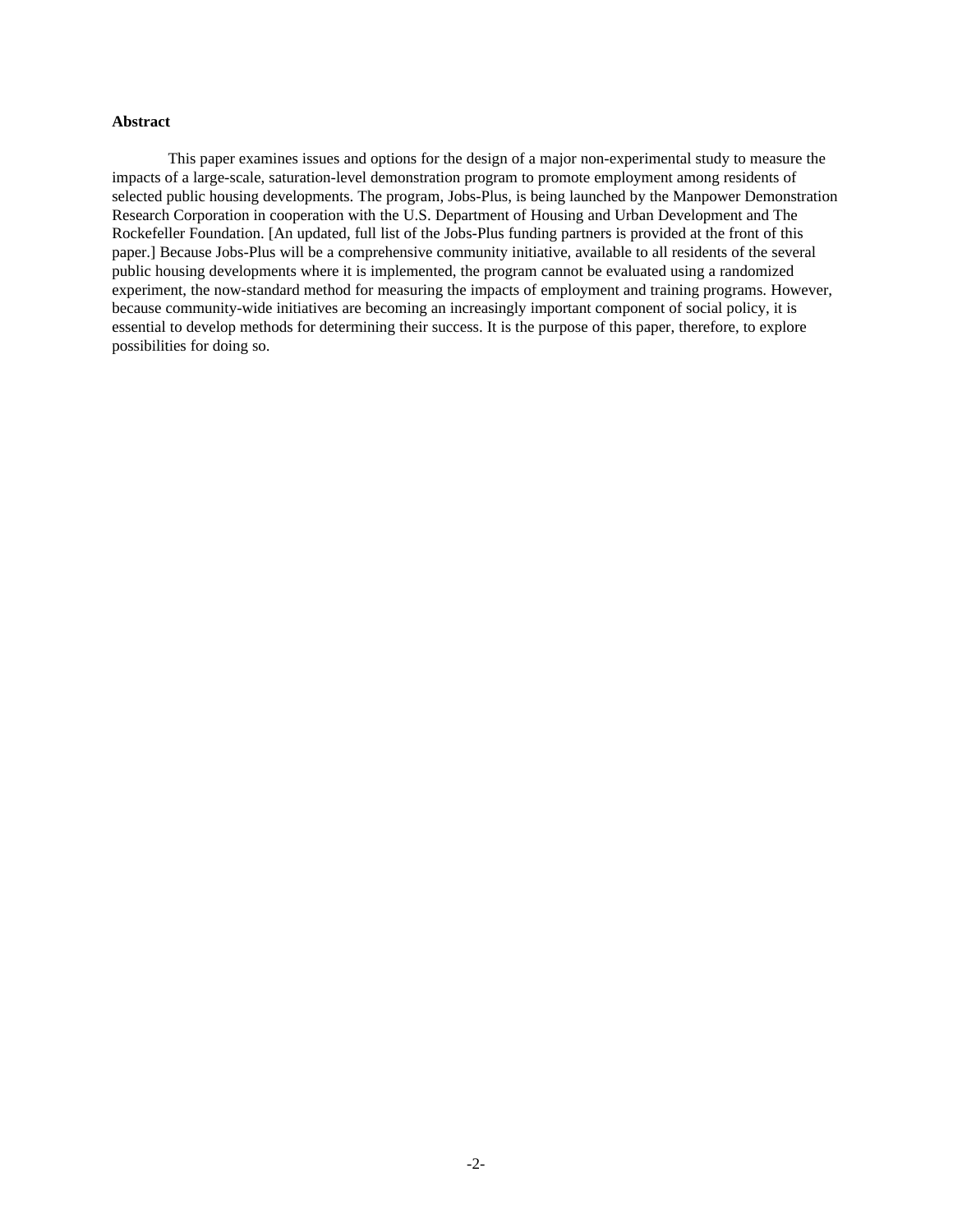**Abstract**

This paper examines issues and options for the design of a major non-experimental study to measure the impacts of a large-scale, saturation-level demonstration program to promote employment among residents of selected public housing developments. The program, Jobs-Plus, is being launched by the Manpower Demonstration Research Corporation in cooperation with the U.S. Department of Housing and Urban Development and The Rockefeller Foundation. [An updated, full list of the Jobs-Plus funding partners is provided at the front of this paper.] Because Jobs-Plus will be a comprehensive community initiative, available to all residents of the several public housing developments where it is implemented, the program cannot be evaluated using a randomized experiment, the now-standard method for measuring the impacts of employment and training programs. However, because community-wide initiatives are becoming an increasingly important component of social policy, it is essential to develop methods for determining their success. It is the purpose of this paper, therefore, to explore possibilities for doing so.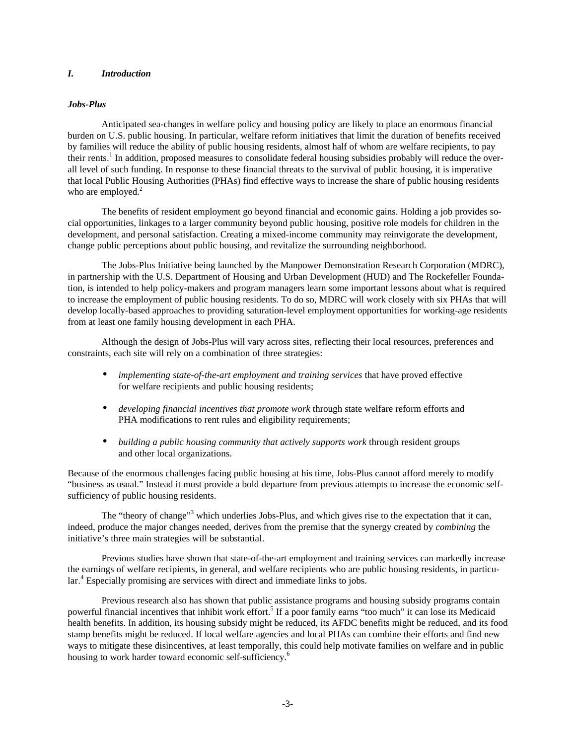## *I. Introduction*

### *Jobs-Plus*

Anticipated sea-changes in welfare policy and housing policy are likely to place an enormous financial burden on U.S. public housing. In particular, welfare reform initiatives that limit the duration of benefits received by families will reduce the ability of public housing residents, almost half of whom are welfare recipients, to pay their rents.[1] In addition, proposed measures to consolidate federal housing subsidies probably will reduce the overall level of such funding. In response to these financial threats to the survival of public housing, it is imperative that local Public Housing Authorities (PHAs) find effective ways to increase the share of public housing residents who are employed.[2]

The benefits of resident employment go beyond financial and economic gains. Holding a job provides social opportunities, linkages to a larger community beyond public housing, positive role models for children in the development, and personal satisfaction. Creating a mixed-income community may reinvigorate the development, change public perceptions about public housing, and revitalize the surrounding neighborhood.

The Jobs-Plus Initiative being launched by the Manpower Demonstration Research Corporation (MDRC), in partnership with the U.S. Department of Housing and Urban Development (HUD) and The Rockefeller Foundation, is intended to help policy-makers and program managers learn some important lessons about what is required to increase the employment of public housing residents. To do so, MDRC will work closely with six PHAs that will develop locally-based approaches to providing saturation-level employment opportunities for working-age residents from at least one family housing development in each PHA.

Although the design of Jobs-Plus will vary across sites, reflecting their local resources, preferences and constraints, each site will rely on a combination of three strategies:

- *implementing state-of-the-art employment and training services* that have proved effective for welfare recipients and public housing residents;
- *developing financial incentives that promote work* through state welfare reform efforts and PHA modifications to rent rules and eligibility requirements;
- *building a public housing community that actively supports work* through resident groups and other local organizations.

Because of the enormous challenges facing public housing at his time, Jobs-Plus cannot afford merely to modify "business as usual." Instead it must provide a bold departure from previous attempts to increase the economic self-sufficiency of public housing residents.

The "theory of change"[3] which underlies Jobs-Plus, and which gives rise to the expectation that it can, indeed, produce the major changes needed, derives from the premise that the synergy created by *combining* the initiative's three main strategies will be substantial.

Previous studies have shown that state-of-the-art employment and training services can markedly increase the earnings of welfare recipients, in general, and welfare recipients who are public housing residents, in particular.[4] Especially promising are services with direct and immediate links to jobs.

Previous research also has shown that public assistance programs and housing subsidy programs contain powerful financial incentives that inhibit work effort.[5] If a poor family earns "too much" it can lose its Medicaid health benefits. In addition, its housing subsidy might be reduced, its AFDC benefits might be reduced, and its food stamp benefits might be reduced. If local welfare agencies and local PHAs can combine their efforts and find new ways to mitigate these disincentives, at least temporally, this could help motivate families on welfare and in public housing to work harder toward economic self-sufficiency.[6]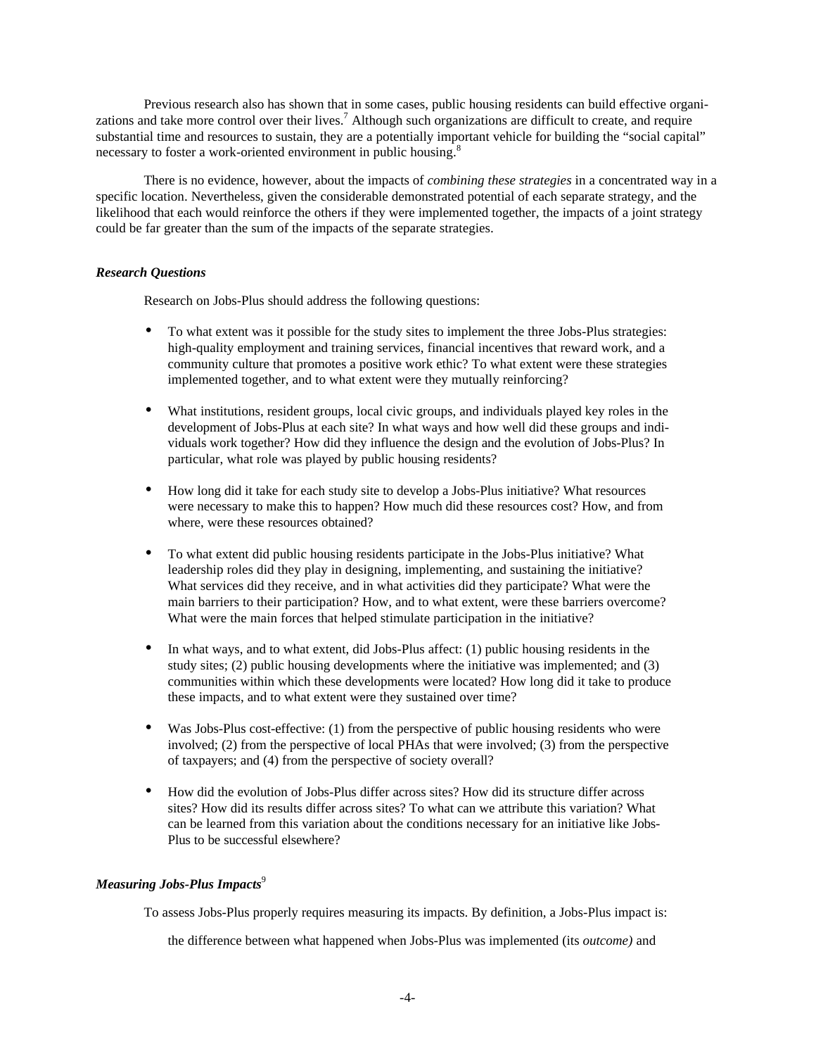Previous research also has shown that in some cases, public housing residents can build effective organizations and take more control over their lives.[7] Although such organizations are difficult to create, and require substantial time and resources to sustain, they are a potentially important vehicle for building the "social capital" necessary to foster a work-oriented environment in public housing.[8]

There is no evidence, however, about the impacts of *combining these strategies* in a concentrated way in a specific location. Nevertheless, given the considerable demonstrated potential of each separate strategy, and the likelihood that each would reinforce the others if they were implemented together, the impacts of a joint strategy could be far greater than the sum of the impacts of the separate strategies.

***Research Questions***

Research on Jobs-Plus should address the following questions:

- To what extent was it possible for the study sites to implement the three Jobs-Plus strategies: high-quality employment and training services, financial incentives that reward work, and a community culture that promotes a positive work ethic? To what extent were these strategies implemented together, and to what extent were they mutually reinforcing?

- What institutions, resident groups, local civic groups, and individuals played key roles in the development of Jobs-Plus at each site? In what ways and how well did these groups and individuals work together? How did they influence the design and the evolution of Jobs-Plus? In particular, what role was played by public housing residents?

- How long did it take for each study site to develop a Jobs-Plus initiative? What resources were necessary to make this to happen? How much did these resources cost? How, and from where, were these resources obtained?

- To what extent did public housing residents participate in the Jobs-Plus initiative? What leadership roles did they play in designing, implementing, and sustaining the initiative? What services did they receive, and in what activities did they participate? What were the main barriers to their participation? How, and to what extent, were these barriers overcome? What were the main forces that helped stimulate participation in the initiative?

- In what ways, and to what extent, did Jobs-Plus affect: (1) public housing residents in the study sites; (2) public housing developments where the initiative was implemented; and (3) communities within which these developments were located? How long did it take to produce these impacts, and to what extent were they sustained over time?

- Was Jobs-Plus cost-effective: (1) from the perspective of public housing residents who were involved; (2) from the perspective of local PHAs that were involved; (3) from the perspective of taxpayers; and (4) from the perspective of society overall?

- How did the evolution of Jobs-Plus differ across sites? How did its structure differ across sites? How did its results differ across sites? To what can we attribute this variation? What can be learned from this variation about the conditions necessary for an initiative like Jobs-Plus to be successful elsewhere?

***Measuring Jobs-Plus Impacts***[9]

To assess Jobs-Plus properly requires measuring its impacts. By definition, a Jobs-Plus impact is:

the difference between what happened when Jobs-Plus was implemented (its *outcome)* and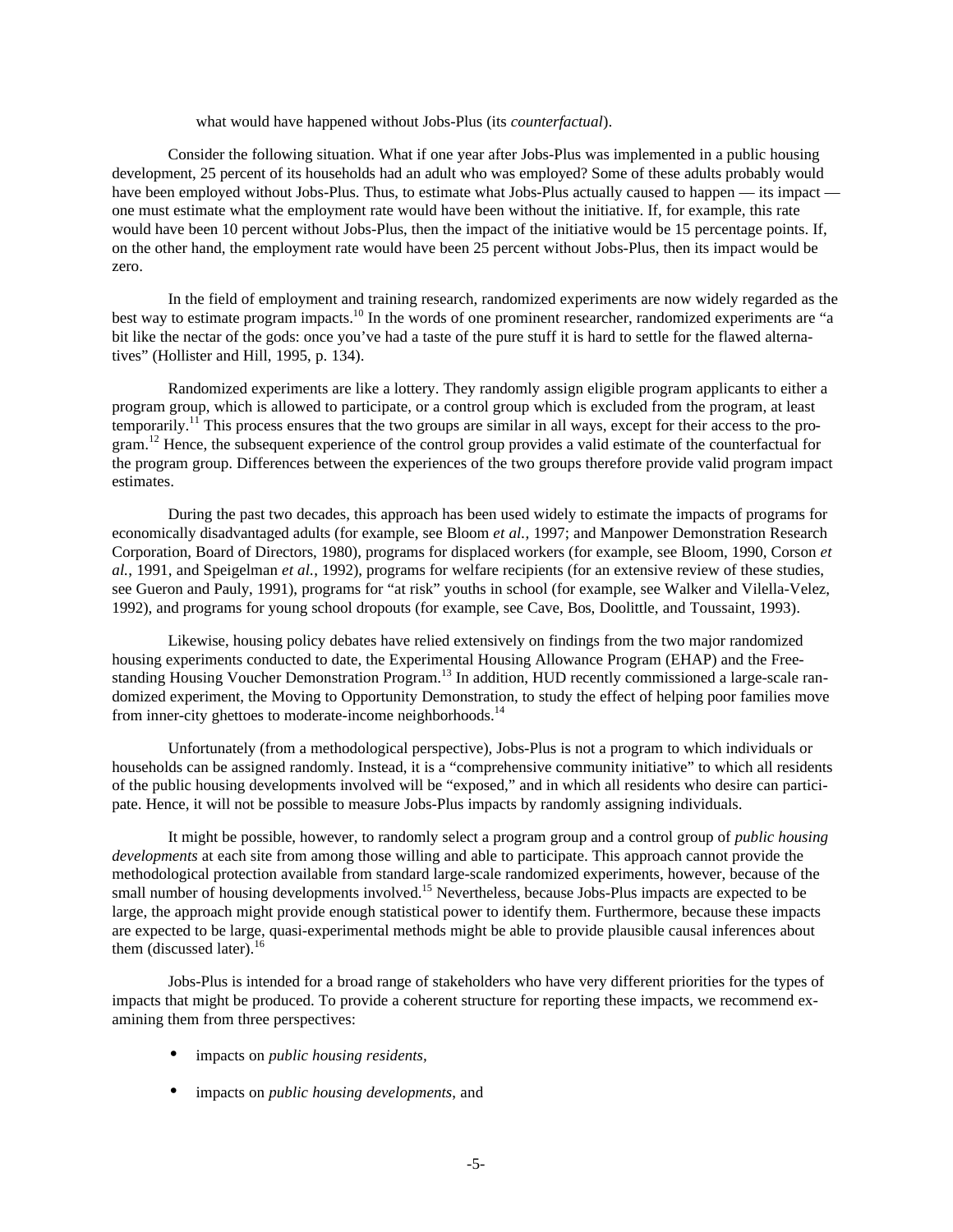what would have happened without Jobs-Plus (its *counterfactual*).

Consider the following situation. What if one year after Jobs-Plus was implemented in a public housing development, 25 percent of its households had an adult who was employed? Some of these adults probably would have been employed without Jobs-Plus. Thus, to estimate what Jobs-Plus actually caused to happen — its impact — one must estimate what the employment rate would have been without the initiative. If, for example, this rate would have been 10 percent without Jobs-Plus, then the impact of the initiative would be 15 percentage points. If, on the other hand, the employment rate would have been 25 percent without Jobs-Plus, then its impact would be zero.

In the field of employment and training research, randomized experiments are now widely regarded as the best way to estimate program impacts.[10] In the words of one prominent researcher, randomized experiments are "a bit like the nectar of the gods: once you've had a taste of the pure stuff it is hard to settle for the flawed alternatives" (Hollister and Hill, 1995, p. 134).

Randomized experiments are like a lottery. They randomly assign eligible program applicants to either a program group, which is allowed to participate, or a control group which is excluded from the program, at least temporarily.[11] This process ensures that the two groups are similar in all ways, except for their access to the program.[12] Hence, the subsequent experience of the control group provides a valid estimate of the counterfactual for the program group. Differences between the experiences of the two groups therefore provide valid program impact estimates.

During the past two decades, this approach has been used widely to estimate the impacts of programs for economically disadvantaged adults (for example, see Bloom *et al.*, 1997; and Manpower Demonstration Research Corporation, Board of Directors, 1980), programs for displaced workers (for example, see Bloom, 1990, Corson *et al.*, 1991, and Speigelman *et al.*, 1992), programs for welfare recipients (for an extensive review of these studies, see Gueron and Pauly, 1991), programs for "at risk" youths in school (for example, see Walker and Vilella-Velez, 1992), and programs for young school dropouts (for example, see Cave, Bos, Doolittle, and Toussaint, 1993).

Likewise, housing policy debates have relied extensively on findings from the two major randomized housing experiments conducted to date, the Experimental Housing Allowance Program (EHAP) and the Freestanding Housing Voucher Demonstration Program.[13] In addition, HUD recently commissioned a large-scale randomized experiment, the Moving to Opportunity Demonstration, to study the effect of helping poor families move from inner-city ghettoes to moderate-income neighborhoods.[14]

Unfortunately (from a methodological perspective), Jobs-Plus is not a program to which individuals or households can be assigned randomly. Instead, it is a "comprehensive community initiative" to which all residents of the public housing developments involved will be "exposed," and in which all residents who desire can participate. Hence, it will not be possible to measure Jobs-Plus impacts by randomly assigning individuals.

It might be possible, however, to randomly select a program group and a control group of *public housing developments* at each site from among those willing and able to participate. This approach cannot provide the methodological protection available from standard large-scale randomized experiments, however, because of the small number of housing developments involved.[15] Nevertheless, because Jobs-Plus impacts are expected to be large, the approach might provide enough statistical power to identify them. Furthermore, because these impacts are expected to be large, quasi-experimental methods might be able to provide plausible causal inferences about them (discussed later).[16]

Jobs-Plus is intended for a broad range of stakeholders who have very different priorities for the types of impacts that might be produced. To provide a coherent structure for reporting these impacts, we recommend examining them from three perspectives:

- impacts on *public housing residents,*
- impacts on *public housing developments,* and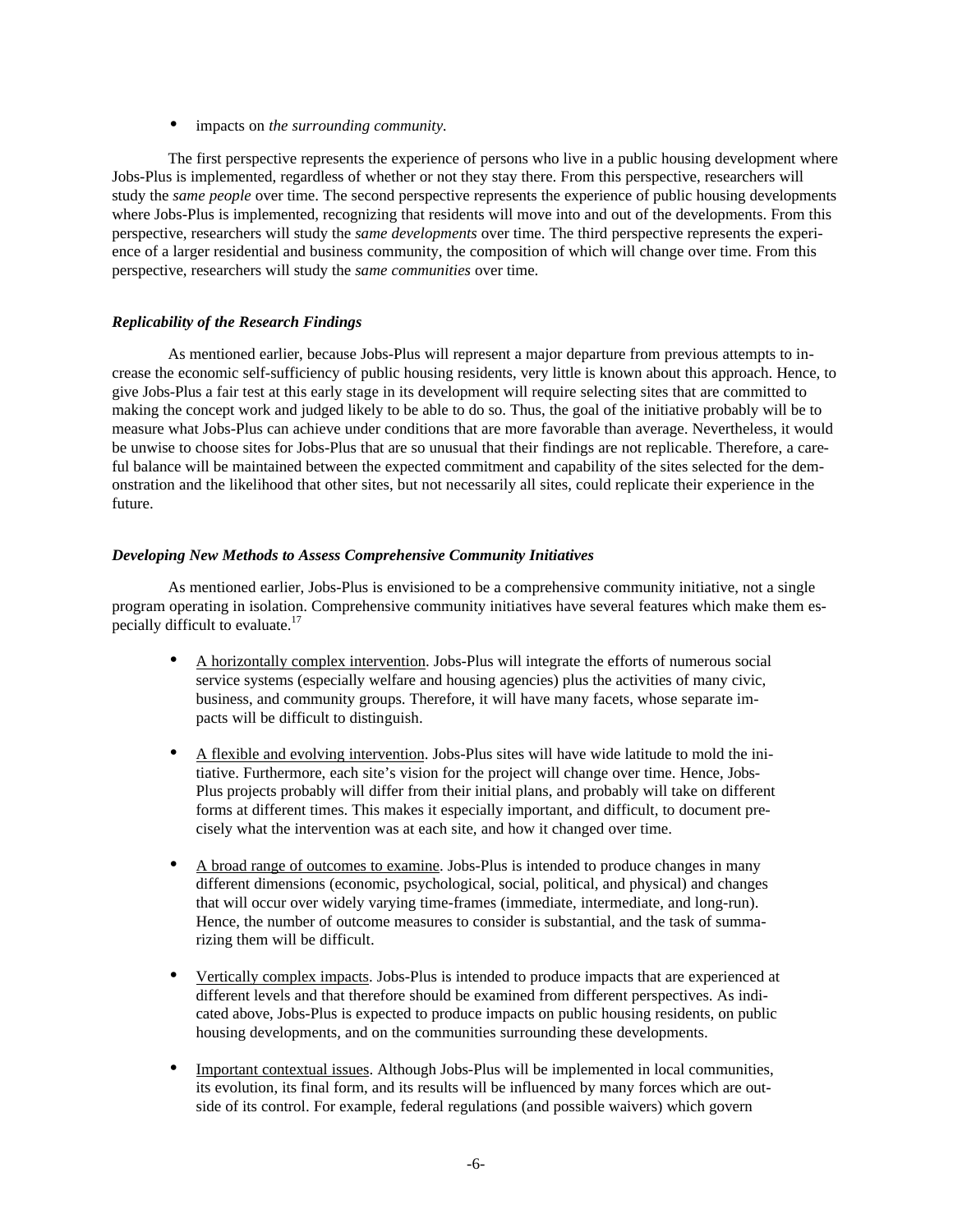- impacts on *the surrounding community*.

The first perspective represents the experience of persons who live in a public housing development where Jobs-Plus is implemented, regardless of whether or not they stay there. From this perspective, researchers will study the *same people* over time. The second perspective represents the experience of public housing developments where Jobs-Plus is implemented, recognizing that residents will move into and out of the developments. From this perspective, researchers will study the *same developments* over time. The third perspective represents the experience of a larger residential and business community, the composition of which will change over time. From this perspective, researchers will study the *same communities* over time.

### *Replicability of the Research Findings*

As mentioned earlier, because Jobs-Plus will represent a major departure from previous attempts to increase the economic self-sufficiency of public housing residents, very little is known about this approach. Hence, to give Jobs-Plus a fair test at this early stage in its development will require selecting sites that are committed to making the concept work and judged likely to be able to do so. Thus, the goal of the initiative probably will be to measure what Jobs-Plus can achieve under conditions that are more favorable than average. Nevertheless, it would be unwise to choose sites for Jobs-Plus that are so unusual that their findings are not replicable. Therefore, a careful balance will be maintained between the expected commitment and capability of the sites selected for the demonstration and the likelihood that other sites, but not necessarily all sites, could replicate their experience in the future.

### *Developing New Methods to Assess Comprehensive Community Initiatives*

As mentioned earlier, Jobs-Plus is envisioned to be a comprehensive community initiative, not a single program operating in isolation. Comprehensive community initiatives have several features which make them especially difficult to evaluate.[17]

- A horizontally complex intervention. Jobs-Plus will integrate the efforts of numerous social service systems (especially welfare and housing agencies) plus the activities of many civic, business, and community groups. Therefore, it will have many facets, whose separate impacts will be difficult to distinguish.

- A flexible and evolving intervention. Jobs-Plus sites will have wide latitude to mold the initiative. Furthermore, each site's vision for the project will change over time. Hence, Jobs-Plus projects probably will differ from their initial plans, and probably will take on different forms at different times. This makes it especially important, and difficult, to document precisely what the intervention was at each site, and how it changed over time.

- A broad range of outcomes to examine. Jobs-Plus is intended to produce changes in many different dimensions (economic, psychological, social, political, and physical) and changes that will occur over widely varying time-frames (immediate, intermediate, and long-run). Hence, the number of outcome measures to consider is substantial, and the task of summarizing them will be difficult.

- Vertically complex impacts. Jobs-Plus is intended to produce impacts that are experienced at different levels and that therefore should be examined from different perspectives. As indicated above, Jobs-Plus is expected to produce impacts on public housing residents, on public housing developments, and on the communities surrounding these developments.

- Important contextual issues. Although Jobs-Plus will be implemented in local communities, its evolution, its final form, and its results will be influenced by many forces which are outside of its control. For example, federal regulations (and possible waivers) which govern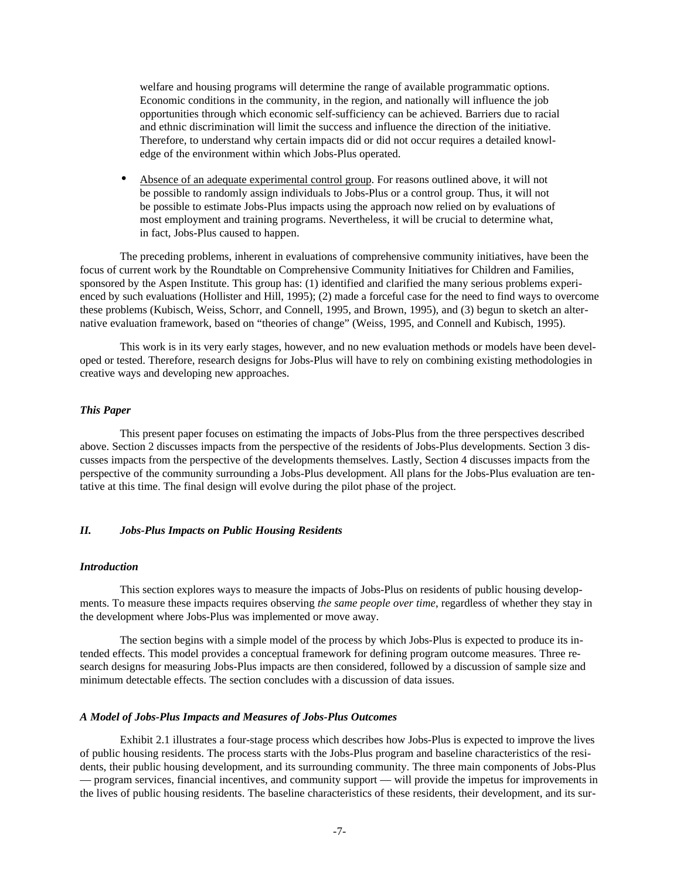welfare and housing programs will determine the range of available programmatic options. Economic conditions in the community, in the region, and nationally will influence the job opportunities through which economic self-sufficiency can be achieved. Barriers due to racial and ethnic discrimination will limit the success and influence the direction of the initiative. Therefore, to understand why certain impacts did or did not occur requires a detailed knowledge of the environment within which Jobs-Plus operated.

- Absence of an adequate experimental control group. For reasons outlined above, it will not be possible to randomly assign individuals to Jobs-Plus or a control group. Thus, it will not be possible to estimate Jobs-Plus impacts using the approach now relied on by evaluations of most employment and training programs. Nevertheless, it will be crucial to determine what, in fact, Jobs-Plus caused to happen.

The preceding problems, inherent in evaluations of comprehensive community initiatives, have been the focus of current work by the Roundtable on Comprehensive Community Initiatives for Children and Families, sponsored by the Aspen Institute. This group has: (1) identified and clarified the many serious problems experienced by such evaluations (Hollister and Hill, 1995); (2) made a forceful case for the need to find ways to overcome these problems (Kubisch, Weiss, Schorr, and Connell, 1995, and Brown, 1995), and (3) begun to sketch an alternative evaluation framework, based on "theories of change" (Weiss, 1995, and Connell and Kubisch, 1995).

This work is in its very early stages, however, and no new evaluation methods or models have been developed or tested. Therefore, research designs for Jobs-Plus will have to rely on combining existing methodologies in creative ways and developing new approaches.

### *This Paper*

This present paper focuses on estimating the impacts of Jobs-Plus from the three perspectives described above. Section 2 discusses impacts from the perspective of the residents of Jobs-Plus developments. Section 3 discusses impacts from the perspective of the developments themselves. Lastly, Section 4 discusses impacts from the perspective of the community surrounding a Jobs-Plus development. All plans for the Jobs-Plus evaluation are tentative at this time. The final design will evolve during the pilot phase of the project.

## *II. Jobs-Plus Impacts on Public Housing Residents*

### *Introduction*

This section explores ways to measure the impacts of Jobs-Plus on residents of public housing developments. To measure these impacts requires observing *the same people over time*, regardless of whether they stay in the development where Jobs-Plus was implemented or move away.

The section begins with a simple model of the process by which Jobs-Plus is expected to produce its intended effects. This model provides a conceptual framework for defining program outcome measures. Three research designs for measuring Jobs-Plus impacts are then considered, followed by a discussion of sample size and minimum detectable effects. The section concludes with a discussion of data issues.

### *A Model of Jobs-Plus Impacts and Measures of Jobs-Plus Outcomes*

Exhibit 2.1 illustrates a four-stage process which describes how Jobs-Plus is expected to improve the lives of public housing residents. The process starts with the Jobs-Plus program and baseline characteristics of the residents, their public housing development, and its surrounding community. The three main components of Jobs-Plus — program services, financial incentives, and community support — will provide the impetus for improvements in the lives of public housing residents. The baseline characteristics of these residents, their development, and its sur-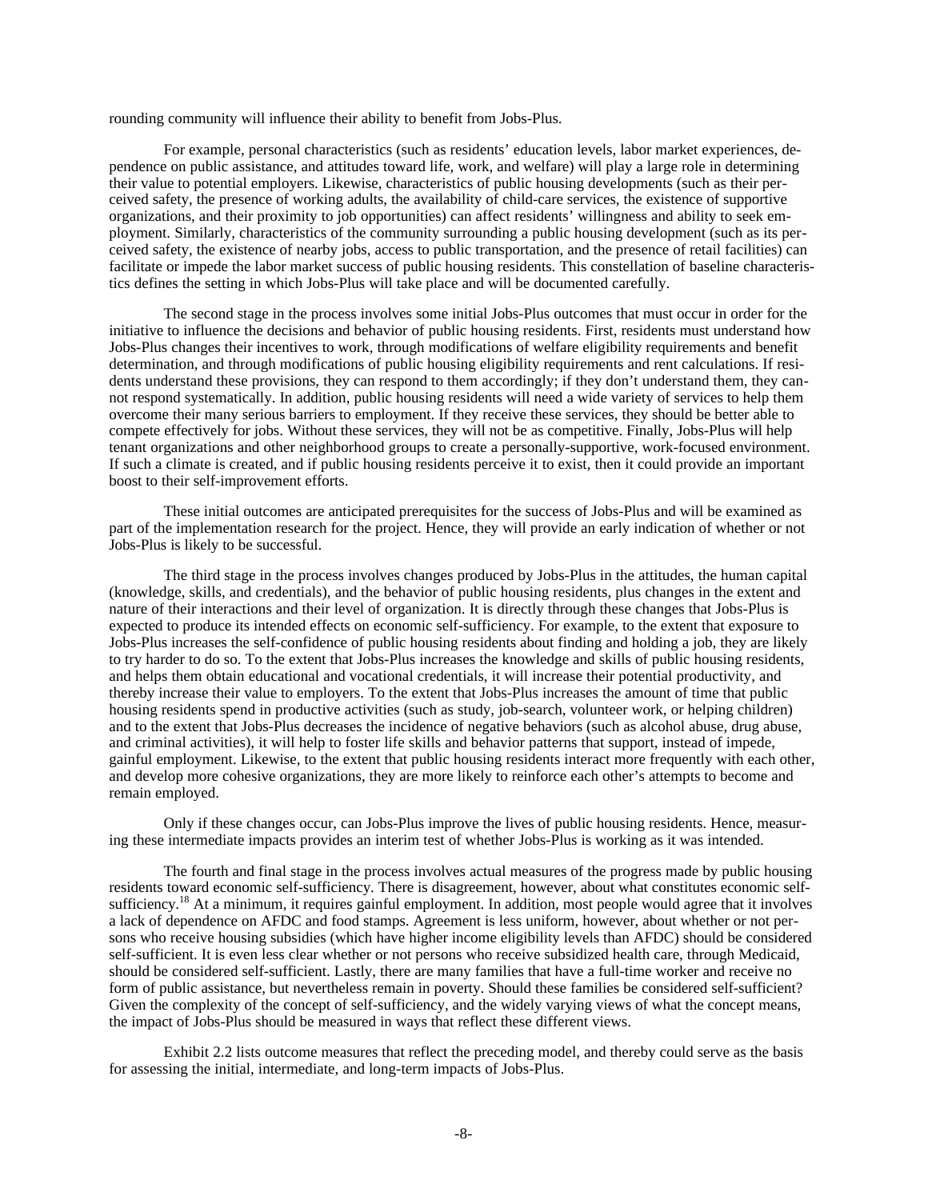rounding community will influence their ability to benefit from Jobs-Plus.

For example, personal characteristics (such as residents' education levels, labor market experiences, dependence on public assistance, and attitudes toward life, work, and welfare) will play a large role in determining their value to potential employers. Likewise, characteristics of public housing developments (such as their perceived safety, the presence of working adults, the availability of child-care services, the existence of supportive organizations, and their proximity to job opportunities) can affect residents' willingness and ability to seek employment. Similarly, characteristics of the community surrounding a public housing development (such as its perceived safety, the existence of nearby jobs, access to public transportation, and the presence of retail facilities) can facilitate or impede the labor market success of public housing residents. This constellation of baseline characteristics defines the setting in which Jobs-Plus will take place and will be documented carefully.

The second stage in the process involves some initial Jobs-Plus outcomes that must occur in order for the initiative to influence the decisions and behavior of public housing residents. First, residents must understand how Jobs-Plus changes their incentives to work, through modifications of welfare eligibility requirements and benefit determination, and through modifications of public housing eligibility requirements and rent calculations. If residents understand these provisions, they can respond to them accordingly; if they don't understand them, they cannot respond systematically. In addition, public housing residents will need a wide variety of services to help them overcome their many serious barriers to employment. If they receive these services, they should be better able to compete effectively for jobs. Without these services, they will not be as competitive. Finally, Jobs-Plus will help tenant organizations and other neighborhood groups to create a personally-supportive, work-focused environment. If such a climate is created, and if public housing residents perceive it to exist, then it could provide an important boost to their self-improvement efforts.

These initial outcomes are anticipated prerequisites for the success of Jobs-Plus and will be examined as part of the implementation research for the project. Hence, they will provide an early indication of whether or not Jobs-Plus is likely to be successful.

The third stage in the process involves changes produced by Jobs-Plus in the attitudes, the human capital (knowledge, skills, and credentials), and the behavior of public housing residents, plus changes in the extent and nature of their interactions and their level of organization. It is directly through these changes that Jobs-Plus is expected to produce its intended effects on economic self-sufficiency. For example, to the extent that exposure to Jobs-Plus increases the self-confidence of public housing residents about finding and holding a job, they are likely to try harder to do so. To the extent that Jobs-Plus increases the knowledge and skills of public housing residents, and helps them obtain educational and vocational credentials, it will increase their potential productivity, and thereby increase their value to employers. To the extent that Jobs-Plus increases the amount of time that public housing residents spend in productive activities (such as study, job-search, volunteer work, or helping children) and to the extent that Jobs-Plus decreases the incidence of negative behaviors (such as alcohol abuse, drug abuse, and criminal activities), it will help to foster life skills and behavior patterns that support, instead of impede, gainful employment. Likewise, to the extent that public housing residents interact more frequently with each other, and develop more cohesive organizations, they are more likely to reinforce each other's attempts to become and remain employed.

Only if these changes occur, can Jobs-Plus improve the lives of public housing residents. Hence, measuring these intermediate impacts provides an interim test of whether Jobs-Plus is working as it was intended.

The fourth and final stage in the process involves actual measures of the progress made by public housing residents toward economic self-sufficiency. There is disagreement, however, about what constitutes economic self-sufficiency.[18] At a minimum, it requires gainful employment. In addition, most people would agree that it involves a lack of dependence on AFDC and food stamps. Agreement is less uniform, however, about whether or not persons who receive housing subsidies (which have higher income eligibility levels than AFDC) should be considered self-sufficient. It is even less clear whether or not persons who receive subsidized health care, through Medicaid, should be considered self-sufficient. Lastly, there are many families that have a full-time worker and receive no form of public assistance, but nevertheless remain in poverty. Should these families be considered self-sufficient? Given the complexity of the concept of self-sufficiency, and the widely varying views of what the concept means, the impact of Jobs-Plus should be measured in ways that reflect these different views.

Exhibit 2.2 lists outcome measures that reflect the preceding model, and thereby could serve as the basis for assessing the initial, intermediate, and long-term impacts of Jobs-Plus.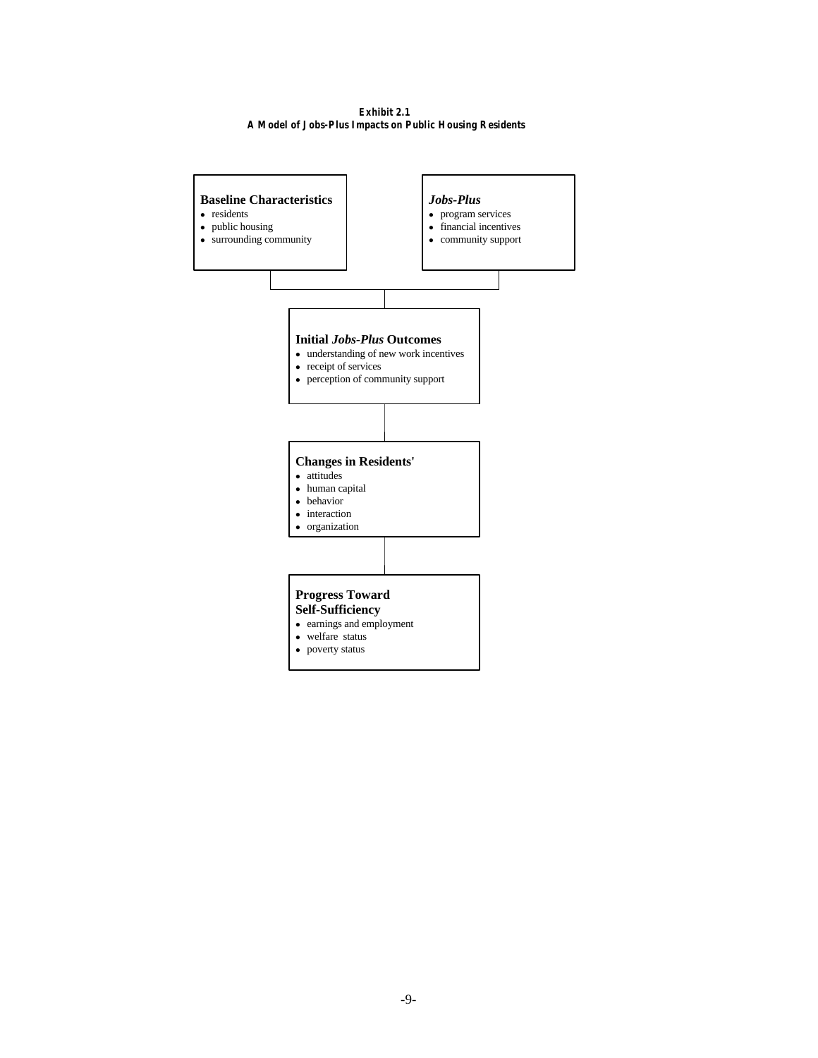**Exhibit 2.1**
**A Model of Jobs-Plus Impacts on Public Housing Residents**

**Baseline Characteristics**

- residents
- public housing
- surrounding community

***Jobs-Plus***

- program services
- financial incentives
- community support

**Initial *Jobs-Plus* Outcomes**

- understanding of new work incentives
- receipt of services
- perception of community support

**Changes in Residents'**

- attitudes
- human capital
- behavior
- interaction
- organization

**Progress Toward Self-Sufficiency**

- earnings and employment
- welfare status
- poverty status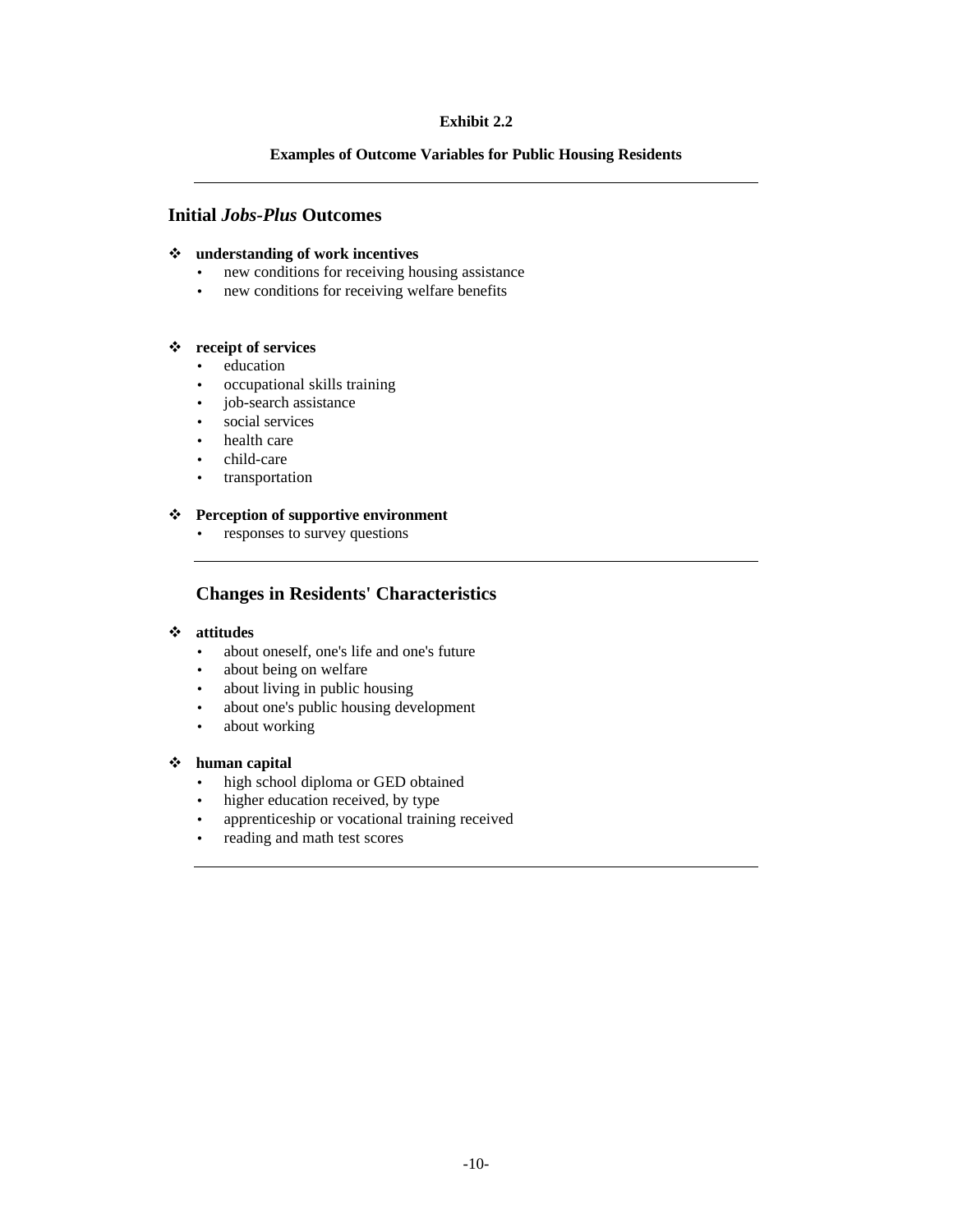**Exhibit 2.2**

**Examples of Outcome Variables for Public Housing Residents**

---

## Initial *Jobs-Plus* Outcomes

- **understanding of work incentives**
  - new conditions for receiving housing assistance
  - new conditions for receiving welfare benefits

- **receipt of services**
  - education
  - occupational skills training
  - job-search assistance
  - social services
  - health care
  - child-care
  - transportation

- **Perception of supportive environment**
  - responses to survey questions

---

## Changes in Residents' Characteristics

- **attitudes**
  - about oneself, one's life and one's future
  - about being on welfare
  - about living in public housing
  - about one's public housing development
  - about working

- **human capital**
  - high school diploma or GED obtained
  - higher education received, by type
  - apprenticeship or vocational training received
  - reading and math test scores

---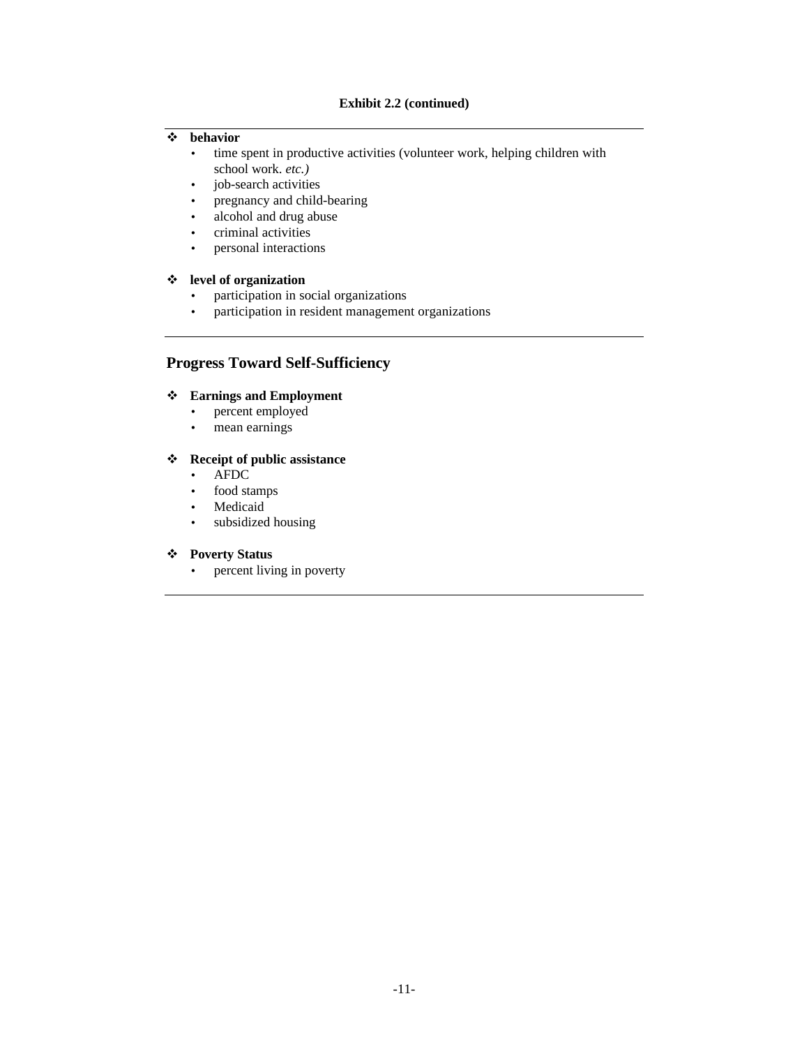**Exhibit 2.2 (continued)**

- **behavior**
  - time spent in productive activities (volunteer work, helping children with school work. *etc.)*
  - job-search activities
  - pregnancy and child-bearing
  - alcohol and drug abuse
  - criminal activities
  - personal interactions

- **level of organization**
  - participation in social organizations
  - participation in resident management organizations

## Progress Toward Self-Sufficiency

- **Earnings and Employment**
  - percent employed
  - mean earnings

- **Receipt of public assistance**
  - AFDC
  - food stamps
  - Medicaid
  - subsidized housing

- **Poverty Status**
  - percent living in poverty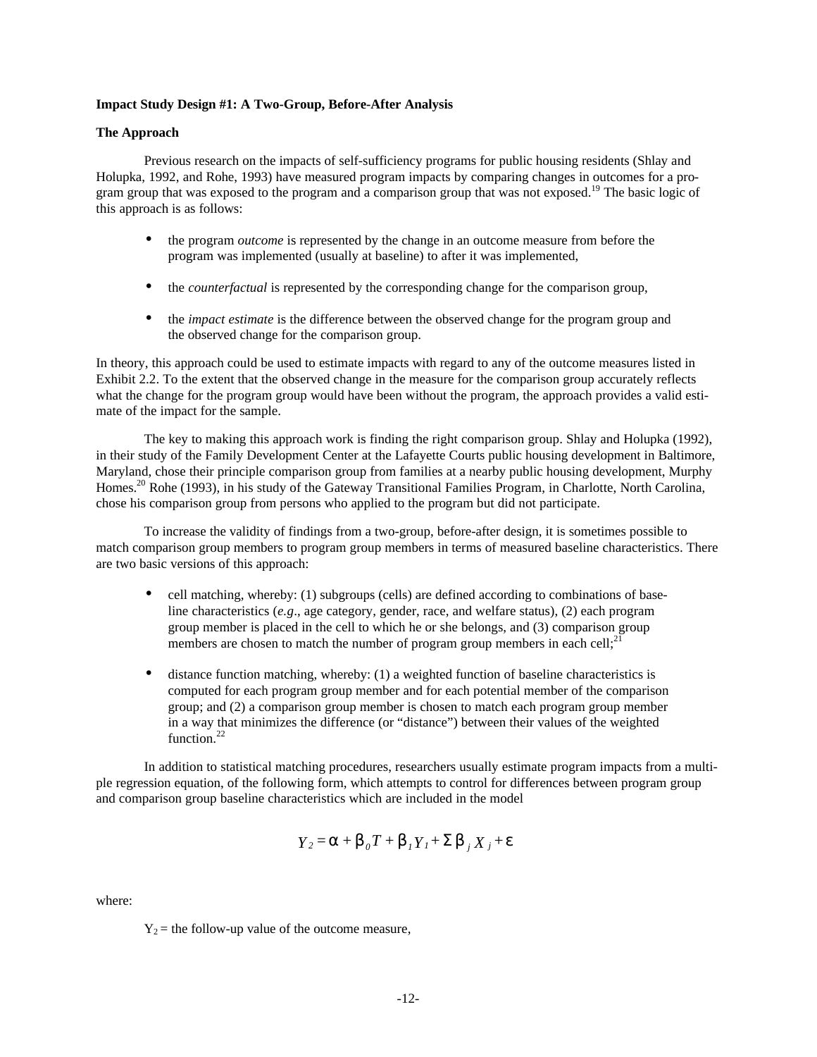**Impact Study Design #1: A Two-Group, Before-After Analysis**

**The Approach**

Previous research on the impacts of self-sufficiency programs for public housing residents (Shlay and Holupka, 1992, and Rohe, 1993) have measured program impacts by comparing changes in outcomes for a program group that was exposed to the program and a comparison group that was not exposed.[19] The basic logic of this approach is as follows:

- the program *outcome* is represented by the change in an outcome measure from before the program was implemented (usually at baseline) to after it was implemented,
- the *counterfactual* is represented by the corresponding change for the comparison group,
- the *impact estimate* is the difference between the observed change for the program group and the observed change for the comparison group.

In theory, this approach could be used to estimate impacts with regard to any of the outcome measures listed in Exhibit 2.2. To the extent that the observed change in the measure for the comparison group accurately reflects what the change for the program group would have been without the program, the approach provides a valid estimate of the impact for the sample.

The key to making this approach work is finding the right comparison group. Shlay and Holupka (1992), in their study of the Family Development Center at the Lafayette Courts public housing development in Baltimore, Maryland, chose their principle comparison group from families at a nearby public housing development, Murphy Homes.[20] Rohe (1993), in his study of the Gateway Transitional Families Program, in Charlotte, North Carolina, chose his comparison group from persons who applied to the program but did not participate.

To increase the validity of findings from a two-group, before-after design, it is sometimes possible to match comparison group members to program group members in terms of measured baseline characteristics. There are two basic versions of this approach:

- cell matching, whereby: (1) subgroups (cells) are defined according to combinations of baseline characteristics (*e.g*., age category, gender, race, and welfare status), (2) each program group member is placed in the cell to which he or she belongs, and (3) comparison group members are chosen to match the number of program group members in each cell;[21]
- distance function matching, whereby: (1) a weighted function of baseline characteristics is computed for each program group member and for each potential member of the comparison group; and (2) a comparison group member is chosen to match each program group member in a way that minimizes the difference (or "distance") between their values of the weighted function.[22]

In addition to statistical matching procedures, researchers usually estimate program impacts from a multiple regression equation, of the following form, which attempts to control for differences between program group and comparison group baseline characteristics which are included in the model

$$Y_2 = \alpha + \beta_0 T + \beta_1 Y_1 + \Sigma \beta_j X_j + \varepsilon$$

where:

$Y_2$ = the follow-up value of the outcome measure,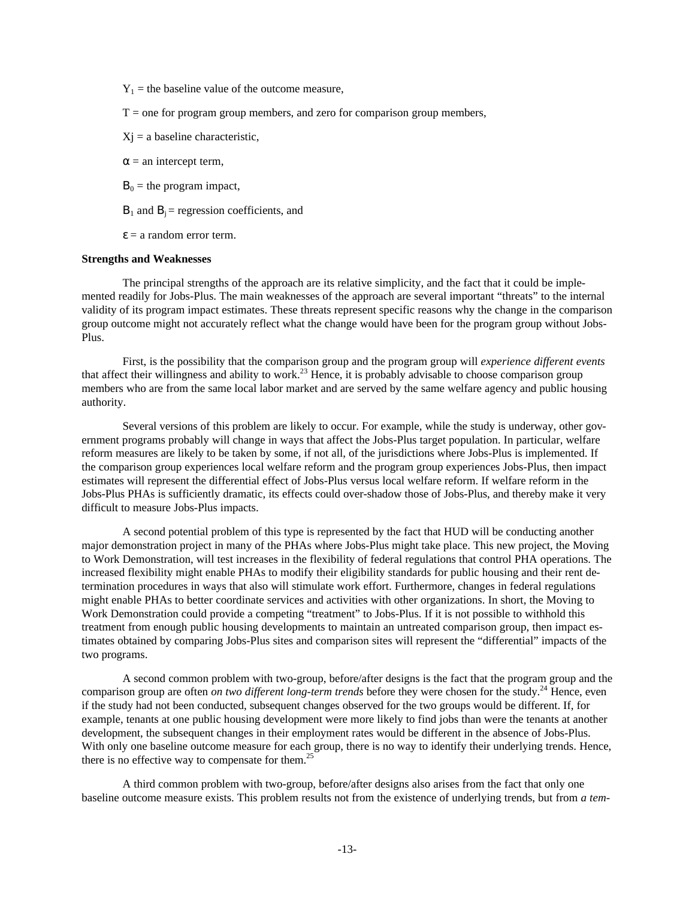$Y_1$ = the baseline value of the outcome measure,

T = one for program group members, and zero for comparison group members,

Xj = a baseline characteristic,

$\alpha$ = an intercept term,

$B_0$ = the program impact,

$B_1$ and $B_j$ = regression coefficients, and

$\varepsilon$ = a random error term.

**Strengths and Weaknesses**

The principal strengths of the approach are its relative simplicity, and the fact that it could be implemented readily for Jobs-Plus. The main weaknesses of the approach are several important "threats" to the internal validity of its program impact estimates. These threats represent specific reasons why the change in the comparison group outcome might not accurately reflect what the change would have been for the program group without Jobs-Plus.

First, is the possibility that the comparison group and the program group will *experience different events* that affect their willingness and ability to work.[23] Hence, it is probably advisable to choose comparison group members who are from the same local labor market and are served by the same welfare agency and public housing authority.

Several versions of this problem are likely to occur. For example, while the study is underway, other government programs probably will change in ways that affect the Jobs-Plus target population. In particular, welfare reform measures are likely to be taken by some, if not all, of the jurisdictions where Jobs-Plus is implemented. If the comparison group experiences local welfare reform and the program group experiences Jobs-Plus, then impact estimates will represent the differential effect of Jobs-Plus versus local welfare reform. If welfare reform in the Jobs-Plus PHAs is sufficiently dramatic, its effects could over-shadow those of Jobs-Plus, and thereby make it very difficult to measure Jobs-Plus impacts.

A second potential problem of this type is represented by the fact that HUD will be conducting another major demonstration project in many of the PHAs where Jobs-Plus might take place. This new project, the Moving to Work Demonstration, will test increases in the flexibility of federal regulations that control PHA operations. The increased flexibility might enable PHAs to modify their eligibility standards for public housing and their rent determination procedures in ways that also will stimulate work effort. Furthermore, changes in federal regulations might enable PHAs to better coordinate services and activities with other organizations. In short, the Moving to Work Demonstration could provide a competing "treatment" to Jobs-Plus. If it is not possible to withhold this treatment from enough public housing developments to maintain an untreated comparison group, then impact estimates obtained by comparing Jobs-Plus sites and comparison sites will represent the "differential" impacts of the two programs.

A second common problem with two-group, before/after designs is the fact that the program group and the comparison group are often *on two different long-term trends* before they were chosen for the study.[24] Hence, even if the study had not been conducted, subsequent changes observed for the two groups would be different. If, for example, tenants at one public housing development were more likely to find jobs than were the tenants at another development, the subsequent changes in their employment rates would be different in the absence of Jobs-Plus. With only one baseline outcome measure for each group, there is no way to identify their underlying trends. Hence, there is no effective way to compensate for them.[25]

A third common problem with two-group, before/after designs also arises from the fact that only one baseline outcome measure exists. This problem results not from the existence of underlying trends, but from *a tem-*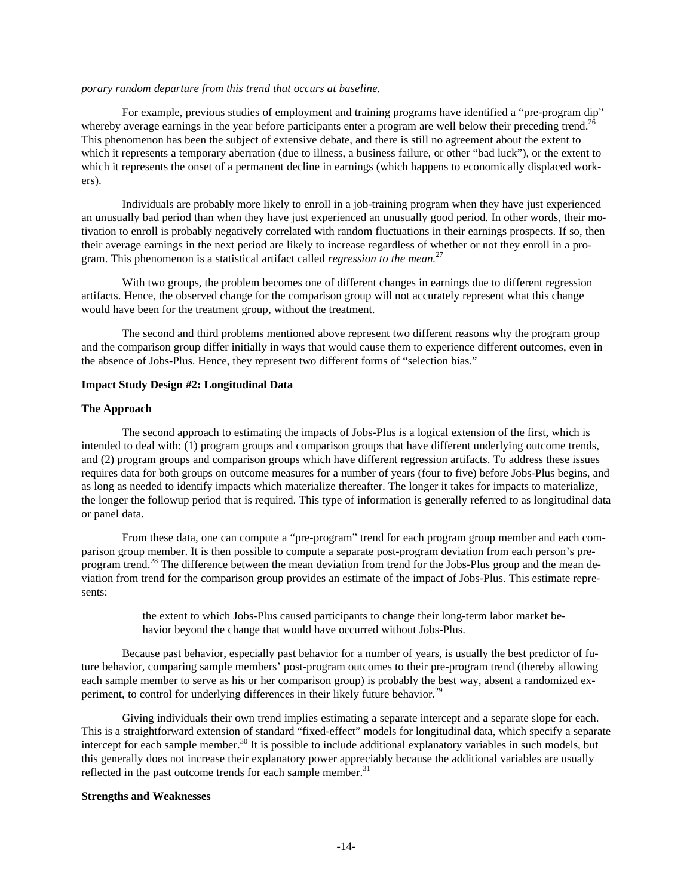*porary random departure from this trend that occurs at baseline.*

For example, previous studies of employment and training programs have identified a "pre-program dip" whereby average earnings in the year before participants enter a program are well below their preceding trend.[26] This phenomenon has been the subject of extensive debate, and there is still no agreement about the extent to which it represents a temporary aberration (due to illness, a business failure, or other "bad luck"), or the extent to which it represents the onset of a permanent decline in earnings (which happens to economically displaced workers).

Individuals are probably more likely to enroll in a job-training program when they have just experienced an unusually bad period than when they have just experienced an unusually good period. In other words, their motivation to enroll is probably negatively correlated with random fluctuations in their earnings prospects. If so, then their average earnings in the next period are likely to increase regardless of whether or not they enroll in a program. This phenomenon is a statistical artifact called *regression to the mean.*[27]

With two groups, the problem becomes one of different changes in earnings due to different regression artifacts. Hence, the observed change for the comparison group will not accurately represent what this change would have been for the treatment group, without the treatment.

The second and third problems mentioned above represent two different reasons why the program group and the comparison group differ initially in ways that would cause them to experience different outcomes, even in the absence of Jobs-Plus. Hence, they represent two different forms of "selection bias."

**Impact Study Design #2: Longitudinal Data**

**The Approach**

The second approach to estimating the impacts of Jobs-Plus is a logical extension of the first, which is intended to deal with: (1) program groups and comparison groups that have different underlying outcome trends, and (2) program groups and comparison groups which have different regression artifacts. To address these issues requires data for both groups on outcome measures for a number of years (four to five) before Jobs-Plus begins, and as long as needed to identify impacts which materialize thereafter. The longer it takes for impacts to materialize, the longer the followup period that is required. This type of information is generally referred to as longitudinal data or panel data.

From these data, one can compute a "pre-program" trend for each program group member and each comparison group member. It is then possible to compute a separate post-program deviation from each person's pre-program trend.[28] The difference between the mean deviation from trend for the Jobs-Plus group and the mean deviation from trend for the comparison group provides an estimate of the impact of Jobs-Plus. This estimate represents:

> the extent to which Jobs-Plus caused participants to change their long-term labor market behavior beyond the change that would have occurred without Jobs-Plus.

Because past behavior, especially past behavior for a number of years, is usually the best predictor of future behavior, comparing sample members' post-program outcomes to their pre-program trend (thereby allowing each sample member to serve as his or her comparison group) is probably the best way, absent a randomized experiment, to control for underlying differences in their likely future behavior.[29]

Giving individuals their own trend implies estimating a separate intercept and a separate slope for each. This is a straightforward extension of standard "fixed-effect" models for longitudinal data, which specify a separate intercept for each sample member.[30] It is possible to include additional explanatory variables in such models, but this generally does not increase their explanatory power appreciably because the additional variables are usually reflected in the past outcome trends for each sample member.[31]

**Strengths and Weaknesses**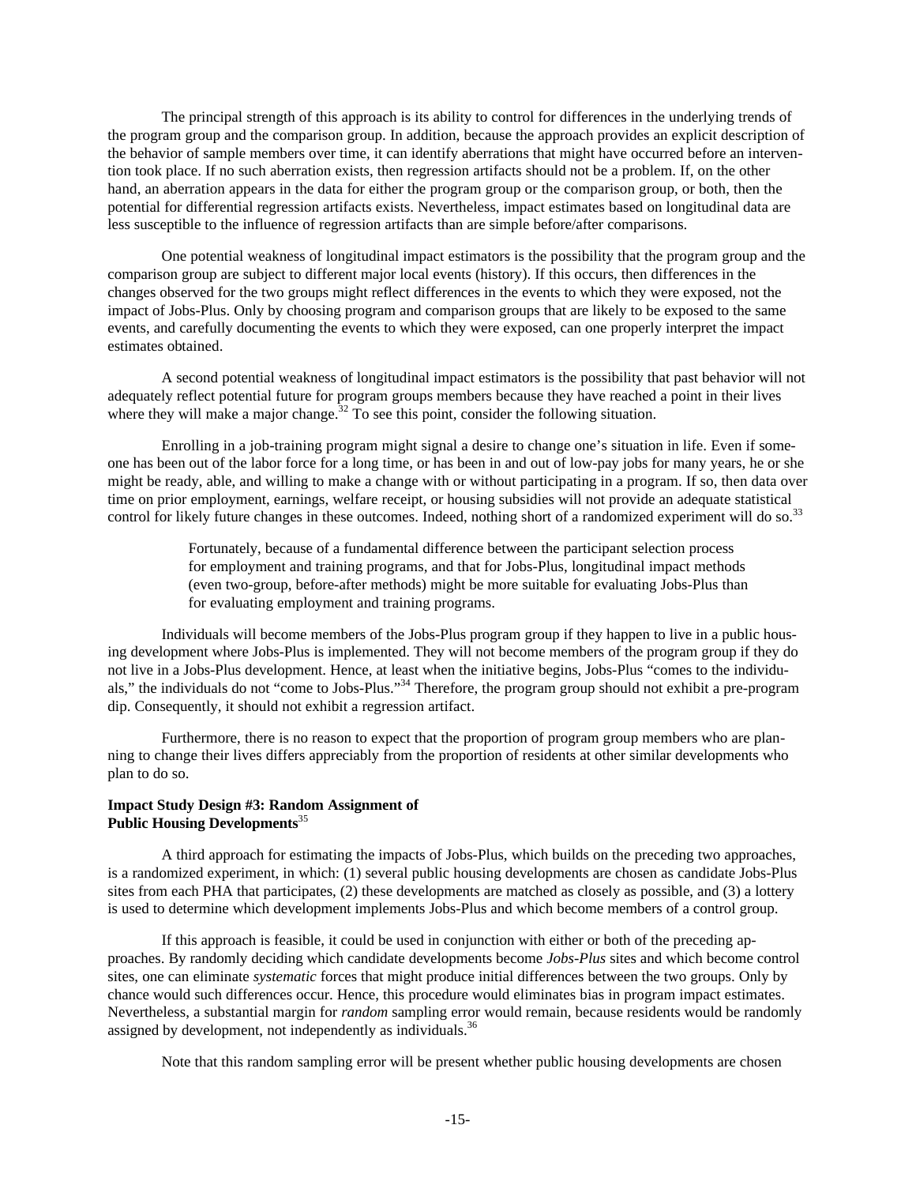The principal strength of this approach is its ability to control for differences in the underlying trends of the program group and the comparison group. In addition, because the approach provides an explicit description of the behavior of sample members over time, it can identify aberrations that might have occurred before an intervention took place. If no such aberration exists, then regression artifacts should not be a problem. If, on the other hand, an aberration appears in the data for either the program group or the comparison group, or both, then the potential for differential regression artifacts exists. Nevertheless, impact estimates based on longitudinal data are less susceptible to the influence of regression artifacts than are simple before/after comparisons.

One potential weakness of longitudinal impact estimators is the possibility that the program group and the comparison group are subject to different major local events (history). If this occurs, then differences in the changes observed for the two groups might reflect differences in the events to which they were exposed, not the impact of Jobs-Plus. Only by choosing program and comparison groups that are likely to be exposed to the same events, and carefully documenting the events to which they were exposed, can one properly interpret the impact estimates obtained.

A second potential weakness of longitudinal impact estimators is the possibility that past behavior will not adequately reflect potential future for program groups members because they have reached a point in their lives where they will make a major change.[32] To see this point, consider the following situation.

Enrolling in a job-training program might signal a desire to change one's situation in life. Even if someone has been out of the labor force for a long time, or has been in and out of low-pay jobs for many years, he or she might be ready, able, and willing to make a change with or without participating in a program. If so, then data over time on prior employment, earnings, welfare receipt, or housing subsidies will not provide an adequate statistical control for likely future changes in these outcomes. Indeed, nothing short of a randomized experiment will do so.[33]

> Fortunately, because of a fundamental difference between the participant selection process for employment and training programs, and that for Jobs-Plus, longitudinal impact methods (even two-group, before-after methods) might be more suitable for evaluating Jobs-Plus than for evaluating employment and training programs.

Individuals will become members of the Jobs-Plus program group if they happen to live in a public housing development where Jobs-Plus is implemented. They will not become members of the program group if they do not live in a Jobs-Plus development. Hence, at least when the initiative begins, Jobs-Plus "comes to the individuals," the individuals do not "come to Jobs-Plus."[34] Therefore, the program group should not exhibit a pre-program dip. Consequently, it should not exhibit a regression artifact.

Furthermore, there is no reason to expect that the proportion of program group members who are planning to change their lives differs appreciably from the proportion of residents at other similar developments who plan to do so.

**Impact Study Design #3: Random Assignment of Public Housing Developments**[35]

A third approach for estimating the impacts of Jobs-Plus, which builds on the preceding two approaches, is a randomized experiment, in which: (1) several public housing developments are chosen as candidate Jobs-Plus sites from each PHA that participates, (2) these developments are matched as closely as possible, and (3) a lottery is used to determine which development implements Jobs-Plus and which become members of a control group.

If this approach is feasible, it could be used in conjunction with either or both of the preceding approaches. By randomly deciding which candidate developments become *Jobs-Plus* sites and which become control sites, one can eliminate *systematic* forces that might produce initial differences between the two groups. Only by chance would such differences occur. Hence, this procedure would eliminates bias in program impact estimates. Nevertheless, a substantial margin for *random* sampling error would remain, because residents would be randomly assigned by development, not independently as individuals.[36]

Note that this random sampling error will be present whether public housing developments are chosen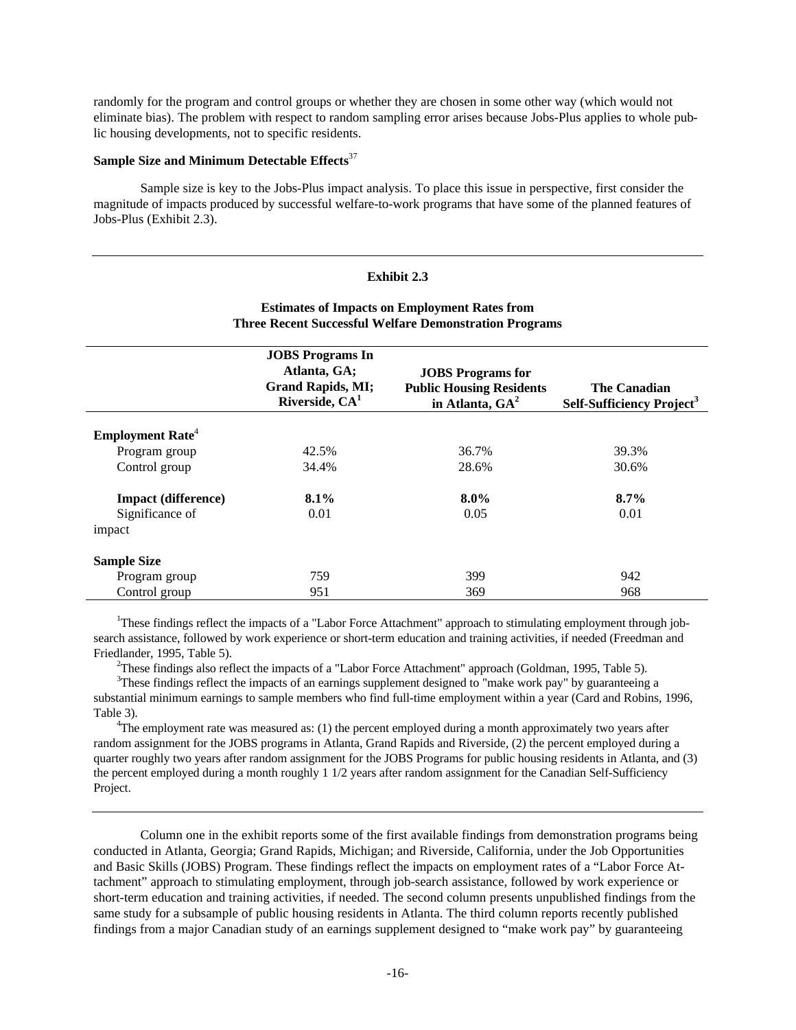randomly for the program and control groups or whether they are chosen in some other way (which would not eliminate bias). The problem with respect to random sampling error arises because Jobs-Plus applies to whole public housing developments, not to specific residents.

### Sample Size and Minimum Detectable Effects[37]

Sample size is key to the Jobs-Plus impact analysis. To place this issue in perspective, first consider the magnitude of impacts produced by successful welfare-to-work programs that have some of the planned features of Jobs-Plus (Exhibit 2.3).

**Exhibit 2.3**

**Estimates of Impacts on Employment Rates from Three Recent Successful Welfare Demonstration Programs**

| | JOBS Programs In Atlanta, GA; Grand Rapids, MI; Riverside, CA[1] | JOBS Programs for Public Housing Residents in Atlanta, GA[2] | The Canadian Self-Sufficiency Project[3] |
|---|---|---|---|
| **Employment Rate**[4] | | | |
| Program group | 42.5% | 36.7% | 39.3% |
| Control group | 34.4% | 28.6% | 30.6% |
| **Impact (difference)** | **8.1%** | **8.0%** | **8.7%** |
| Significance of impact | 0.01 | 0.05 | 0.01 |
| **Sample Size** | | | |
| Program group | 759 | 399 | 942 |
| Control group | 951 | 369 | 968 |

[1]These findings reflect the impacts of a "Labor Force Attachment" approach to stimulating employment through job-search assistance, followed by work experience or short-term education and training activities, if needed (Freedman and Friedlander, 1995, Table 5).

[2]These findings also reflect the impacts of a "Labor Force Attachment" approach (Goldman, 1995, Table 5).

[3]These findings reflect the impacts of an earnings supplement designed to "make work pay" by guaranteeing a substantial minimum earnings to sample members who find full-time employment within a year (Card and Robins, 1996, Table 3).

[4]The employment rate was measured as: (1) the percent employed during a month approximately two years after random assignment for the JOBS programs in Atlanta, Grand Rapids and Riverside, (2) the percent employed during a quarter roughly two years after random assignment for the JOBS Programs for public housing residents in Atlanta, and (3) the percent employed during a month roughly 1 1/2 years after random assignment for the Canadian Self-Sufficiency Project.

Column one in the exhibit reports some of the first available findings from demonstration programs being conducted in Atlanta, Georgia; Grand Rapids, Michigan; and Riverside, California, under the Job Opportunities and Basic Skills (JOBS) Program. These findings reflect the impacts on employment rates of a "Labor Force Attachment" approach to stimulating employment, through job-search assistance, followed by work experience or short-term education and training activities, if needed. The second column presents unpublished findings from the same study for a subsample of public housing residents in Atlanta. The third column reports recently published findings from a major Canadian study of an earnings supplement designed to "make work pay" by guaranteeing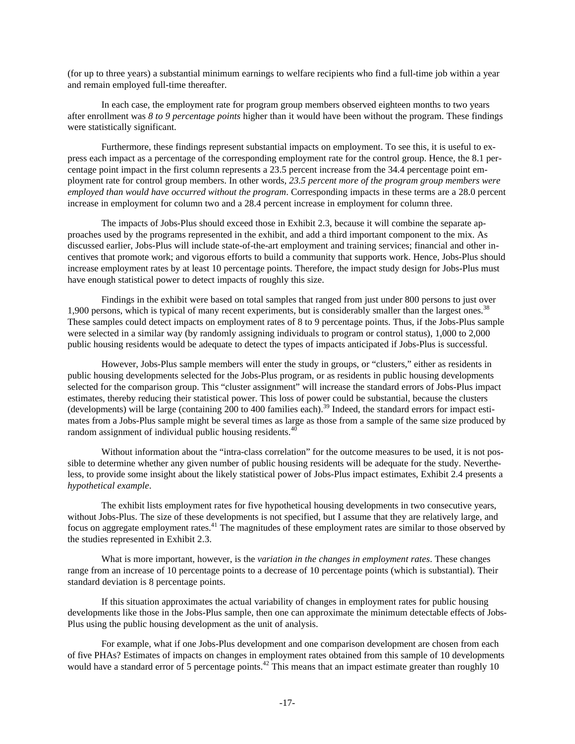(for up to three years) a substantial minimum earnings to welfare recipients who find a full-time job within a year and remain employed full-time thereafter.

In each case, the employment rate for program group members observed eighteen months to two years after enrollment was *8 to 9 percentage points* higher than it would have been without the program. These findings were statistically significant.

Furthermore, these findings represent substantial impacts on employment. To see this, it is useful to express each impact as a percentage of the corresponding employment rate for the control group. Hence, the 8.1 percentage point impact in the first column represents a 23.5 percent increase from the 34.4 percentage point employment rate for control group members. In other words, *23.5 percent more of the program group members were employed than would have occurred without the program*. Corresponding impacts in these terms are a 28.0 percent increase in employment for column two and a 28.4 percent increase in employment for column three.

The impacts of Jobs-Plus should exceed those in Exhibit 2.3, because it will combine the separate approaches used by the programs represented in the exhibit, and add a third important component to the mix. As discussed earlier, Jobs-Plus will include state-of-the-art employment and training services; financial and other incentives that promote work; and vigorous efforts to build a community that supports work. Hence, Jobs-Plus should increase employment rates by at least 10 percentage points. Therefore, the impact study design for Jobs-Plus must have enough statistical power to detect impacts of roughly this size.

Findings in the exhibit were based on total samples that ranged from just under 800 persons to just over 1,900 persons, which is typical of many recent experiments, but is considerably smaller than the largest ones.[38] These samples could detect impacts on employment rates of 8 to 9 percentage points. Thus, if the Jobs-Plus sample were selected in a similar way (by randomly assigning individuals to program or control status), 1,000 to 2,000 public housing residents would be adequate to detect the types of impacts anticipated if Jobs-Plus is successful.

However, Jobs-Plus sample members will enter the study in groups, or "clusters," either as residents in public housing developments selected for the Jobs-Plus program, or as residents in public housing developments selected for the comparison group. This "cluster assignment" will increase the standard errors of Jobs-Plus impact estimates, thereby reducing their statistical power. This loss of power could be substantial, because the clusters (developments) will be large (containing 200 to 400 families each).[39] Indeed, the standard errors for impact estimates from a Jobs-Plus sample might be several times as large as those from a sample of the same size produced by random assignment of individual public housing residents.[40]

Without information about the "intra-class correlation" for the outcome measures to be used, it is not possible to determine whether any given number of public housing residents will be adequate for the study. Nevertheless, to provide some insight about the likely statistical power of Jobs-Plus impact estimates, Exhibit 2.4 presents a *hypothetical example*.

The exhibit lists employment rates for five hypothetical housing developments in two consecutive years, without Jobs-Plus. The size of these developments is not specified, but I assume that they are relatively large, and focus on aggregate employment rates.[41] The magnitudes of these employment rates are similar to those observed by the studies represented in Exhibit 2.3.

What is more important, however, is the *variation in the changes in employment rates*. These changes range from an increase of 10 percentage points to a decrease of 10 percentage points (which is substantial). Their standard deviation is 8 percentage points.

If this situation approximates the actual variability of changes in employment rates for public housing developments like those in the Jobs-Plus sample, then one can approximate the minimum detectable effects of Jobs-Plus using the public housing development as the unit of analysis.

For example, what if one Jobs-Plus development and one comparison development are chosen from each of five PHAs? Estimates of impacts on changes in employment rates obtained from this sample of 10 developments would have a standard error of 5 percentage points.[42] This means that an impact estimate greater than roughly 10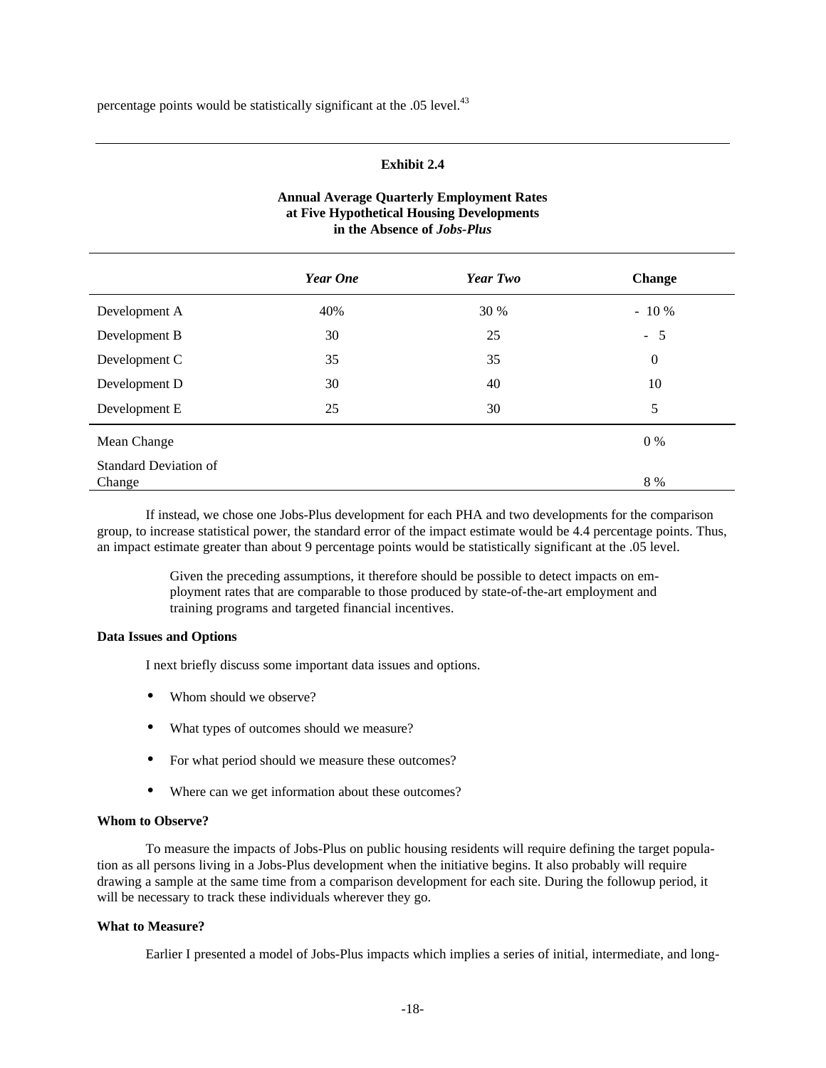percentage points would be statistically significant at the .05 level.[43]

---

**Exhibit 2.4**

**Annual Average Quarterly Employment Rates at Five Hypothetical Housing Developments in the Absence of *Jobs-Plus***

| | *Year One* | *Year Two* | **Change** |
|---|---|---|---|
| Development A | 40% | 30 % | - 10 % |
| Development B | 30 | 25 | - 5 |
| Development C | 35 | 35 | 0 |
| Development D | 30 | 40 | 10 |
| Development E | 25 | 30 | 5 |
| Mean Change | | | 0 % |
| Standard Deviation of Change | | | 8 % |

If instead, we chose one Jobs-Plus development for each PHA and two developments for the comparison group, to increase statistical power, the standard error of the impact estimate would be 4.4 percentage points. Thus, an impact estimate greater than about 9 percentage points would be statistically significant at the .05 level.

> Given the preceding assumptions, it therefore should be possible to detect impacts on employment rates that are comparable to those produced by state-of-the-art employment and training programs and targeted financial incentives.

**Data Issues and Options**

I next briefly discuss some important data issues and options.

- Whom should we observe?
- What types of outcomes should we measure?
- For what period should we measure these outcomes?
- Where can we get information about these outcomes?

**Whom to Observe?**

To measure the impacts of Jobs-Plus on public housing residents will require defining the target population as all persons living in a Jobs-Plus development when the initiative begins. It also probably will require drawing a sample at the same time from a comparison development for each site. During the followup period, it will be necessary to track these individuals wherever they go.

**What to Measure?**

Earlier I presented a model of Jobs-Plus impacts which implies a series of initial, intermediate, and long-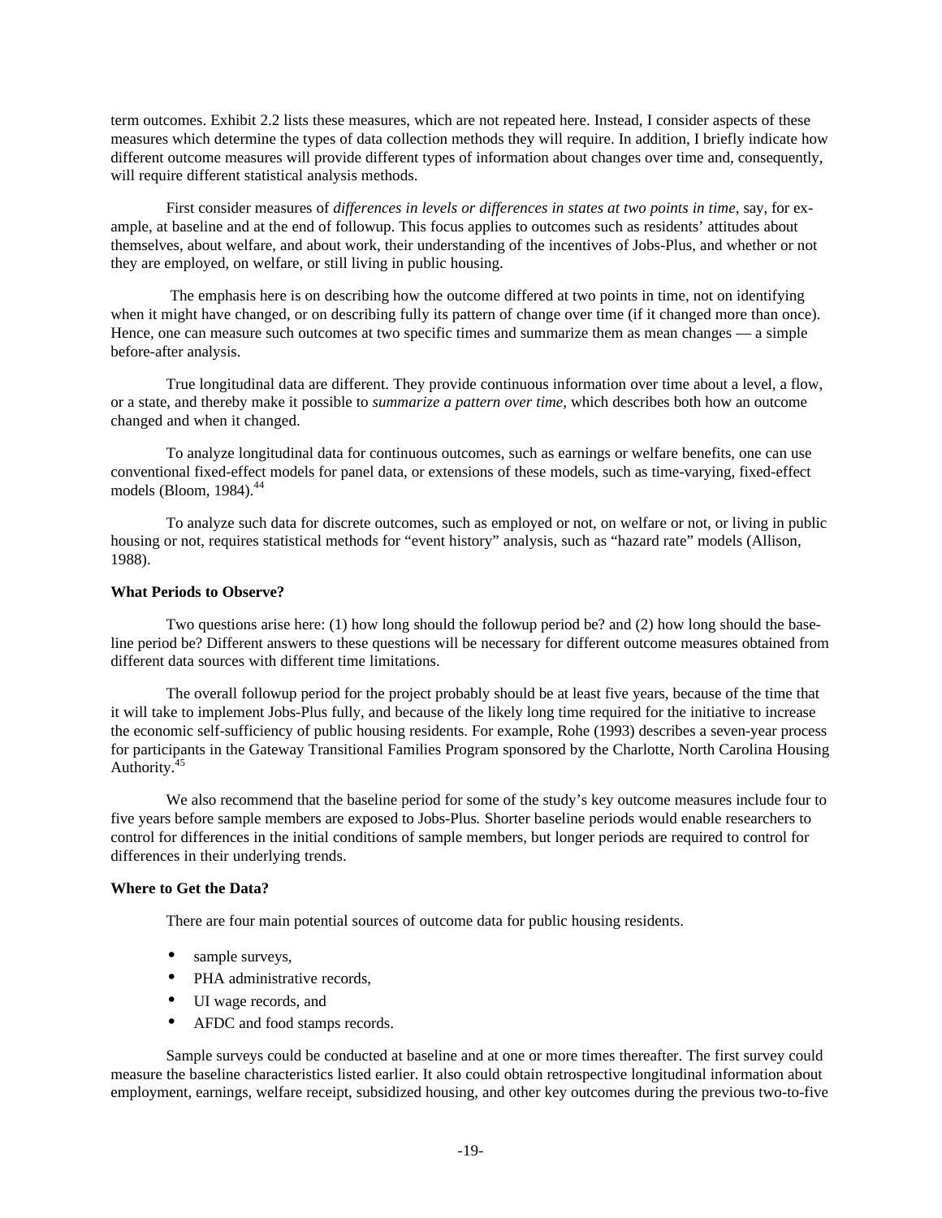term outcomes. Exhibit 2.2 lists these measures, which are not repeated here. Instead, I consider aspects of these measures which determine the types of data collection methods they will require. In addition, I briefly indicate how different outcome measures will provide different types of information about changes over time and, consequently, will require different statistical analysis methods.

First consider measures of *differences in levels or differences in states at two points in time*, say, for example, at baseline and at the end of followup. This focus applies to outcomes such as residents' attitudes about themselves, about welfare, and about work, their understanding of the incentives of Jobs-Plus, and whether or not they are employed, on welfare, or still living in public housing.

The emphasis here is on describing how the outcome differed at two points in time, not on identifying when it might have changed, or on describing fully its pattern of change over time (if it changed more than once). Hence, one can measure such outcomes at two specific times and summarize them as mean changes — a simple before-after analysis.

True longitudinal data are different. They provide continuous information over time about a level, a flow, or a state, and thereby make it possible to *summarize a pattern over time*, which describes both how an outcome changed and when it changed.

To analyze longitudinal data for continuous outcomes, such as earnings or welfare benefits, one can use conventional fixed-effect models for panel data, or extensions of these models, such as time-varying, fixed-effect models (Bloom, 1984).[44]

To analyze such data for discrete outcomes, such as employed or not, on welfare or not, or living in public housing or not, requires statistical methods for "event history" analysis, such as "hazard rate" models (Allison, 1988).

**What Periods to Observe?**

Two questions arise here: (1) how long should the followup period be? and (2) how long should the baseline period be? Different answers to these questions will be necessary for different outcome measures obtained from different data sources with different time limitations.

The overall followup period for the project probably should be at least five years, because of the time that it will take to implement Jobs-Plus fully, and because of the likely long time required for the initiative to increase the economic self-sufficiency of public housing residents. For example, Rohe (1993) describes a seven-year process for participants in the Gateway Transitional Families Program sponsored by the Charlotte, North Carolina Housing Authority.[45]

We also recommend that the baseline period for some of the study's key outcome measures include four to five years before sample members are exposed to Jobs-Plus*.* Shorter baseline periods would enable researchers to control for differences in the initial conditions of sample members, but longer periods are required to control for differences in their underlying trends.

**Where to Get the Data?**

There are four main potential sources of outcome data for public housing residents.

- sample surveys,
- PHA administrative records,
- UI wage records, and
- AFDC and food stamps records.

Sample surveys could be conducted at baseline and at one or more times thereafter. The first survey could measure the baseline characteristics listed earlier. It also could obtain retrospective longitudinal information about employment, earnings, welfare receipt, subsidized housing, and other key outcomes during the previous two-to-five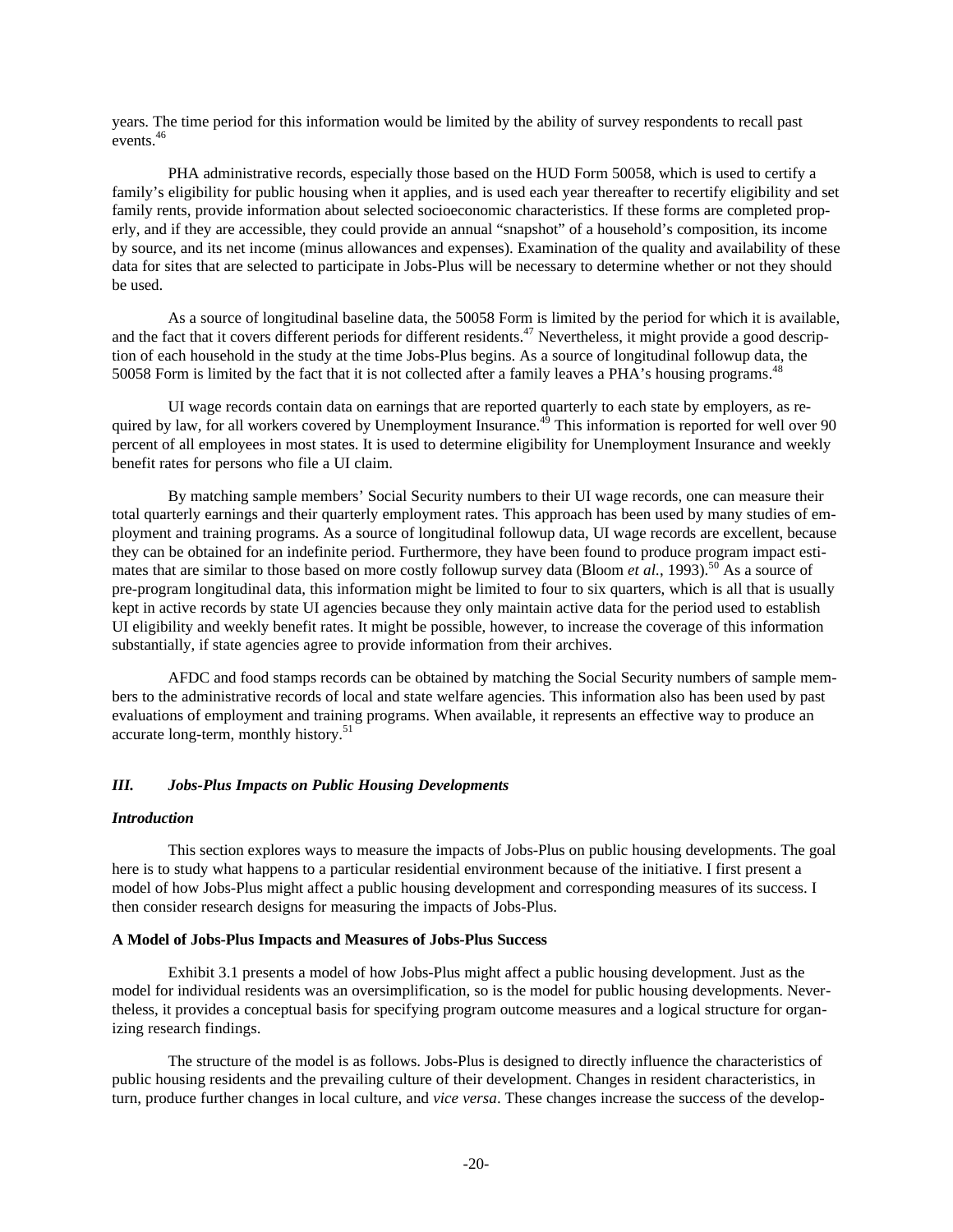years. The time period for this information would be limited by the ability of survey respondents to recall past events.[46]

PHA administrative records, especially those based on the HUD Form 50058, which is used to certify a family's eligibility for public housing when it applies, and is used each year thereafter to recertify eligibility and set family rents, provide information about selected socioeconomic characteristics. If these forms are completed properly, and if they are accessible, they could provide an annual "snapshot" of a household's composition, its income by source, and its net income (minus allowances and expenses). Examination of the quality and availability of these data for sites that are selected to participate in Jobs-Plus will be necessary to determine whether or not they should be used.

As a source of longitudinal baseline data, the 50058 Form is limited by the period for which it is available, and the fact that it covers different periods for different residents.[47] Nevertheless, it might provide a good description of each household in the study at the time Jobs-Plus begins. As a source of longitudinal followup data, the 50058 Form is limited by the fact that it is not collected after a family leaves a PHA's housing programs.[48]

UI wage records contain data on earnings that are reported quarterly to each state by employers, as required by law, for all workers covered by Unemployment Insurance.[49] This information is reported for well over 90 percent of all employees in most states. It is used to determine eligibility for Unemployment Insurance and weekly benefit rates for persons who file a UI claim.

By matching sample members' Social Security numbers to their UI wage records, one can measure their total quarterly earnings and their quarterly employment rates. This approach has been used by many studies of employment and training programs. As a source of longitudinal followup data, UI wage records are excellent, because they can be obtained for an indefinite period. Furthermore, they have been found to produce program impact estimates that are similar to those based on more costly followup survey data (Bloom *et al.*, 1993).[50] As a source of pre-program longitudinal data, this information might be limited to four to six quarters, which is all that is usually kept in active records by state UI agencies because they only maintain active data for the period used to establish UI eligibility and weekly benefit rates. It might be possible, however, to increase the coverage of this information substantially, if state agencies agree to provide information from their archives.

AFDC and food stamps records can be obtained by matching the Social Security numbers of sample members to the administrative records of local and state welfare agencies. This information also has been used by past evaluations of employment and training programs. When available, it represents an effective way to produce an accurate long-term, monthly history.[51]

## *III. Jobs-Plus Impacts on Public Housing Developments*

### *Introduction*

This section explores ways to measure the impacts of Jobs-Plus on public housing developments. The goal here is to study what happens to a particular residential environment because of the initiative. I first present a model of how Jobs-Plus might affect a public housing development and corresponding measures of its success. I then consider research designs for measuring the impacts of Jobs-Plus.

### **A Model of Jobs-Plus Impacts and Measures of Jobs-Plus Success**

Exhibit 3.1 presents a model of how Jobs-Plus might affect a public housing development. Just as the model for individual residents was an oversimplification, so is the model for public housing developments. Nevertheless, it provides a conceptual basis for specifying program outcome measures and a logical structure for organizing research findings.

The structure of the model is as follows. Jobs-Plus is designed to directly influence the characteristics of public housing residents and the prevailing culture of their development. Changes in resident characteristics, in turn, produce further changes in local culture, and *vice versa*. These changes increase the success of the develop-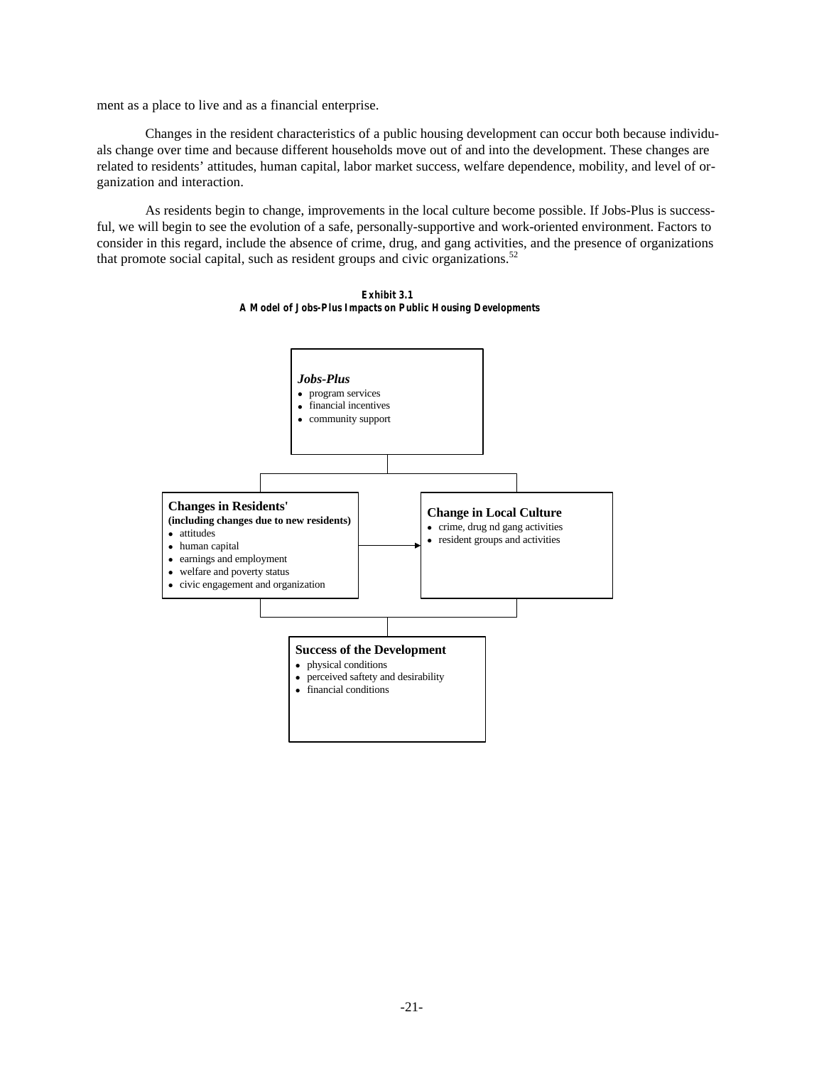ment as a place to live and as a financial enterprise.

Changes in the resident characteristics of a public housing development can occur both because individuals change over time and because different households move out of and into the development. These changes are related to residents' attitudes, human capital, labor market success, welfare dependence, mobility, and level of organization and interaction.

As residents begin to change, improvements in the local culture become possible. If Jobs-Plus is successful, we will begin to see the evolution of a safe, personally-supportive and work-oriented environment. Factors to consider in this regard, include the absence of crime, drug, and gang activities, and the presence of organizations that promote social capital, such as resident groups and civic organizations.[52]

**Exhibit 3.1**
**A Model of Jobs-Plus Impacts on Public Housing Developments**

***Jobs-Plus***
- program services
- financial incentives
- community support

**Changes in Residents'**
**(including changes due to new residents)**
- attitudes
- human capital
- earnings and employment
- welfare and poverty status
- civic engagement and organization

**Change in Local Culture**
- crime, drug nd gang activities
- resident groups and activities

**Success of the Development**
- physical conditions
- perceived saftety and desirability
- financial conditions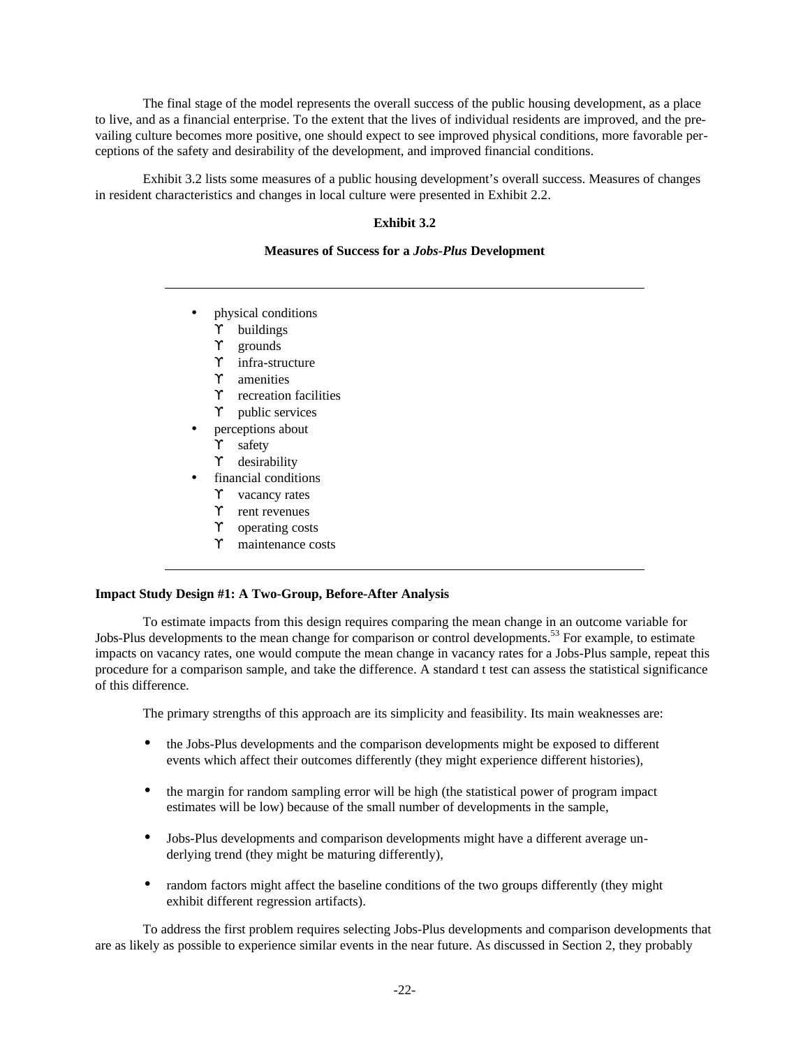The final stage of the model represents the overall success of the public housing development, as a place to live, and as a financial enterprise. To the extent that the lives of individual residents are improved, and the prevailing culture becomes more positive, one should expect to see improved physical conditions, more favorable perceptions of the safety and desirability of the development, and improved financial conditions.

Exhibit 3.2 lists some measures of a public housing development's overall success. Measures of changes in resident characteristics and changes in local culture were presented in Exhibit 2.2.

**Exhibit 3.2**

**Measures of Success for a *Jobs-Plus* Development**

---

- physical conditions
  - buildings
  - grounds
  - infra-structure
  - amenities
  - recreation facilities
  - public services
- perceptions about
  - safety
  - desirability
- financial conditions
  - vacancy rates
  - rent revenues
  - operating costs
  - maintenance costs

---

**Impact Study Design #1: A Two-Group, Before-After Analysis**

To estimate impacts from this design requires comparing the mean change in an outcome variable for Jobs-Plus developments to the mean change for comparison or control developments.[53] For example, to estimate impacts on vacancy rates, one would compute the mean change in vacancy rates for a Jobs-Plus sample, repeat this procedure for a comparison sample, and take the difference. A standard t test can assess the statistical significance of this difference.

The primary strengths of this approach are its simplicity and feasibility. Its main weaknesses are:

- the Jobs-Plus developments and the comparison developments might be exposed to different events which affect their outcomes differently (they might experience different histories),
- the margin for random sampling error will be high (the statistical power of program impact estimates will be low) because of the small number of developments in the sample,
- Jobs-Plus developments and comparison developments might have a different average underlying trend (they might be maturing differently),
- random factors might affect the baseline conditions of the two groups differently (they might exhibit different regression artifacts).

To address the first problem requires selecting Jobs-Plus developments and comparison developments that are as likely as possible to experience similar events in the near future. As discussed in Section 2, they probably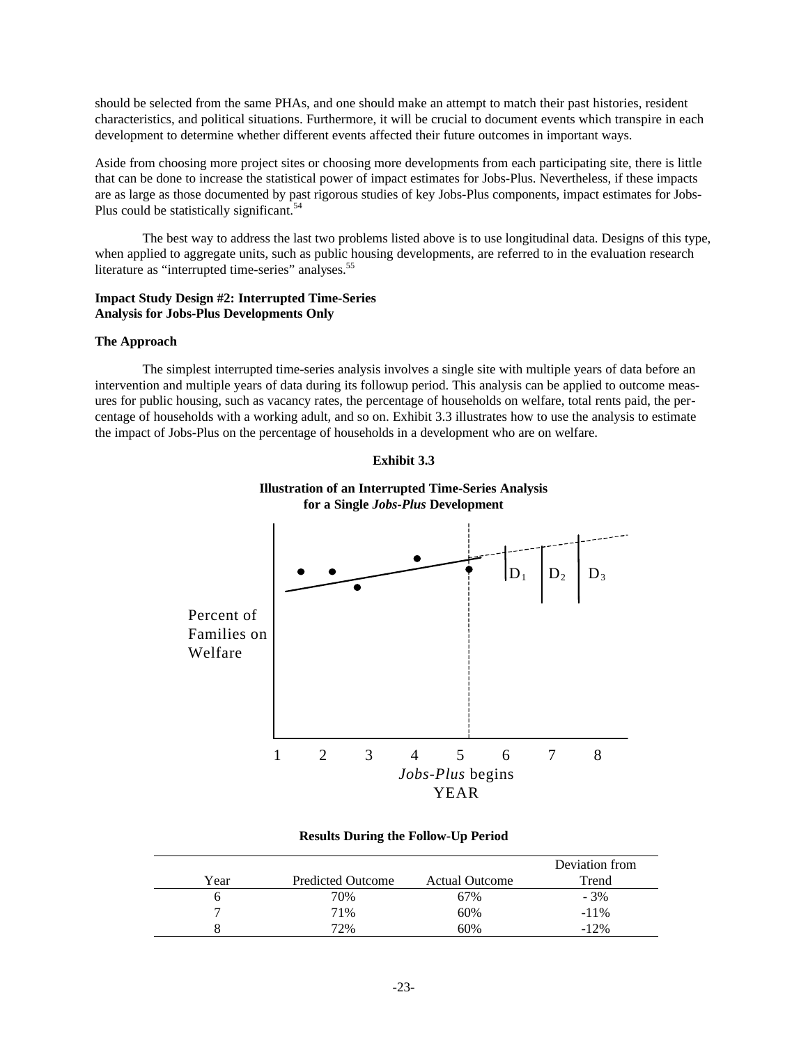should be selected from the same PHAs, and one should make an attempt to match their past histories, resident characteristics, and political situations. Furthermore, it will be crucial to document events which transpire in each development to determine whether different events affected their future outcomes in important ways.

Aside from choosing more project sites or choosing more developments from each participating site, there is little that can be done to increase the statistical power of impact estimates for Jobs-Plus. Nevertheless, if these impacts are as large as those documented by past rigorous studies of key Jobs-Plus components, impact estimates for Jobs-Plus could be statistically significant.[54]

The best way to address the last two problems listed above is to use longitudinal data. Designs of this type, when applied to aggregate units, such as public housing developments, are referred to in the evaluation research literature as "interrupted time-series" analyses.[55]

**Impact Study Design #2: Interrupted Time-Series Analysis for Jobs-Plus Developments Only**

**The Approach**

The simplest interrupted time-series analysis involves a single site with multiple years of data before an intervention and multiple years of data during its followup period. This analysis can be applied to outcome measures for public housing, such as vacancy rates, the percentage of households on welfare, total rents paid, the percentage of households with a working adult, and so on. Exhibit 3.3 illustrates how to use the analysis to estimate the impact of Jobs-Plus on the percentage of households in a development who are on welfare.

**Exhibit 3.3**

**Illustration of an Interrupted Time-Series Analysis for a Single *Jobs-Plus* Development**

Percent of Families on Welfare

$D_1$ $D_2$ $D_3$

1 2 3 4 5 6 7 8

*Jobs-Plus* begins

YEAR

**Results During the Follow-Up Period**

| Year | Predicted Outcome | Actual Outcome | Deviation from Trend |
|---|---|---|---|
| 6 | 70% | 67% | - 3% |
| 7 | 71% | 60% | -11% |
| 8 | 72% | 60% | -12% |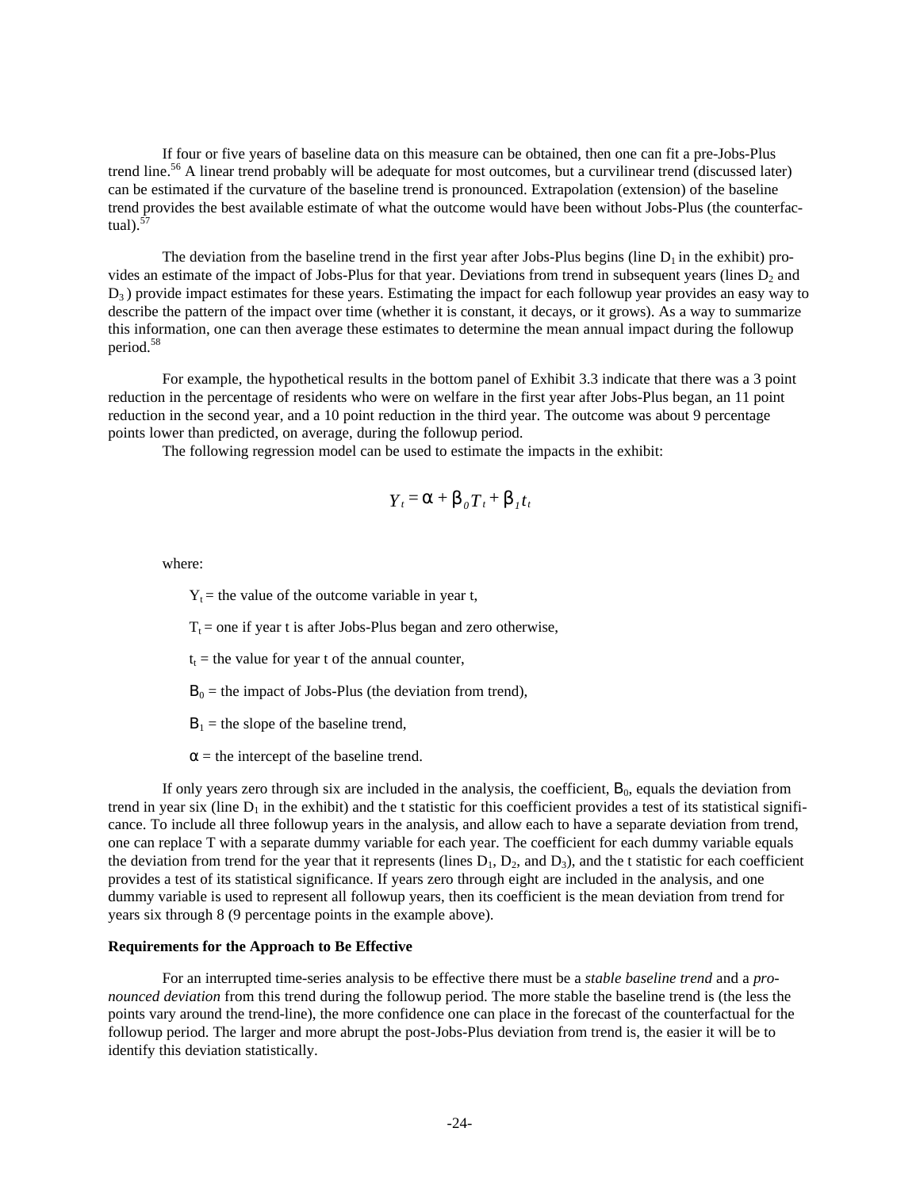If four or five years of baseline data on this measure can be obtained, then one can fit a pre-Jobs-Plus trend line.[56] A linear trend probably will be adequate for most outcomes, but a curvilinear trend (discussed later) can be estimated if the curvature of the baseline trend is pronounced. Extrapolation (extension) of the baseline trend provides the best available estimate of what the outcome would have been without Jobs-Plus (the counterfactual).[57]

The deviation from the baseline trend in the first year after Jobs-Plus begins (line $D_1$ in the exhibit) provides an estimate of the impact of Jobs-Plus for that year. Deviations from trend in subsequent years (lines $D_2$ and $D_3$) provide impact estimates for these years. Estimating the impact for each followup year provides an easy way to describe the pattern of the impact over time (whether it is constant, it decays, or it grows). As a way to summarize this information, one can then average these estimates to determine the mean annual impact during the followup period.[58]

For example, the hypothetical results in the bottom panel of Exhibit 3.3 indicate that there was a 3 point reduction in the percentage of residents who were on welfare in the first year after Jobs-Plus began, an 11 point reduction in the second year, and a 10 point reduction in the third year. The outcome was about 9 percentage points lower than predicted, on average, during the followup period.

The following regression model can be used to estimate the impacts in the exhibit:

$$Y_t = \alpha + \beta_0 T_t + \beta_1 t_t$$

where:

$Y_t$ = the value of the outcome variable in year t,

$T_t$ = one if year t is after Jobs-Plus began and zero otherwise,

$t_t$ = the value for year t of the annual counter,

$B_0$ = the impact of Jobs-Plus (the deviation from trend),

$B_1$ = the slope of the baseline trend,

$\alpha$ = the intercept of the baseline trend.

If only years zero through six are included in the analysis, the coefficient, $B_0$, equals the deviation from trend in year six (line $D_1$ in the exhibit) and the t statistic for this coefficient provides a test of its statistical significance. To include all three followup years in the analysis, and allow each to have a separate deviation from trend, one can replace T with a separate dummy variable for each year. The coefficient for each dummy variable equals the deviation from trend for the year that it represents (lines $D_1$, $D_2$, and $D_3$), and the t statistic for each coefficient provides a test of its statistical significance. If years zero through eight are included in the analysis, and one dummy variable is used to represent all followup years, then its coefficient is the mean deviation from trend for years six through 8 (9 percentage points in the example above).

**Requirements for the Approach to Be Effective**

For an interrupted time-series analysis to be effective there must be a *stable baseline trend* and a *pronounced deviation* from this trend during the followup period. The more stable the baseline trend is (the less the points vary around the trend-line), the more confidence one can place in the forecast of the counterfactual for the followup period. The larger and more abrupt the post-Jobs-Plus deviation from trend is, the easier it will be to identify this deviation statistically.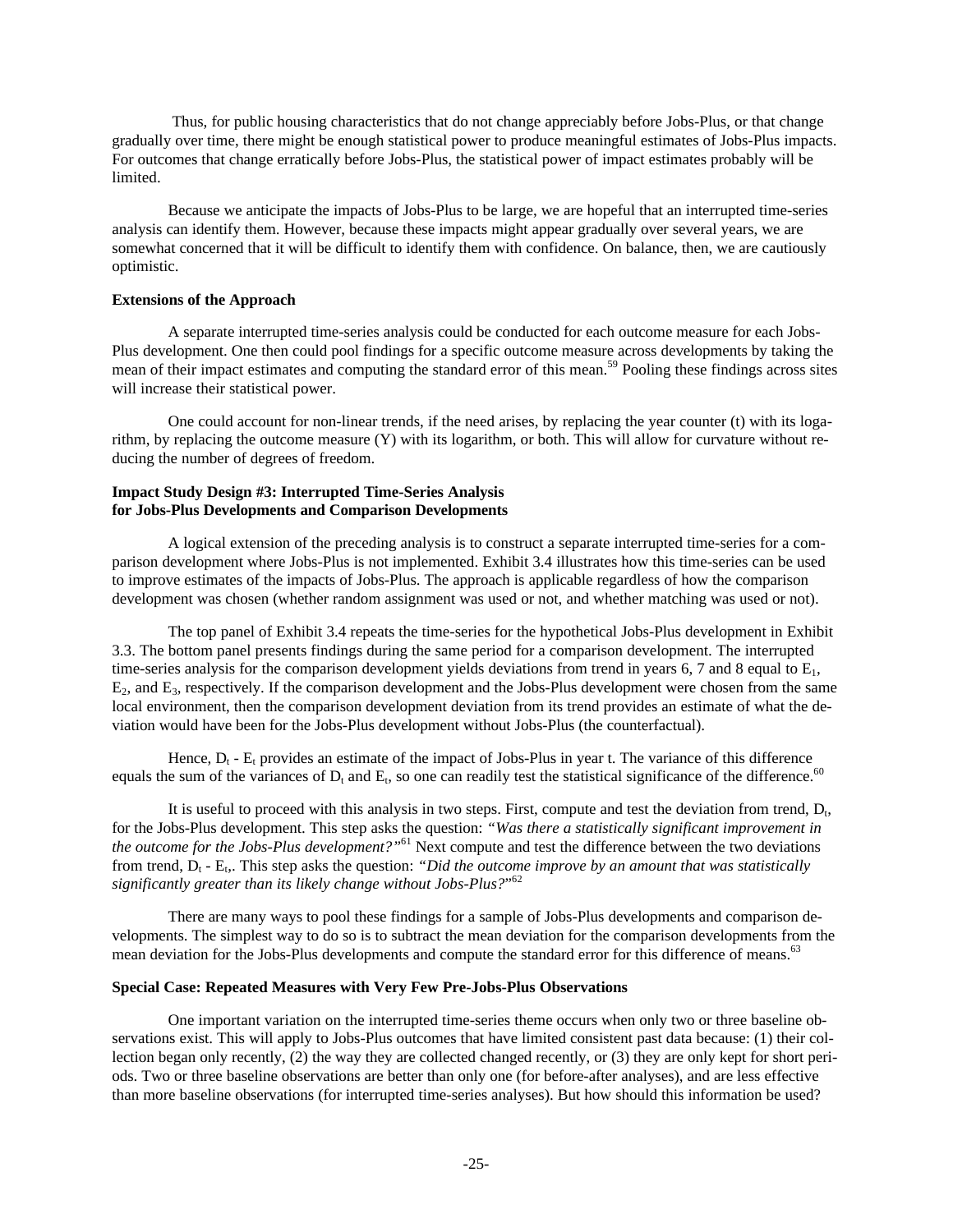Thus, for public housing characteristics that do not change appreciably before Jobs-Plus, or that change gradually over time, there might be enough statistical power to produce meaningful estimates of Jobs-Plus impacts. For outcomes that change erratically before Jobs-Plus, the statistical power of impact estimates probably will be limited.

Because we anticipate the impacts of Jobs-Plus to be large, we are hopeful that an interrupted time-series analysis can identify them. However, because these impacts might appear gradually over several years, we are somewhat concerned that it will be difficult to identify them with confidence. On balance, then, we are cautiously optimistic.

**Extensions of the Approach**

A separate interrupted time-series analysis could be conducted for each outcome measure for each Jobs-Plus development. One then could pool findings for a specific outcome measure across developments by taking the mean of their impact estimates and computing the standard error of this mean.[59] Pooling these findings across sites will increase their statistical power.

One could account for non-linear trends, if the need arises, by replacing the year counter (t) with its logarithm, by replacing the outcome measure (Y) with its logarithm, or both. This will allow for curvature without reducing the number of degrees of freedom.

**Impact Study Design #3: Interrupted Time-Series Analysis for Jobs-Plus Developments and Comparison Developments**

A logical extension of the preceding analysis is to construct a separate interrupted time-series for a comparison development where Jobs-Plus is not implemented. Exhibit 3.4 illustrates how this time-series can be used to improve estimates of the impacts of Jobs-Plus. The approach is applicable regardless of how the comparison development was chosen (whether random assignment was used or not, and whether matching was used or not).

The top panel of Exhibit 3.4 repeats the time-series for the hypothetical Jobs-Plus development in Exhibit 3.3. The bottom panel presents findings during the same period for a comparison development. The interrupted time-series analysis for the comparison development yields deviations from trend in years 6, 7 and 8 equal to $E_1$, $E_2$, and $E_3$, respectively. If the comparison development and the Jobs-Plus development were chosen from the same local environment, then the comparison development deviation from its trend provides an estimate of what the deviation would have been for the Jobs-Plus development without Jobs-Plus (the counterfactual).

Hence, $D_t - E_t$ provides an estimate of the impact of Jobs-Plus in year t. The variance of this difference equals the sum of the variances of $D_t$ and $E_t$, so one can readily test the statistical significance of the difference.[60]

It is useful to proceed with this analysis in two steps. First, compute and test the deviation from trend, $D_t$, for the Jobs-Plus development. This step asks the question: *"Was there a statistically significant improvement in the outcome for the Jobs-Plus development?"*[61] Next compute and test the difference between the two deviations from trend, $D_t - E_t$,. This step asks the question: *"Did the outcome improve by an amount that was statistically significantly greater than its likely change without Jobs-Plus?"*[62]

There are many ways to pool these findings for a sample of Jobs-Plus developments and comparison developments. The simplest way to do so is to subtract the mean deviation for the comparison developments from the mean deviation for the Jobs-Plus developments and compute the standard error for this difference of means.[63]

**Special Case: Repeated Measures with Very Few Pre-Jobs-Plus Observations**

One important variation on the interrupted time-series theme occurs when only two or three baseline observations exist. This will apply to Jobs-Plus outcomes that have limited consistent past data because: (1) their collection began only recently, (2) the way they are collected changed recently, or (3) they are only kept for short periods. Two or three baseline observations are better than only one (for before-after analyses), and are less effective than more baseline observations (for interrupted time-series analyses). But how should this information be used?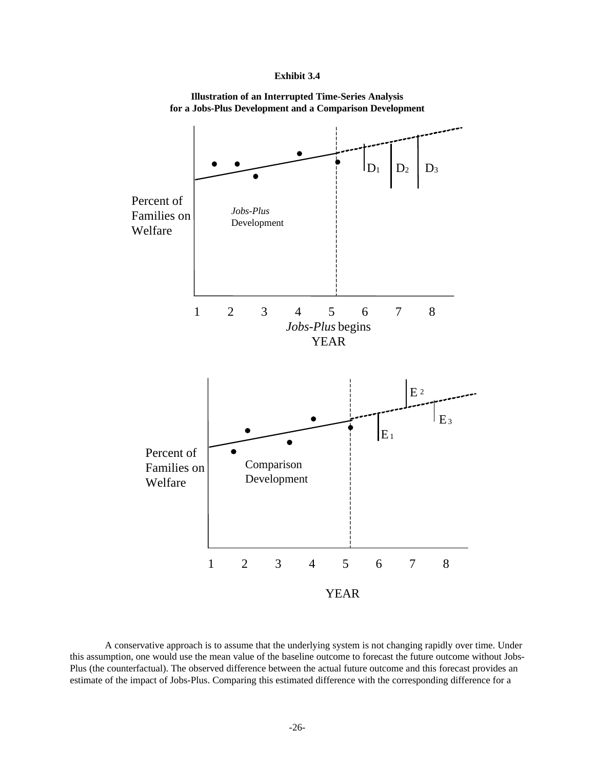**Exhibit 3.4**

**Illustration of an Interrupted Time-Series Analysis for a Jobs-Plus Development and a Comparison Development**

Percent of Families on Welfare

*Jobs-Plus* Development

$D_1$ $D_2$ $D_3$

1 2 3 4 5 6 7 8

*Jobs-Plus* begins

YEAR

Percent of Families on Welfare

Comparison Development

$E_1$ $E_2$ $E_3$

1 2 3 4 5 6 7 8

YEAR

A conservative approach is to assume that the underlying system is not changing rapidly over time. Under this assumption, one would use the mean value of the baseline outcome to forecast the future outcome without Jobs-Plus (the counterfactual). The observed difference between the actual future outcome and this forecast provides an estimate of the impact of Jobs-Plus. Comparing this estimated difference with the corresponding difference for a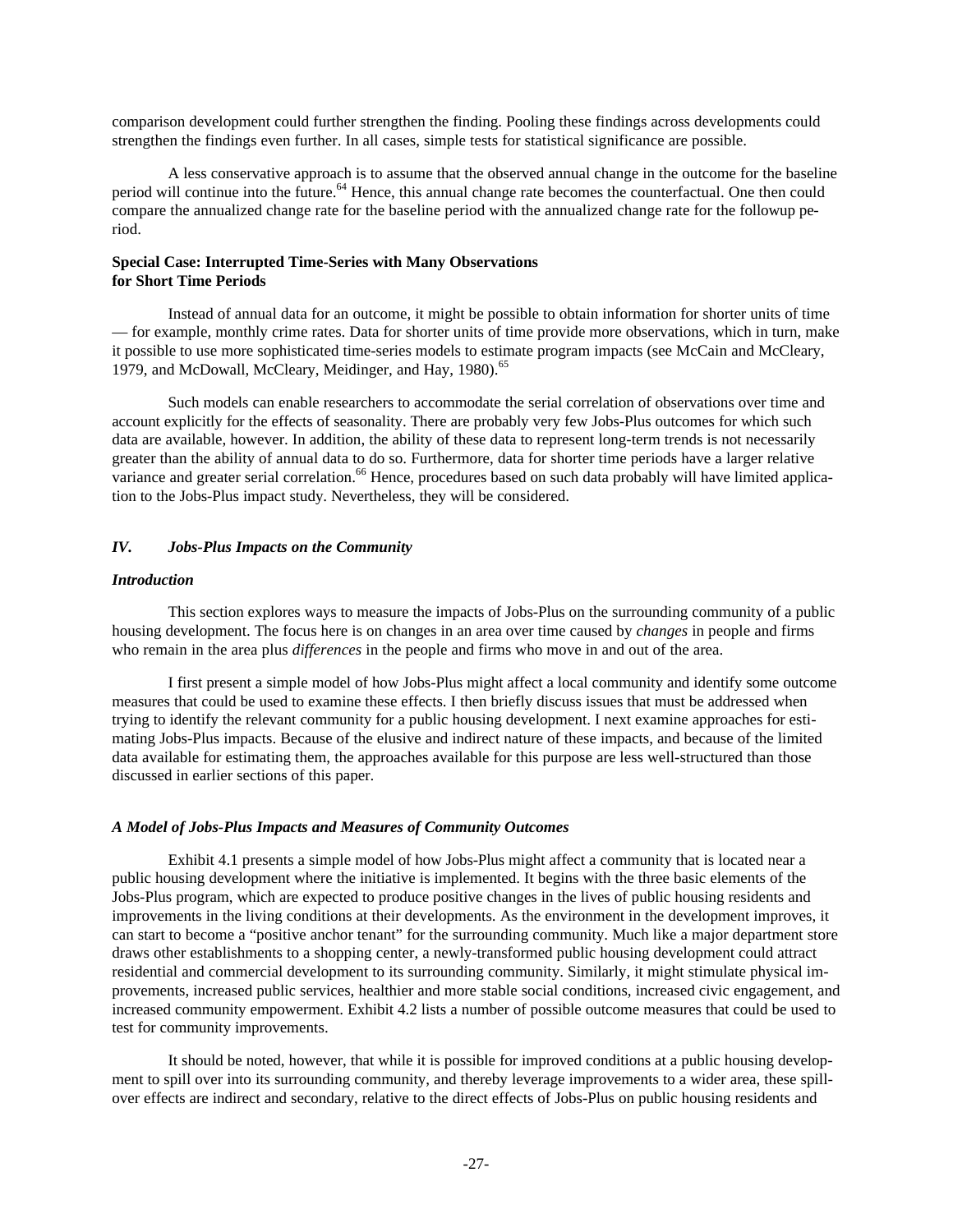comparison development could further strengthen the finding. Pooling these findings across developments could strengthen the findings even further. In all cases, simple tests for statistical significance are possible.

A less conservative approach is to assume that the observed annual change in the outcome for the baseline period will continue into the future.[64] Hence, this annual change rate becomes the counterfactual. One then could compare the annualized change rate for the baseline period with the annualized change rate for the followup period.

**Special Case: Interrupted Time-Series with Many Observations for Short Time Periods**

Instead of annual data for an outcome, it might be possible to obtain information for shorter units of time — for example, monthly crime rates. Data for shorter units of time provide more observations, which in turn, make it possible to use more sophisticated time-series models to estimate program impacts (see McCain and McCleary, 1979, and McDowall, McCleary, Meidinger, and Hay, 1980).[65]

Such models can enable researchers to accommodate the serial correlation of observations over time and account explicitly for the effects of seasonality. There are probably very few Jobs-Plus outcomes for which such data are available, however. In addition, the ability of these data to represent long-term trends is not necessarily greater than the ability of annual data to do so. Furthermore, data for shorter time periods have a larger relative variance and greater serial correlation.[66] Hence, procedures based on such data probably will have limited application to the Jobs-Plus impact study. Nevertheless, they will be considered.

## *IV. Jobs-Plus Impacts on the Community*

### *Introduction*

This section explores ways to measure the impacts of Jobs-Plus on the surrounding community of a public housing development. The focus here is on changes in an area over time caused by *changes* in people and firms who remain in the area plus *differences* in the people and firms who move in and out of the area.

I first present a simple model of how Jobs-Plus might affect a local community and identify some outcome measures that could be used to examine these effects. I then briefly discuss issues that must be addressed when trying to identify the relevant community for a public housing development. I next examine approaches for estimating Jobs-Plus impacts. Because of the elusive and indirect nature of these impacts, and because of the limited data available for estimating them, the approaches available for this purpose are less well-structured than those discussed in earlier sections of this paper.

### *A Model of Jobs-Plus Impacts and Measures of Community Outcomes*

Exhibit 4.1 presents a simple model of how Jobs-Plus might affect a community that is located near a public housing development where the initiative is implemented. It begins with the three basic elements of the Jobs-Plus program, which are expected to produce positive changes in the lives of public housing residents and improvements in the living conditions at their developments. As the environment in the development improves, it can start to become a "positive anchor tenant" for the surrounding community. Much like a major department store draws other establishments to a shopping center, a newly-transformed public housing development could attract residential and commercial development to its surrounding community. Similarly, it might stimulate physical improvements, increased public services, healthier and more stable social conditions, increased civic engagement, and increased community empowerment. Exhibit 4.2 lists a number of possible outcome measures that could be used to test for community improvements.

It should be noted, however, that while it is possible for improved conditions at a public housing development to spill over into its surrounding community, and thereby leverage improvements to a wider area, these spillover effects are indirect and secondary, relative to the direct effects of Jobs-Plus on public housing residents and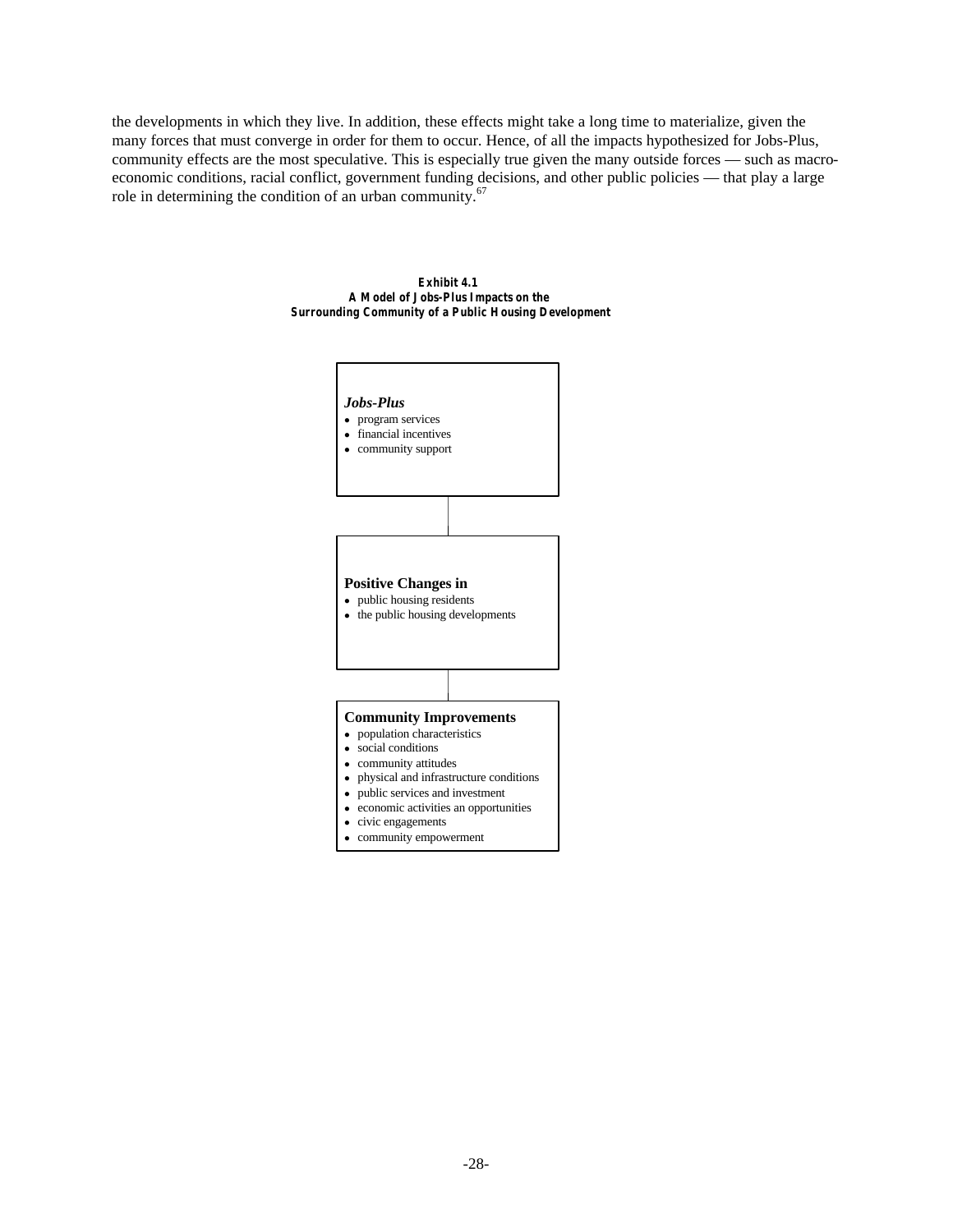the developments in which they live. In addition, these effects might take a long time to materialize, given the many forces that must converge in order for them to occur. Hence, of all the impacts hypothesized for Jobs-Plus, community effects are the most speculative. This is especially true given the many outside forces — such as macro-economic conditions, racial conflict, government funding decisions, and other public policies — that play a large role in determining the condition of an urban community.[67]

**Exhibit 4.1**
**A Model of Jobs-Plus Impacts on the Surrounding Community of a Public Housing Development**

***Jobs-Plus***
- program services
- financial incentives
- community support

**Positive Changes in**
- public housing residents
- the public housing developments

**Community Improvements**
- population characteristics
- social conditions
- community attitudes
- physical and infrastructure conditions
- public services and investment
- economic activities an opportunities
- civic engagements
- community empowerment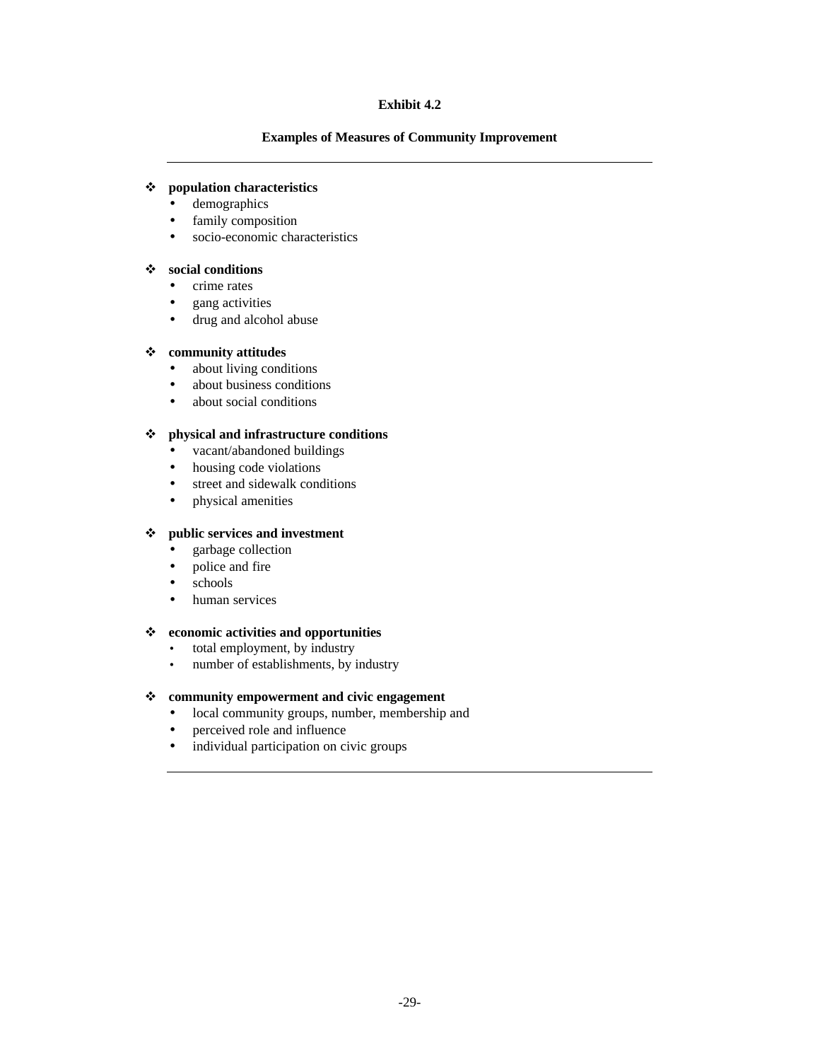**Exhibit 4.2**

**Examples of Measures of Community Improvement**

---

- **population characteristics**
  - demographics
  - family composition
  - socio-economic characteristics

- **social conditions**
  - crime rates
  - gang activities
  - drug and alcohol abuse

- **community attitudes**
  - about living conditions
  - about business conditions
  - about social conditions

- **physical and infrastructure conditions**
  - vacant/abandoned buildings
  - housing code violations
  - street and sidewalk conditions
  - physical amenities

- **public services and investment**
  - garbage collection
  - police and fire
  - schools
  - human services

- **economic activities and opportunities**
  - total employment, by industry
  - number of establishments, by industry

- **community empowerment and civic engagement**
  - local community groups, number, membership and
  - perceived role and influence
  - individual participation on civic groups

---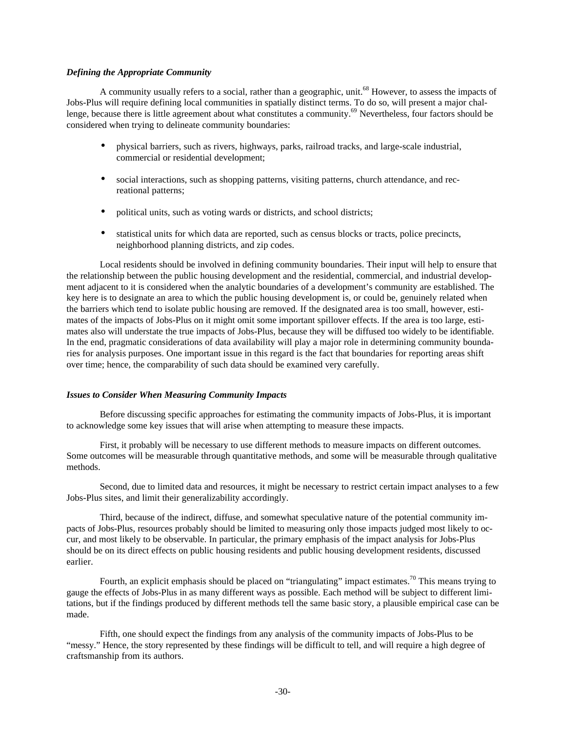### *Defining the Appropriate Community*

A community usually refers to a social, rather than a geographic, unit.[68] However, to assess the impacts of Jobs-Plus will require defining local communities in spatially distinct terms. To do so, will present a major challenge, because there is little agreement about what constitutes a community.[69] Nevertheless, four factors should be considered when trying to delineate community boundaries:

- physical barriers, such as rivers, highways, parks, railroad tracks, and large-scale industrial, commercial or residential development;
- social interactions, such as shopping patterns, visiting patterns, church attendance, and recreational patterns;
- political units, such as voting wards or districts, and school districts;
- statistical units for which data are reported, such as census blocks or tracts, police precincts, neighborhood planning districts, and zip codes.

Local residents should be involved in defining community boundaries. Their input will help to ensure that the relationship between the public housing development and the residential, commercial, and industrial development adjacent to it is considered when the analytic boundaries of a development's community are established. The key here is to designate an area to which the public housing development is, or could be, genuinely related when the barriers which tend to isolate public housing are removed. If the designated area is too small, however, estimates of the impacts of Jobs-Plus on it might omit some important spillover effects. If the area is too large, estimates also will understate the true impacts of Jobs-Plus, because they will be diffused too widely to be identifiable. In the end, pragmatic considerations of data availability will play a major role in determining community boundaries for analysis purposes. One important issue in this regard is the fact that boundaries for reporting areas shift over time; hence, the comparability of such data should be examined very carefully.

### *Issues to Consider When Measuring Community Impacts*

Before discussing specific approaches for estimating the community impacts of Jobs-Plus, it is important to acknowledge some key issues that will arise when attempting to measure these impacts.

First, it probably will be necessary to use different methods to measure impacts on different outcomes. Some outcomes will be measurable through quantitative methods, and some will be measurable through qualitative methods.

Second, due to limited data and resources, it might be necessary to restrict certain impact analyses to a few Jobs-Plus sites, and limit their generalizability accordingly.

Third, because of the indirect, diffuse, and somewhat speculative nature of the potential community impacts of Jobs-Plus, resources probably should be limited to measuring only those impacts judged most likely to occur, and most likely to be observable. In particular, the primary emphasis of the impact analysis for Jobs-Plus should be on its direct effects on public housing residents and public housing development residents, discussed earlier.

Fourth, an explicit emphasis should be placed on "triangulating" impact estimates.[70] This means trying to gauge the effects of Jobs-Plus in as many different ways as possible. Each method will be subject to different limitations, but if the findings produced by different methods tell the same basic story, a plausible empirical case can be made.

Fifth, one should expect the findings from any analysis of the community impacts of Jobs-Plus to be "messy." Hence, the story represented by these findings will be difficult to tell, and will require a high degree of craftsmanship from its authors.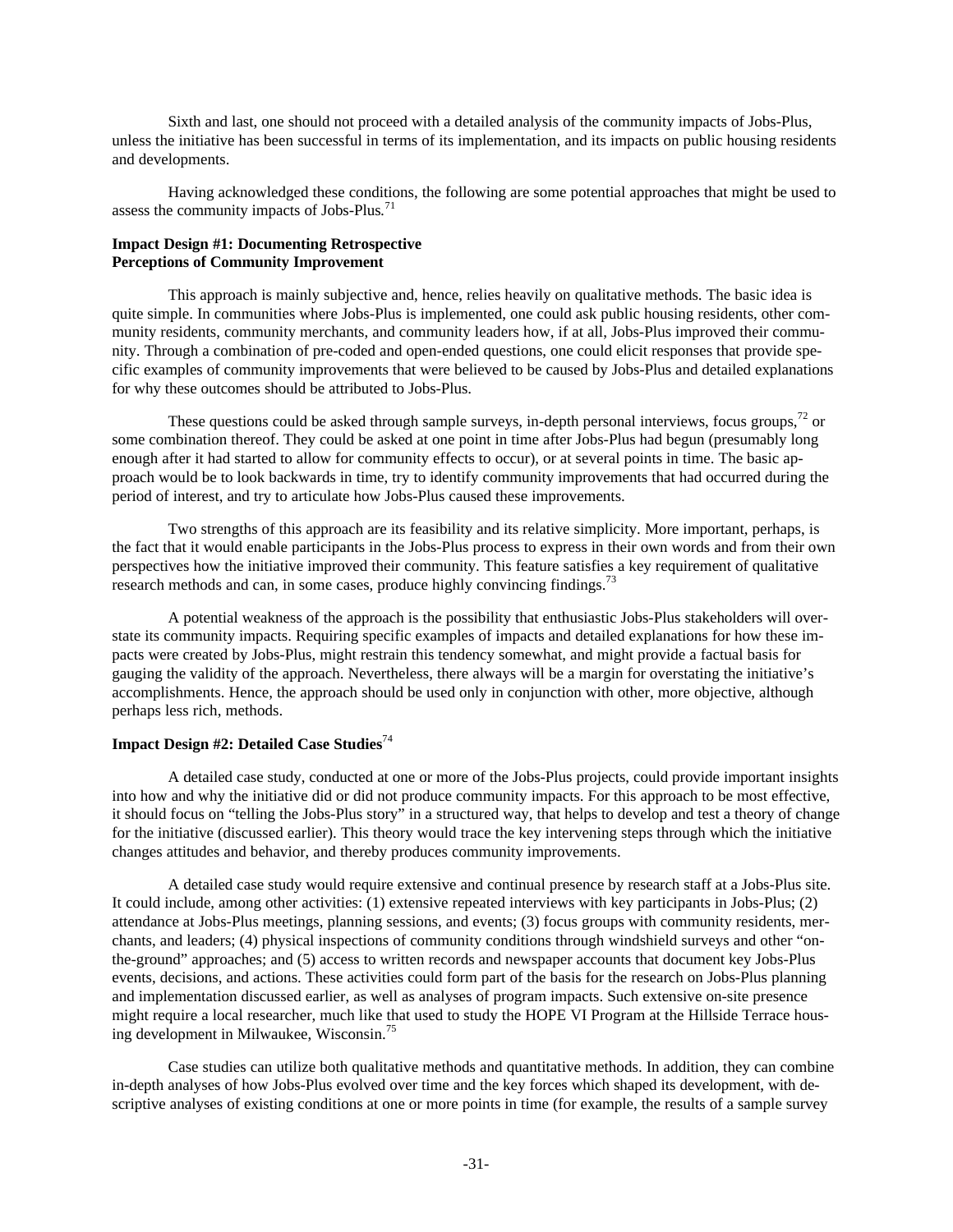Sixth and last, one should not proceed with a detailed analysis of the community impacts of Jobs-Plus, unless the initiative has been successful in terms of its implementation, and its impacts on public housing residents and developments.

Having acknowledged these conditions, the following are some potential approaches that might be used to assess the community impacts of Jobs-Plus.[71]

**Impact Design #1: Documenting Retrospective Perceptions of Community Improvement**

This approach is mainly subjective and, hence, relies heavily on qualitative methods. The basic idea is quite simple. In communities where Jobs-Plus is implemented, one could ask public housing residents, other community residents, community merchants, and community leaders how, if at all, Jobs-Plus improved their community. Through a combination of pre-coded and open-ended questions, one could elicit responses that provide specific examples of community improvements that were believed to be caused by Jobs-Plus and detailed explanations for why these outcomes should be attributed to Jobs-Plus.

These questions could be asked through sample surveys, in-depth personal interviews, focus groups,[72] or some combination thereof. They could be asked at one point in time after Jobs-Plus had begun (presumably long enough after it had started to allow for community effects to occur), or at several points in time. The basic approach would be to look backwards in time, try to identify community improvements that had occurred during the period of interest, and try to articulate how Jobs-Plus caused these improvements.

Two strengths of this approach are its feasibility and its relative simplicity. More important, perhaps, is the fact that it would enable participants in the Jobs-Plus process to express in their own words and from their own perspectives how the initiative improved their community. This feature satisfies a key requirement of qualitative research methods and can, in some cases, produce highly convincing findings.[73]

A potential weakness of the approach is the possibility that enthusiastic Jobs-Plus stakeholders will overstate its community impacts. Requiring specific examples of impacts and detailed explanations for how these impacts were created by Jobs-Plus, might restrain this tendency somewhat, and might provide a factual basis for gauging the validity of the approach. Nevertheless, there always will be a margin for overstating the initiative's accomplishments. Hence, the approach should be used only in conjunction with other, more objective, although perhaps less rich, methods.

**Impact Design #2: Detailed Case Studies**[74]

A detailed case study, conducted at one or more of the Jobs-Plus projects, could provide important insights into how and why the initiative did or did not produce community impacts. For this approach to be most effective, it should focus on "telling the Jobs-Plus story" in a structured way, that helps to develop and test a theory of change for the initiative (discussed earlier). This theory would trace the key intervening steps through which the initiative changes attitudes and behavior, and thereby produces community improvements.

A detailed case study would require extensive and continual presence by research staff at a Jobs-Plus site. It could include, among other activities: (1) extensive repeated interviews with key participants in Jobs-Plus; (2) attendance at Jobs-Plus meetings, planning sessions, and events; (3) focus groups with community residents, merchants, and leaders; (4) physical inspections of community conditions through windshield surveys and other "on-the-ground" approaches; and (5) access to written records and newspaper accounts that document key Jobs-Plus events, decisions, and actions. These activities could form part of the basis for the research on Jobs-Plus planning and implementation discussed earlier, as well as analyses of program impacts. Such extensive on-site presence might require a local researcher, much like that used to study the HOPE VI Program at the Hillside Terrace housing development in Milwaukee, Wisconsin.[75]

Case studies can utilize both qualitative methods and quantitative methods. In addition, they can combine in-depth analyses of how Jobs-Plus evolved over time and the key forces which shaped its development, with descriptive analyses of existing conditions at one or more points in time (for example, the results of a sample survey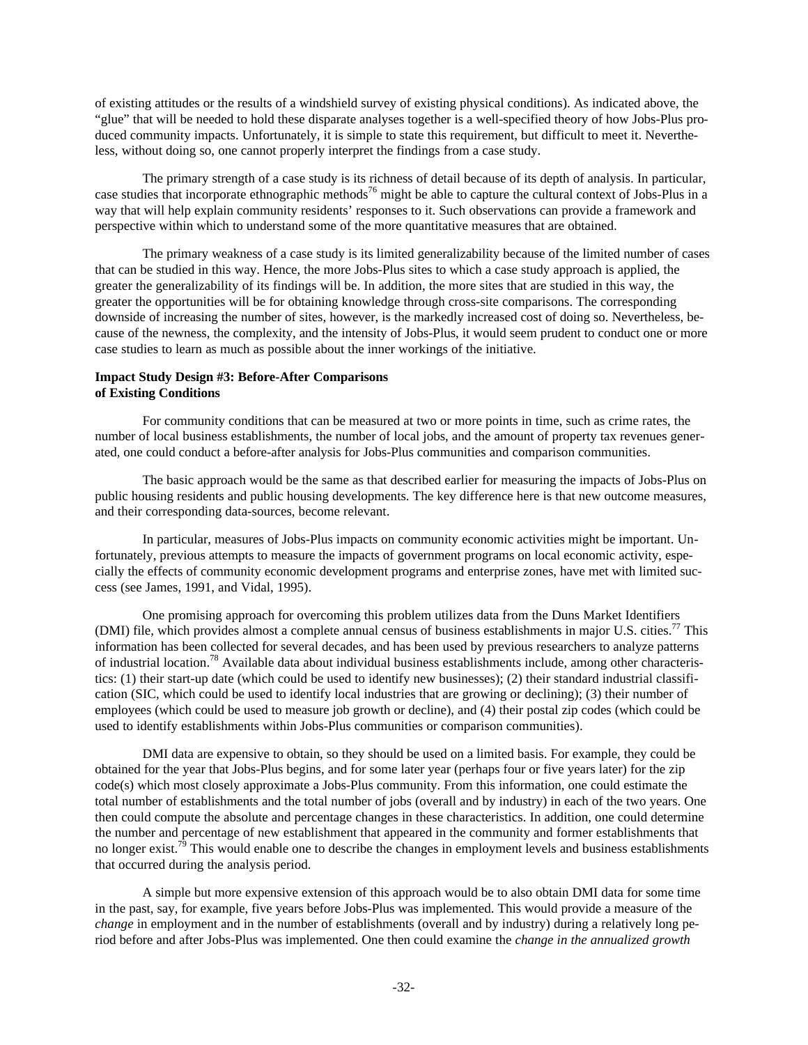of existing attitudes or the results of a windshield survey of existing physical conditions). As indicated above, the "glue" that will be needed to hold these disparate analyses together is a well-specified theory of how Jobs-Plus produced community impacts. Unfortunately, it is simple to state this requirement, but difficult to meet it. Nevertheless, without doing so, one cannot properly interpret the findings from a case study.

The primary strength of a case study is its richness of detail because of its depth of analysis. In particular, case studies that incorporate ethnographic methods[76] might be able to capture the cultural context of Jobs-Plus in a way that will help explain community residents' responses to it. Such observations can provide a framework and perspective within which to understand some of the more quantitative measures that are obtained.

The primary weakness of a case study is its limited generalizability because of the limited number of cases that can be studied in this way. Hence, the more Jobs-Plus sites to which a case study approach is applied, the greater the generalizability of its findings will be. In addition, the more sites that are studied in this way, the greater the opportunities will be for obtaining knowledge through cross-site comparisons. The corresponding downside of increasing the number of sites, however, is the markedly increased cost of doing so. Nevertheless, because of the newness, the complexity, and the intensity of Jobs-Plus, it would seem prudent to conduct one or more case studies to learn as much as possible about the inner workings of the initiative.

**Impact Study Design #3: Before-After Comparisons of Existing Conditions**

For community conditions that can be measured at two or more points in time, such as crime rates, the number of local business establishments, the number of local jobs, and the amount of property tax revenues generated, one could conduct a before-after analysis for Jobs-Plus communities and comparison communities.

The basic approach would be the same as that described earlier for measuring the impacts of Jobs-Plus on public housing residents and public housing developments. The key difference here is that new outcome measures, and their corresponding data-sources, become relevant.

In particular, measures of Jobs-Plus impacts on community economic activities might be important. Unfortunately, previous attempts to measure the impacts of government programs on local economic activity, especially the effects of community economic development programs and enterprise zones, have met with limited success (see James, 1991, and Vidal, 1995).

One promising approach for overcoming this problem utilizes data from the Duns Market Identifiers (DMI) file, which provides almost a complete annual census of business establishments in major U.S. cities.[77] This information has been collected for several decades, and has been used by previous researchers to analyze patterns of industrial location.[78] Available data about individual business establishments include, among other characteristics: (1) their start-up date (which could be used to identify new businesses); (2) their standard industrial classification (SIC, which could be used to identify local industries that are growing or declining); (3) their number of employees (which could be used to measure job growth or decline), and (4) their postal zip codes (which could be used to identify establishments within Jobs-Plus communities or comparison communities).

DMI data are expensive to obtain, so they should be used on a limited basis. For example, they could be obtained for the year that Jobs-Plus begins, and for some later year (perhaps four or five years later) for the zip code(s) which most closely approximate a Jobs-Plus community. From this information, one could estimate the total number of establishments and the total number of jobs (overall and by industry) in each of the two years. One then could compute the absolute and percentage changes in these characteristics. In addition, one could determine the number and percentage of new establishment that appeared in the community and former establishments that no longer exist.[79] This would enable one to describe the changes in employment levels and business establishments that occurred during the analysis period.

A simple but more expensive extension of this approach would be to also obtain DMI data for some time in the past, say, for example, five years before Jobs-Plus was implemented. This would provide a measure of the *change* in employment and in the number of establishments (overall and by industry) during a relatively long period before and after Jobs-Plus was implemented. One then could examine the *change in the annualized growth*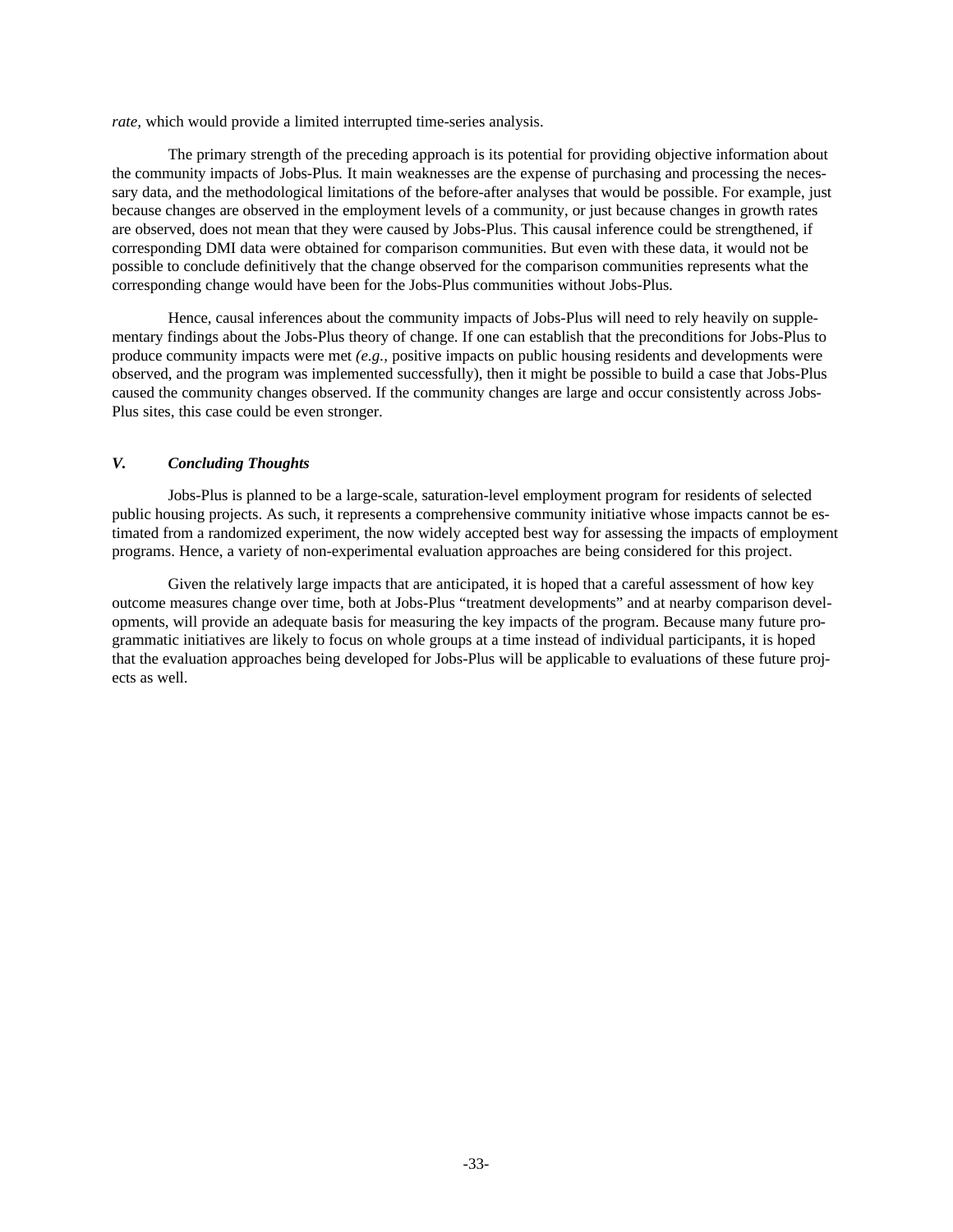*rate*, which would provide a limited interrupted time-series analysis.

The primary strength of the preceding approach is its potential for providing objective information about the community impacts of Jobs-Plus. It main weaknesses are the expense of purchasing and processing the necessary data, and the methodological limitations of the before-after analyses that would be possible. For example, just because changes are observed in the employment levels of a community, or just because changes in growth rates are observed, does not mean that they were caused by Jobs-Plus. This causal inference could be strengthened, if corresponding DMI data were obtained for comparison communities. But even with these data, it would not be possible to conclude definitively that the change observed for the comparison communities represents what the corresponding change would have been for the Jobs-Plus communities without Jobs-Plus.

Hence, causal inferences about the community impacts of Jobs-Plus will need to rely heavily on supplementary findings about the Jobs-Plus theory of change. If one can establish that the preconditions for Jobs-Plus to produce community impacts were met *(e.g.*, positive impacts on public housing residents and developments were observed, and the program was implemented successfully), then it might be possible to build a case that Jobs-Plus caused the community changes observed. If the community changes are large and occur consistently across Jobs-Plus sites, this case could be even stronger.

## *V. Concluding Thoughts*

Jobs-Plus is planned to be a large-scale, saturation-level employment program for residents of selected public housing projects. As such, it represents a comprehensive community initiative whose impacts cannot be estimated from a randomized experiment, the now widely accepted best way for assessing the impacts of employment programs. Hence, a variety of non-experimental evaluation approaches are being considered for this project.

Given the relatively large impacts that are anticipated, it is hoped that a careful assessment of how key outcome measures change over time, both at Jobs-Plus "treatment developments" and at nearby comparison developments, will provide an adequate basis for measuring the key impacts of the program. Because many future programmatic initiatives are likely to focus on whole groups at a time instead of individual participants, it is hoped that the evaluation approaches being developed for Jobs-Plus will be applicable to evaluations of these future projects as well.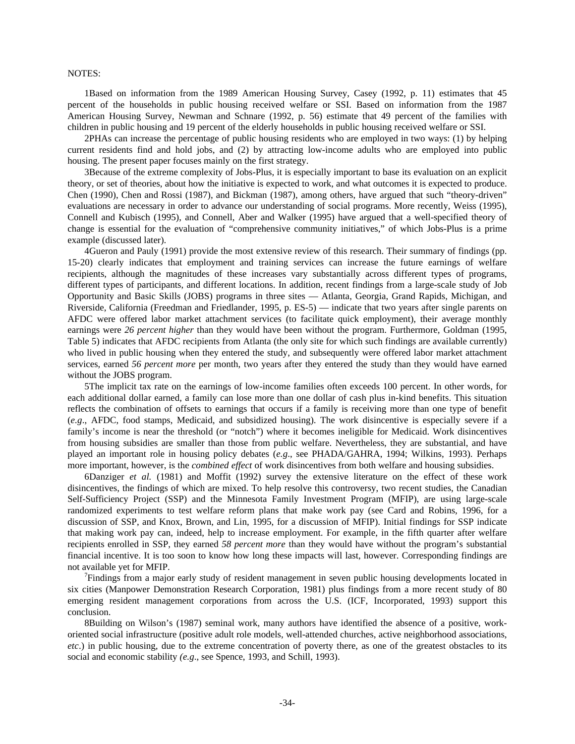NOTES:

1Based on information from the 1989 American Housing Survey, Casey (1992, p. 11) estimates that 45 percent of the households in public housing received welfare or SSI. Based on information from the 1987 American Housing Survey, Newman and Schnare (1992, p. 56) estimate that 49 percent of the families with children in public housing and 19 percent of the elderly households in public housing received welfare or SSI.

2PHAs can increase the percentage of public housing residents who are employed in two ways: (1) by helping current residents find and hold jobs, and (2) by attracting low-income adults who are employed into public housing. The present paper focuses mainly on the first strategy.

3Because of the extreme complexity of Jobs-Plus, it is especially important to base its evaluation on an explicit theory, or set of theories, about how the initiative is expected to work, and what outcomes it is expected to produce. Chen (1990), Chen and Rossi (1987), and Bickman (1987), among others, have argued that such "theory-driven" evaluations are necessary in order to advance our understanding of social programs. More recently, Weiss (1995), Connell and Kubisch (1995), and Connell, Aber and Walker (1995) have argued that a well-specified theory of change is essential for the evaluation of "comprehensive community initiatives," of which Jobs-Plus is a prime example (discussed later).

4Gueron and Pauly (1991) provide the most extensive review of this research. Their summary of findings (pp. 15-20) clearly indicates that employment and training services can increase the future earnings of welfare recipients, although the magnitudes of these increases vary substantially across different types of programs, different types of participants, and different locations. In addition, recent findings from a large-scale study of Job Opportunity and Basic Skills (JOBS) programs in three sites — Atlanta, Georgia, Grand Rapids, Michigan, and Riverside, California (Freedman and Friedlander, 1995, p. ES-5) — indicate that two years after single parents on AFDC were offered labor market attachment services (to facilitate quick employment), their average monthly earnings were *26 percent higher* than they would have been without the program. Furthermore, Goldman (1995, Table 5) indicates that AFDC recipients from Atlanta (the only site for which such findings are available currently) who lived in public housing when they entered the study, and subsequently were offered labor market attachment services, earned *56 percent more* per month, two years after they entered the study than they would have earned without the JOBS program.

5The implicit tax rate on the earnings of low-income families often exceeds 100 percent. In other words, for each additional dollar earned, a family can lose more than one dollar of cash plus in-kind benefits. This situation reflects the combination of offsets to earnings that occurs if a family is receiving more than one type of benefit (*e.g*., AFDC, food stamps, Medicaid, and subsidized housing). The work disincentive is especially severe if a family's income is near the threshold (or "notch") where it becomes ineligible for Medicaid. Work disincentives from housing subsidies are smaller than those from public welfare. Nevertheless, they are substantial, and have played an important role in housing policy debates (*e.g*., see PHADA/GAHRA, 1994; Wilkins, 1993). Perhaps more important, however, is the *combined effect* of work disincentives from both welfare and housing subsidies.

6Danziger *et al.* (1981) and Moffit (1992) survey the extensive literature on the effect of these work disincentives, the findings of which are mixed. To help resolve this controversy, two recent studies, the Canadian Self-Sufficiency Project (SSP) and the Minnesota Family Investment Program (MFIP), are using large-scale randomized experiments to test welfare reform plans that make work pay (see Card and Robins, 1996, for a discussion of SSP, and Knox, Brown, and Lin, 1995, for a discussion of MFIP). Initial findings for SSP indicate that making work pay can, indeed, help to increase employment. For example, in the fifth quarter after welfare recipients enrolled in SSP, they earned *58 percent more* than they would have without the program's substantial financial incentive. It is too soon to know how long these impacts will last, however. Corresponding findings are not available yet for MFIP.

7Findings from a major early study of resident management in seven public housing developments located in six cities (Manpower Demonstration Research Corporation, 1981) plus findings from a more recent study of 80 emerging resident management corporations from across the U.S. (ICF, Incorporated, 1993) support this conclusion.

8Building on Wilson's (1987) seminal work, many authors have identified the absence of a positive, work-oriented social infrastructure (positive adult role models, well-attended churches, active neighborhood associations, *etc*.) in public housing, due to the extreme concentration of poverty there, as one of the greatest obstacles to its social and economic stability *(e.g*., see Spence, 1993, and Schill, 1993).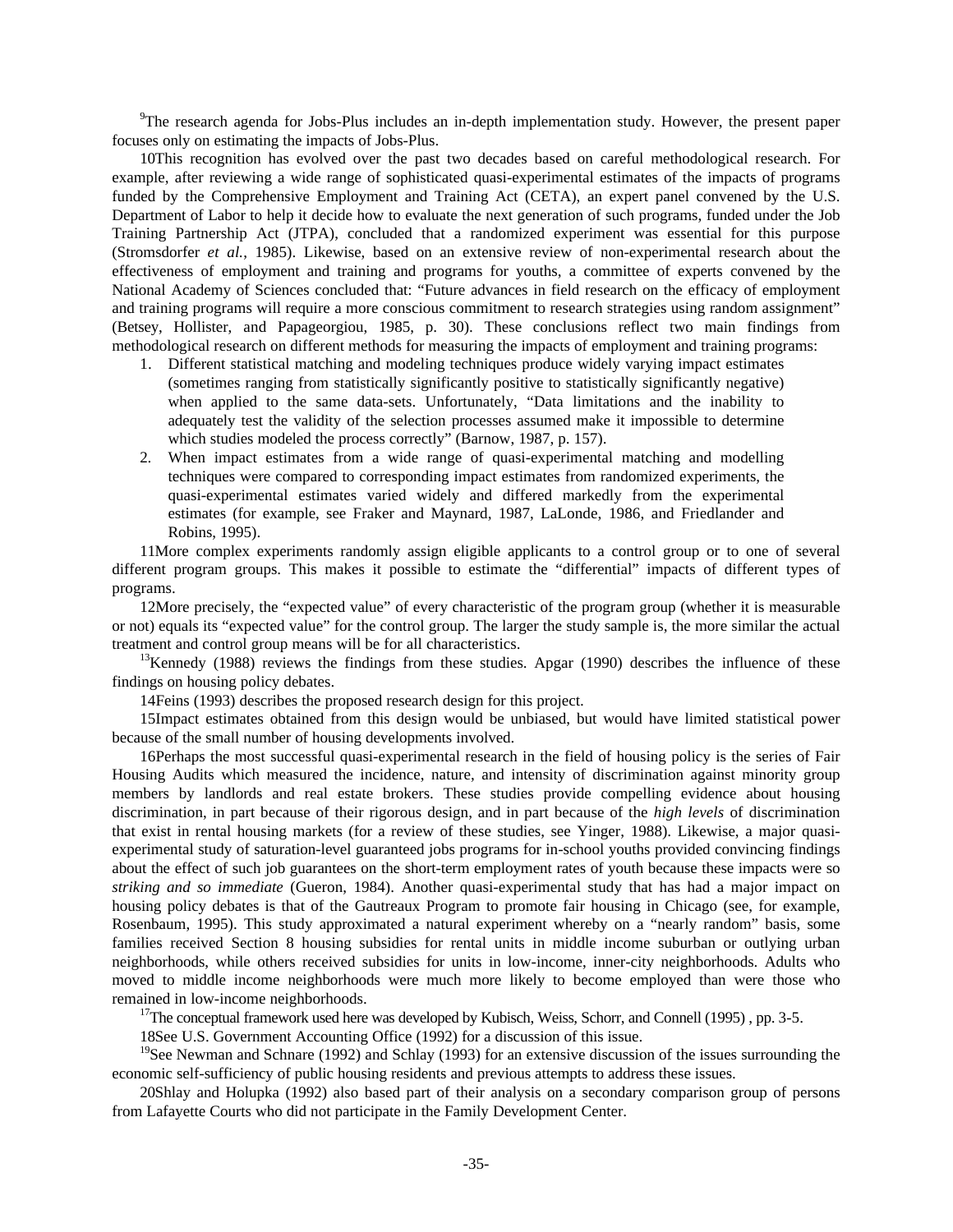[9]The research agenda for Jobs-Plus includes an in-depth implementation study. However, the present paper focuses only on estimating the impacts of Jobs-Plus.

10This recognition has evolved over the past two decades based on careful methodological research. For example, after reviewing a wide range of sophisticated quasi-experimental estimates of the impacts of programs funded by the Comprehensive Employment and Training Act (CETA), an expert panel convened by the U.S. Department of Labor to help it decide how to evaluate the next generation of such programs, funded under the Job Training Partnership Act (JTPA), concluded that a randomized experiment was essential for this purpose (Stromsdorfer *et al.*, 1985). Likewise, based on an extensive review of non-experimental research about the effectiveness of employment and training and programs for youths, a committee of experts convened by the National Academy of Sciences concluded that: "Future advances in field research on the efficacy of employment and training programs will require a more conscious commitment to research strategies using random assignment" (Betsey, Hollister, and Papageorgiou, 1985, p. 30). These conclusions reflect two main findings from methodological research on different methods for measuring the impacts of employment and training programs:

1. Different statistical matching and modeling techniques produce widely varying impact estimates (sometimes ranging from statistically significantly positive to statistically significantly negative) when applied to the same data-sets. Unfortunately, "Data limitations and the inability to adequately test the validity of the selection processes assumed make it impossible to determine which studies modeled the process correctly" (Barnow, 1987, p. 157).
2. When impact estimates from a wide range of quasi-experimental matching and modelling techniques were compared to corresponding impact estimates from randomized experiments, the quasi-experimental estimates varied widely and differed markedly from the experimental estimates (for example, see Fraker and Maynard, 1987, LaLonde, 1986, and Friedlander and Robins, 1995).

11More complex experiments randomly assign eligible applicants to a control group or to one of several different program groups. This makes it possible to estimate the "differential" impacts of different types of programs.

12More precisely, the "expected value" of every characteristic of the program group (whether it is measurable or not) equals its "expected value" for the control group. The larger the study sample is, the more similar the actual treatment and control group means will be for all characteristics.

[13]Kennedy (1988) reviews the findings from these studies. Apgar (1990) describes the influence of these findings on housing policy debates.

14Feins (1993) describes the proposed research design for this project.

15Impact estimates obtained from this design would be unbiased, but would have limited statistical power because of the small number of housing developments involved.

16Perhaps the most successful quasi-experimental research in the field of housing policy is the series of Fair Housing Audits which measured the incidence, nature, and intensity of discrimination against minority group members by landlords and real estate brokers. These studies provide compelling evidence about housing discrimination, in part because of their rigorous design, and in part because of the *high levels* of discrimination that exist in rental housing markets (for a review of these studies, see Yinger, 1988). Likewise, a major quasi-experimental study of saturation-level guaranteed jobs programs for in-school youths provided convincing findings about the effect of such job guarantees on the short-term employment rates of youth because these impacts were so *striking and so immediate* (Gueron, 1984). Another quasi-experimental study that has had a major impact on housing policy debates is that of the Gautreaux Program to promote fair housing in Chicago (see, for example, Rosenbaum, 1995). This study approximated a natural experiment whereby on a "nearly random" basis, some families received Section 8 housing subsidies for rental units in middle income suburban or outlying urban neighborhoods, while others received subsidies for units in low-income, inner-city neighborhoods. Adults who moved to middle income neighborhoods were much more likely to become employed than were those who remained in low-income neighborhoods.

[17]The conceptual framework used here was developed by Kubisch, Weiss, Schorr, and Connell (1995) , pp. 3-5.

18See U.S. Government Accounting Office (1992) for a discussion of this issue.

[19]See Newman and Schnare (1992) and Schlay (1993) for an extensive discussion of the issues surrounding the economic self-sufficiency of public housing residents and previous attempts to address these issues.

20Shlay and Holupka (1992) also based part of their analysis on a secondary comparison group of persons from Lafayette Courts who did not participate in the Family Development Center.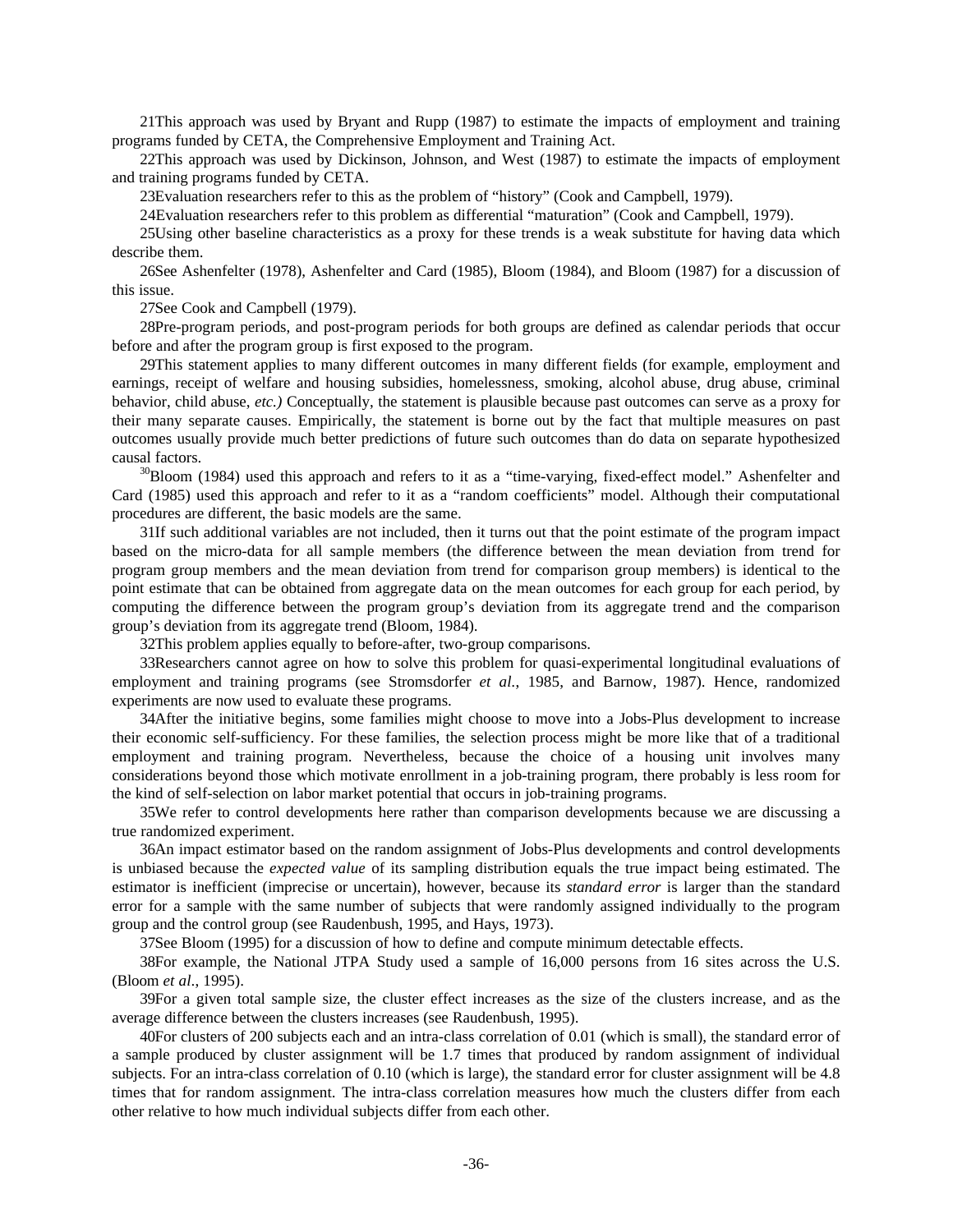[21]This approach was used by Bryant and Rupp (1987) to estimate the impacts of employment and training programs funded by CETA, the Comprehensive Employment and Training Act.

[22]This approach was used by Dickinson, Johnson, and West (1987) to estimate the impacts of employment and training programs funded by CETA.

[23]Evaluation researchers refer to this as the problem of "history" (Cook and Campbell, 1979).

[24]Evaluation researchers refer to this problem as differential "maturation" (Cook and Campbell, 1979).

[25]Using other baseline characteristics as a proxy for these trends is a weak substitute for having data which describe them.

[26]See Ashenfelter (1978), Ashenfelter and Card (1985), Bloom (1984), and Bloom (1987) for a discussion of this issue.

[27]See Cook and Campbell (1979).

[28]Pre-program periods, and post-program periods for both groups are defined as calendar periods that occur before and after the program group is first exposed to the program.

[29]This statement applies to many different outcomes in many different fields (for example, employment and earnings, receipt of welfare and housing subsidies, homelessness, smoking, alcohol abuse, drug abuse, criminal behavior, child abuse, *etc.)* Conceptually, the statement is plausible because past outcomes can serve as a proxy for their many separate causes. Empirically, the statement is borne out by the fact that multiple measures on past outcomes usually provide much better predictions of future such outcomes than do data on separate hypothesized causal factors.

[30]Bloom (1984) used this approach and refers to it as a "time-varying, fixed-effect model." Ashenfelter and Card (1985) used this approach and refer to it as a "random coefficients" model. Although their computational procedures are different, the basic models are the same.

[31]If such additional variables are not included, then it turns out that the point estimate of the program impact based on the micro-data for all sample members (the difference between the mean deviation from trend for program group members and the mean deviation from trend for comparison group members) is identical to the point estimate that can be obtained from aggregate data on the mean outcomes for each group for each period, by computing the difference between the program group's deviation from its aggregate trend and the comparison group's deviation from its aggregate trend (Bloom, 1984).

[32]This problem applies equally to before-after, two-group comparisons.

[33]Researchers cannot agree on how to solve this problem for quasi-experimental longitudinal evaluations of employment and training programs (see Stromsdorfer *et al.*, 1985, and Barnow, 1987). Hence, randomized experiments are now used to evaluate these programs.

[34]After the initiative begins, some families might choose to move into a Jobs-Plus development to increase their economic self-sufficiency. For these families, the selection process might be more like that of a traditional employment and training program. Nevertheless, because the choice of a housing unit involves many considerations beyond those which motivate enrollment in a job-training program, there probably is less room for the kind of self-selection on labor market potential that occurs in job-training programs.

[35]We refer to control developments here rather than comparison developments because we are discussing a true randomized experiment.

[36]An impact estimator based on the random assignment of Jobs-Plus developments and control developments is unbiased because the *expected value* of its sampling distribution equals the true impact being estimated. The estimator is inefficient (imprecise or uncertain), however, because its *standard error* is larger than the standard error for a sample with the same number of subjects that were randomly assigned individually to the program group and the control group (see Raudenbush, 1995, and Hays, 1973).

[37]See Bloom (1995) for a discussion of how to define and compute minimum detectable effects.

[38]For example, the National JTPA Study used a sample of 16,000 persons from 16 sites across the U.S. (Bloom *et al*., 1995).

[39]For a given total sample size, the cluster effect increases as the size of the clusters increase, and as the average difference between the clusters increases (see Raudenbush, 1995).

[40]For clusters of 200 subjects each and an intra-class correlation of 0.01 (which is small), the standard error of a sample produced by cluster assignment will be 1.7 times that produced by random assignment of individual subjects. For an intra-class correlation of 0.10 (which is large), the standard error for cluster assignment will be 4.8 times that for random assignment. The intra-class correlation measures how much the clusters differ from each other relative to how much individual subjects differ from each other.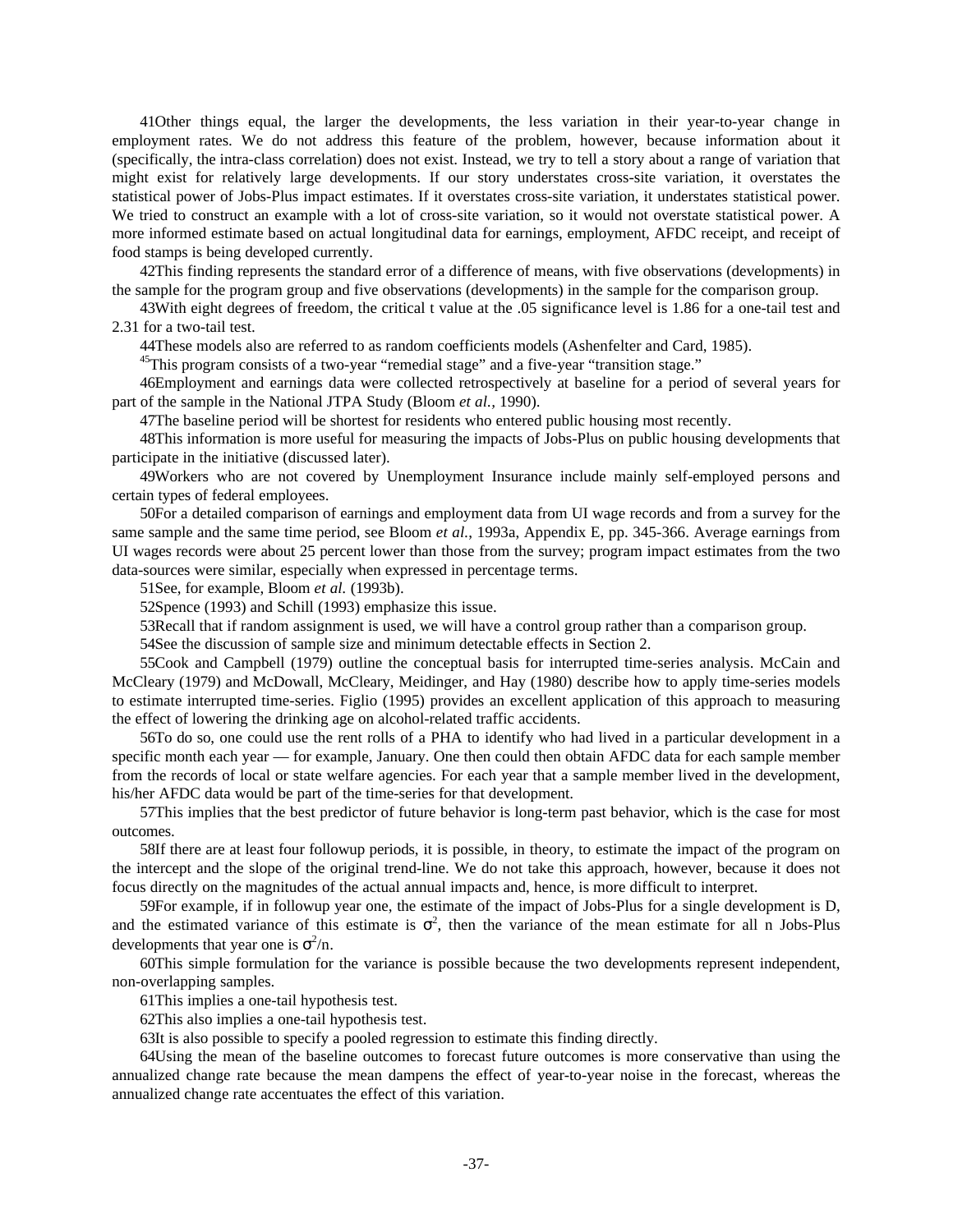41Other things equal, the larger the developments, the less variation in their year-to-year change in employment rates. We do not address this feature of the problem, however, because information about it (specifically, the intra-class correlation) does not exist. Instead, we try to tell a story about a range of variation that might exist for relatively large developments. If our story understates cross-site variation, it overstates the statistical power of Jobs-Plus impact estimates. If it overstates cross-site variation, it understates statistical power. We tried to construct an example with a lot of cross-site variation, so it would not overstate statistical power. A more informed estimate based on actual longitudinal data for earnings, employment, AFDC receipt, and receipt of food stamps is being developed currently.

42This finding represents the standard error of a difference of means, with five observations (developments) in the sample for the program group and five observations (developments) in the sample for the comparison group.

43With eight degrees of freedom, the critical t value at the .05 significance level is 1.86 for a one-tail test and 2.31 for a two-tail test.

44These models also are referred to as random coefficients models (Ashenfelter and Card, 1985).

45This program consists of a two-year "remedial stage" and a five-year "transition stage."

46Employment and earnings data were collected retrospectively at baseline for a period of several years for part of the sample in the National JTPA Study (Bloom *et al.,* 1990).

47The baseline period will be shortest for residents who entered public housing most recently.

48This information is more useful for measuring the impacts of Jobs-Plus on public housing developments that participate in the initiative (discussed later).

49Workers who are not covered by Unemployment Insurance include mainly self-employed persons and certain types of federal employees.

50For a detailed comparison of earnings and employment data from UI wage records and from a survey for the same sample and the same time period, see Bloom *et al.,* 1993a, Appendix E, pp. 345-366. Average earnings from UI wages records were about 25 percent lower than those from the survey; program impact estimates from the two data-sources were similar, especially when expressed in percentage terms.

51See, for example, Bloom *et al.* (1993b).

52Spence (1993) and Schill (1993) emphasize this issue.

53Recall that if random assignment is used, we will have a control group rather than a comparison group.

54See the discussion of sample size and minimum detectable effects in Section 2.

55Cook and Campbell (1979) outline the conceptual basis for interrupted time-series analysis. McCain and McCleary (1979) and McDowall, McCleary, Meidinger, and Hay (1980) describe how to apply time-series models to estimate interrupted time-series. Figlio (1995) provides an excellent application of this approach to measuring the effect of lowering the drinking age on alcohol-related traffic accidents.

56To do so, one could use the rent rolls of a PHA to identify who had lived in a particular development in a specific month each year — for example, January. One then could then obtain AFDC data for each sample member from the records of local or state welfare agencies. For each year that a sample member lived in the development, his/her AFDC data would be part of the time-series for that development.

57This implies that the best predictor of future behavior is long-term past behavior, which is the case for most outcomes.

58If there are at least four followup periods, it is possible, in theory, to estimate the impact of the program on the intercept and the slope of the original trend-line. We do not take this approach, however, because it does not focus directly on the magnitudes of the actual annual impacts and, hence, is more difficult to interpret.

59For example, if in followup year one, the estimate of the impact of Jobs-Plus for a single development is D, and the estimated variance of this estimate is $\sigma^2$, then the variance of the mean estimate for all n Jobs-Plus developments that year one is $\sigma^2/n$.

60This simple formulation for the variance is possible because the two developments represent independent, non-overlapping samples.

61This implies a one-tail hypothesis test.

62This also implies a one-tail hypothesis test.

63It is also possible to specify a pooled regression to estimate this finding directly.

64Using the mean of the baseline outcomes to forecast future outcomes is more conservative than using the annualized change rate because the mean dampens the effect of year-to-year noise in the forecast, whereas the annualized change rate accentuates the effect of this variation.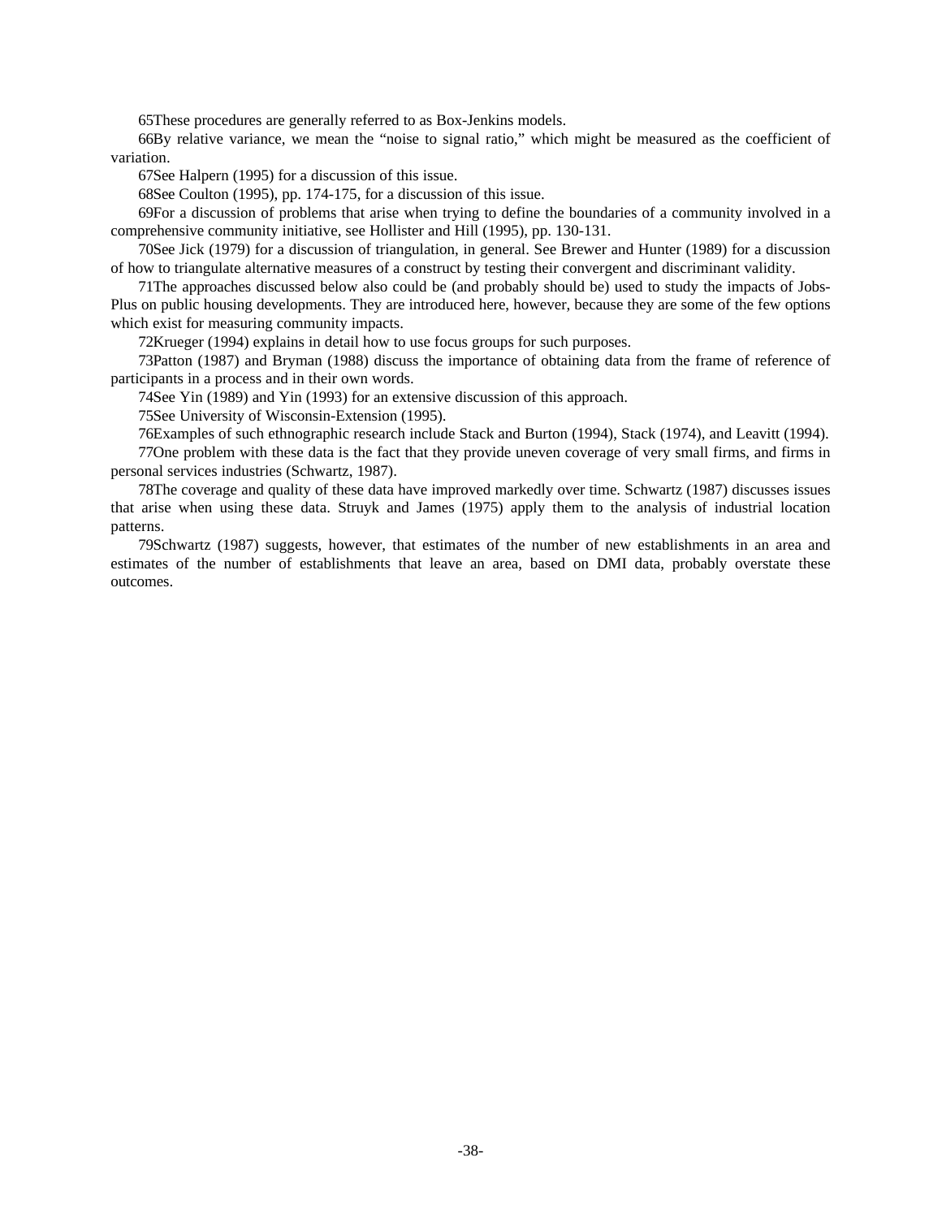65These procedures are generally referred to as Box-Jenkins models.

66By relative variance, we mean the "noise to signal ratio," which might be measured as the coefficient of variation.

67See Halpern (1995) for a discussion of this issue.

68See Coulton (1995), pp. 174-175, for a discussion of this issue.

69For a discussion of problems that arise when trying to define the boundaries of a community involved in a comprehensive community initiative, see Hollister and Hill (1995), pp. 130-131.

70See Jick (1979) for a discussion of triangulation, in general. See Brewer and Hunter (1989) for a discussion of how to triangulate alternative measures of a construct by testing their convergent and discriminant validity.

71The approaches discussed below also could be (and probably should be) used to study the impacts of Jobs-Plus on public housing developments. They are introduced here, however, because they are some of the few options which exist for measuring community impacts.

72Krueger (1994) explains in detail how to use focus groups for such purposes.

73Patton (1987) and Bryman (1988) discuss the importance of obtaining data from the frame of reference of participants in a process and in their own words.

74See Yin (1989) and Yin (1993) for an extensive discussion of this approach.

75See University of Wisconsin-Extension (1995).

76Examples of such ethnographic research include Stack and Burton (1994), Stack (1974), and Leavitt (1994).

77One problem with these data is the fact that they provide uneven coverage of very small firms, and firms in personal services industries (Schwartz, 1987).

78The coverage and quality of these data have improved markedly over time. Schwartz (1987) discusses issues that arise when using these data. Struyk and James (1975) apply them to the analysis of industrial location patterns.

79Schwartz (1987) suggests, however, that estimates of the number of new establishments in an area and estimates of the number of establishments that leave an area, based on DMI data, probably overstate these outcomes.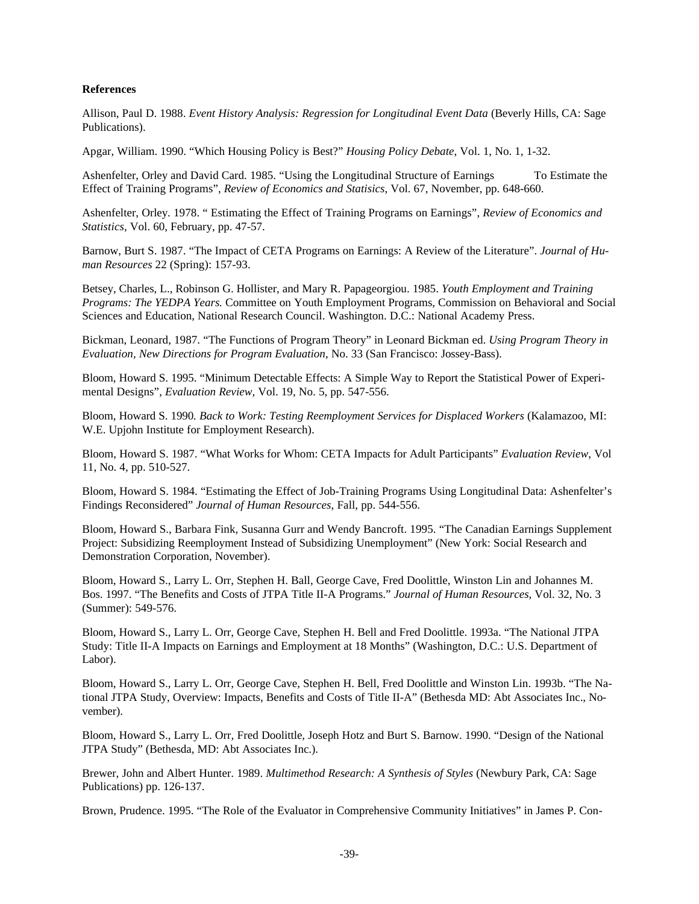**References**

Allison, Paul D. 1988. *Event History Analysis: Regression for Longitudinal Event Data* (Beverly Hills, CA: Sage Publications).

Apgar, William. 1990. "Which Housing Policy is Best?" *Housing Policy Debate*, Vol. 1, No. 1, 1-32.

Ashenfelter, Orley and David Card. 1985. "Using the Longitudinal Structure of Earnings To Estimate the Effect of Training Programs", *Review of Economics and Statistics*, Vol. 67, November, pp. 648-660.

Ashenfelter, Orley. 1978. " Estimating the Effect of Training Programs on Earnings", *Review of Economics and Statistics*, Vol. 60, February, pp. 47-57.

Barnow, Burt S. 1987. "The Impact of CETA Programs on Earnings: A Review of the Literature". *Journal of Human Resources* 22 (Spring): 157-93.

Betsey, Charles, L., Robinson G. Hollister, and Mary R. Papageorgiou. 1985. *Youth Employment and Training Programs: The YEDPA Years.* Committee on Youth Employment Programs, Commission on Behavioral and Social Sciences and Education, National Research Council. Washington. D.C.: National Academy Press.

Bickman, Leonard, 1987. "The Functions of Program Theory" in Leonard Bickman ed. *Using Program Theory in Evaluation, New Directions for Program Evaluation*, No. 33 (San Francisco: Jossey-Bass).

Bloom, Howard S. 1995. "Minimum Detectable Effects: A Simple Way to Report the Statistical Power of Experimental Designs", *Evaluation Review*, Vol. 19, No. 5, pp. 547-556.

Bloom, Howard S. 1990. *Back to Work: Testing Reemployment Services for Displaced Workers* (Kalamazoo, MI: W.E. Upjohn Institute for Employment Research).

Bloom, Howard S. 1987. "What Works for Whom: CETA Impacts for Adult Participants" *Evaluation Review*, Vol 11, No. 4, pp. 510-527.

Bloom, Howard S. 1984. "Estimating the Effect of Job-Training Programs Using Longitudinal Data: Ashenfelter's Findings Reconsidered" *Journal of Human Resources*, Fall, pp. 544-556.

Bloom, Howard S., Barbara Fink, Susanna Gurr and Wendy Bancroft. 1995. "The Canadian Earnings Supplement Project: Subsidizing Reemployment Instead of Subsidizing Unemployment" (New York: Social Research and Demonstration Corporation, November).

Bloom, Howard S., Larry L. Orr, Stephen H. Ball, George Cave, Fred Doolittle, Winston Lin and Johannes M. Bos. 1997. "The Benefits and Costs of JTPA Title II-A Programs." *Journal of Human Resources*, Vol. 32, No. 3 (Summer): 549-576.

Bloom, Howard S., Larry L. Orr, George Cave, Stephen H. Bell and Fred Doolittle. 1993a. "The National JTPA Study: Title II-A Impacts on Earnings and Employment at 18 Months" (Washington, D.C.: U.S. Department of Labor).

Bloom, Howard S., Larry L. Orr, George Cave, Stephen H. Bell, Fred Doolittle and Winston Lin. 1993b. "The National JTPA Study, Overview: Impacts, Benefits and Costs of Title II-A" (Bethesda MD: Abt Associates Inc., November).

Bloom, Howard S., Larry L. Orr, Fred Doolittle, Joseph Hotz and Burt S. Barnow. 1990. "Design of the National JTPA Study" (Bethesda, MD: Abt Associates Inc.).

Brewer, John and Albert Hunter. 1989. *Multimethod Research: A Synthesis of Styles* (Newbury Park, CA: Sage Publications) pp. 126-137.

Brown, Prudence. 1995. "The Role of the Evaluator in Comprehensive Community Initiatives" in James P. Con-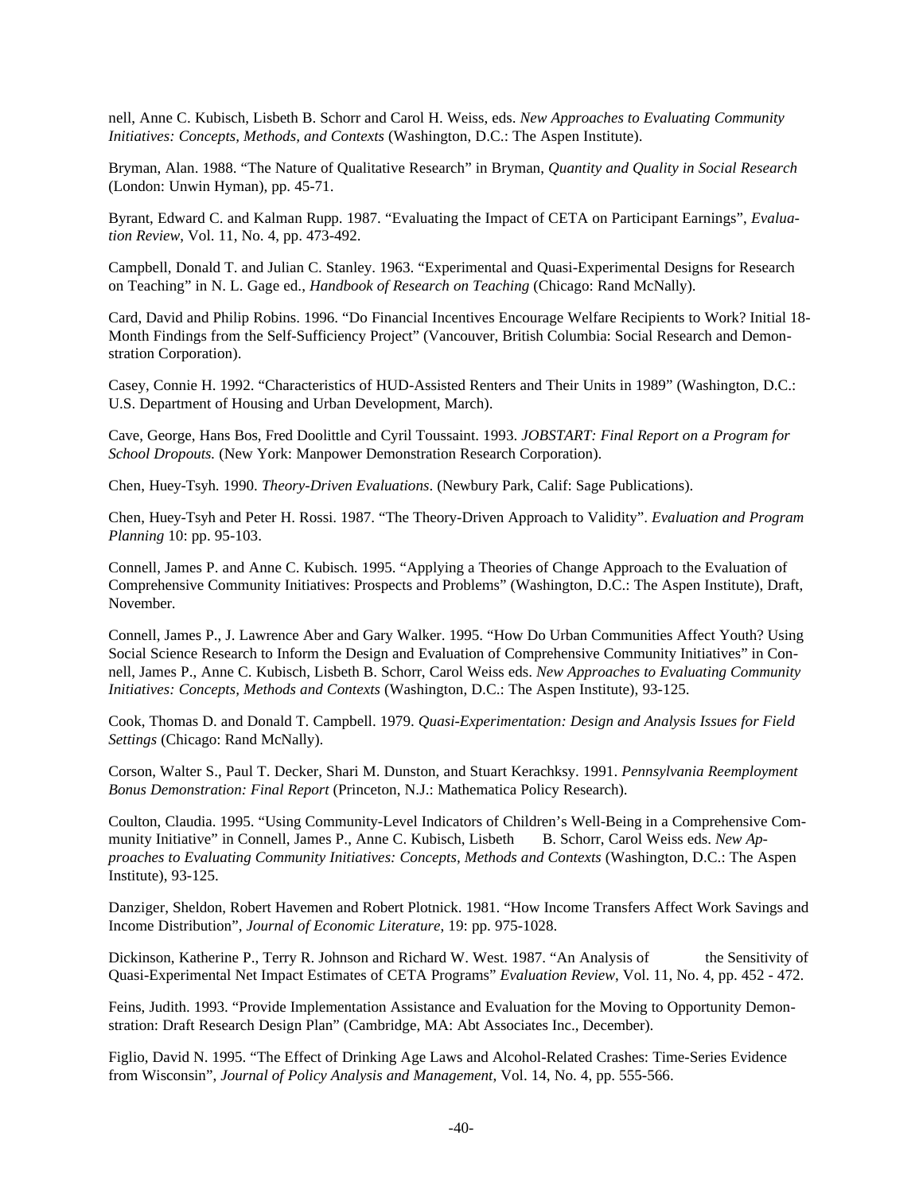nell, Anne C. Kubisch, Lisbeth B. Schorr and Carol H. Weiss, eds. *New Approaches to Evaluating Community Initiatives: Concepts, Methods, and Contexts* (Washington, D.C.: The Aspen Institute).

Bryman, Alan. 1988. "The Nature of Qualitative Research" in Bryman, *Quantity and Quality in Social Research* (London: Unwin Hyman), pp. 45-71.

Byrant, Edward C. and Kalman Rupp. 1987. "Evaluating the Impact of CETA on Participant Earnings", *Evaluation Review*, Vol. 11, No. 4, pp. 473-492.

Campbell, Donald T. and Julian C. Stanley. 1963. "Experimental and Quasi-Experimental Designs for Research on Teaching" in N. L. Gage ed., *Handbook of Research on Teaching* (Chicago: Rand McNally).

Card, David and Philip Robins. 1996. "Do Financial Incentives Encourage Welfare Recipients to Work? Initial 18-Month Findings from the Self-Sufficiency Project" (Vancouver, British Columbia: Social Research and Demonstration Corporation).

Casey, Connie H. 1992. "Characteristics of HUD-Assisted Renters and Their Units in 1989" (Washington, D.C.: U.S. Department of Housing and Urban Development, March).

Cave, George, Hans Bos, Fred Doolittle and Cyril Toussaint. 1993. *JOBSTART: Final Report on a Program for School Dropouts.* (New York: Manpower Demonstration Research Corporation).

Chen, Huey-Tsyh. 1990. *Theory-Driven Evaluations*. (Newbury Park, Calif: Sage Publications).

Chen, Huey-Tsyh and Peter H. Rossi. 1987. "The Theory-Driven Approach to Validity". *Evaluation and Program Planning* 10: pp. 95-103.

Connell, James P. and Anne C. Kubisch. 1995. "Applying a Theories of Change Approach to the Evaluation of Comprehensive Community Initiatives: Prospects and Problems" (Washington, D.C.: The Aspen Institute), Draft, November.

Connell, James P., J. Lawrence Aber and Gary Walker. 1995. "How Do Urban Communities Affect Youth? Using Social Science Research to Inform the Design and Evaluation of Comprehensive Community Initiatives" in Connell, James P., Anne C. Kubisch, Lisbeth B. Schorr, Carol Weiss eds. *New Approaches to Evaluating Community Initiatives: Concepts, Methods and Contexts* (Washington, D.C.: The Aspen Institute), 93-125.

Cook, Thomas D. and Donald T. Campbell. 1979. *Quasi-Experimentation: Design and Analysis Issues for Field Settings* (Chicago: Rand McNally).

Corson, Walter S., Paul T. Decker, Shari M. Dunston, and Stuart Kerachksy. 1991. *Pennsylvania Reemployment Bonus Demonstration: Final Report* (Princeton, N.J.: Mathematica Policy Research).

Coulton, Claudia. 1995. "Using Community-Level Indicators of Children's Well-Being in a Comprehensive Community Initiative" in Connell, James P., Anne C. Kubisch, Lisbeth B. Schorr, Carol Weiss eds. *New Approaches to Evaluating Community Initiatives: Concepts, Methods and Contexts* (Washington, D.C.: The Aspen Institute), 93-125.

Danziger, Sheldon, Robert Havemen and Robert Plotnick. 1981. "How Income Transfers Affect Work Savings and Income Distribution", *Journal of Economic Literature*, 19: pp. 975-1028.

Dickinson, Katherine P., Terry R. Johnson and Richard W. West. 1987. "An Analysis of the Sensitivity of Quasi-Experimental Net Impact Estimates of CETA Programs" *Evaluation Review*, Vol. 11, No. 4, pp. 452 - 472.

Feins, Judith. 1993. "Provide Implementation Assistance and Evaluation for the Moving to Opportunity Demonstration: Draft Research Design Plan" (Cambridge, MA: Abt Associates Inc., December).

Figlio, David N. 1995. "The Effect of Drinking Age Laws and Alcohol-Related Crashes: Time-Series Evidence from Wisconsin", *Journal of Policy Analysis and Management*, Vol. 14, No. 4, pp. 555-566.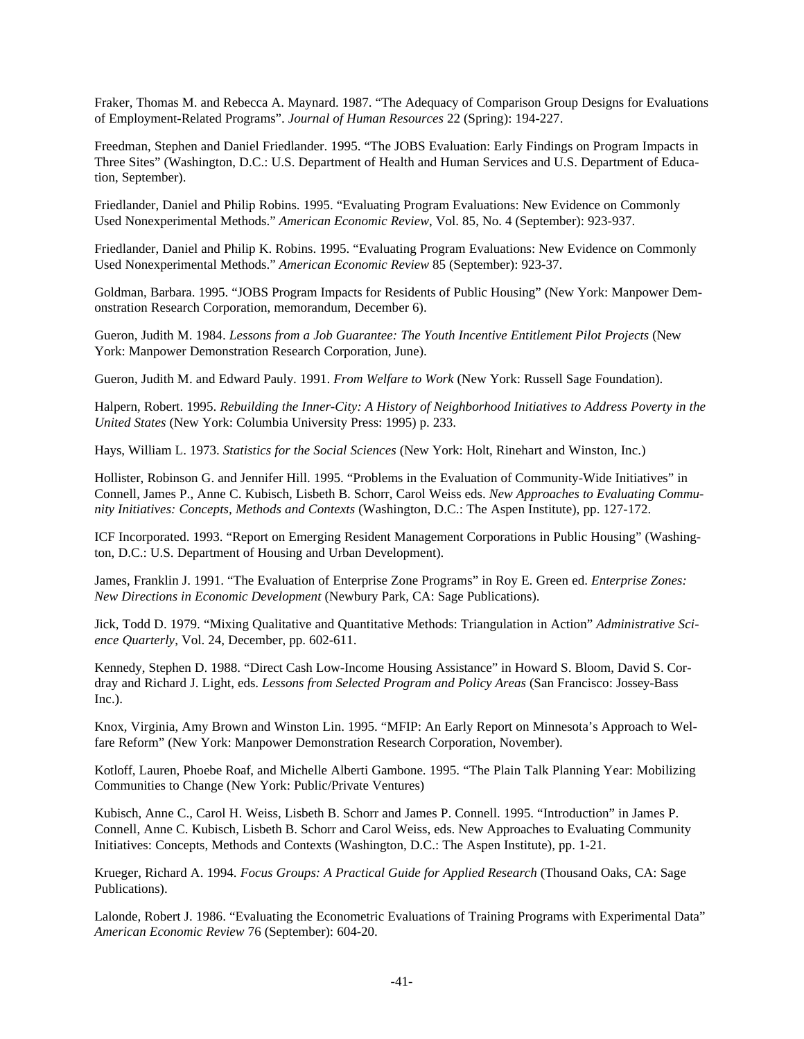Fraker, Thomas M. and Rebecca A. Maynard. 1987. "The Adequacy of Comparison Group Designs for Evaluations of Employment-Related Programs". *Journal of Human Resources* 22 (Spring): 194-227.

Freedman, Stephen and Daniel Friedlander. 1995. "The JOBS Evaluation: Early Findings on Program Impacts in Three Sites" (Washington, D.C.: U.S. Department of Health and Human Services and U.S. Department of Education, September).

Friedlander, Daniel and Philip Robins. 1995. "Evaluating Program Evaluations: New Evidence on Commonly Used Nonexperimental Methods." *American Economic Review*, Vol. 85, No. 4 (September): 923-937.

Friedlander, Daniel and Philip K. Robins. 1995. "Evaluating Program Evaluations: New Evidence on Commonly Used Nonexperimental Methods." *American Economic Review* 85 (September): 923-37.

Goldman, Barbara. 1995. "JOBS Program Impacts for Residents of Public Housing" (New York: Manpower Demonstration Research Corporation, memorandum, December 6).

Gueron, Judith M. 1984. *Lessons from a Job Guarantee: The Youth Incentive Entitlement Pilot Projects* (New York: Manpower Demonstration Research Corporation, June).

Gueron, Judith M. and Edward Pauly. 1991. *From Welfare to Work* (New York: Russell Sage Foundation).

Halpern, Robert. 1995. *Rebuilding the Inner-City: A History of Neighborhood Initiatives to Address Poverty in the United States* (New York: Columbia University Press: 1995) p. 233.

Hays, William L. 1973. *Statistics for the Social Sciences* (New York: Holt, Rinehart and Winston, Inc.)

Hollister, Robinson G. and Jennifer Hill. 1995. "Problems in the Evaluation of Community-Wide Initiatives" in Connell, James P., Anne C. Kubisch, Lisbeth B. Schorr, Carol Weiss eds. *New Approaches to Evaluating Community Initiatives: Concepts, Methods and Contexts* (Washington, D.C.: The Aspen Institute), pp. 127-172.

ICF Incorporated. 1993. "Report on Emerging Resident Management Corporations in Public Housing" (Washington, D.C.: U.S. Department of Housing and Urban Development).

James, Franklin J. 1991. "The Evaluation of Enterprise Zone Programs" in Roy E. Green ed. *Enterprise Zones: New Directions in Economic Development* (Newbury Park, CA: Sage Publications).

Jick, Todd D. 1979. "Mixing Qualitative and Quantitative Methods: Triangulation in Action" *Administrative Science Quarterly*, Vol. 24, December, pp. 602-611.

Kennedy, Stephen D. 1988. "Direct Cash Low-Income Housing Assistance" in Howard S. Bloom, David S. Cordray and Richard J. Light, eds. *Lessons from Selected Program and Policy Areas* (San Francisco: Jossey-Bass Inc.).

Knox, Virginia, Amy Brown and Winston Lin. 1995. "MFIP: An Early Report on Minnesota's Approach to Welfare Reform" (New York: Manpower Demonstration Research Corporation, November).

Kotloff, Lauren, Phoebe Roaf, and Michelle Alberti Gambone. 1995. "The Plain Talk Planning Year: Mobilizing Communities to Change (New York: Public/Private Ventures)

Kubisch, Anne C., Carol H. Weiss, Lisbeth B. Schorr and James P. Connell. 1995. "Introduction" in James P. Connell, Anne C. Kubisch, Lisbeth B. Schorr and Carol Weiss, eds. New Approaches to Evaluating Community Initiatives: Concepts, Methods and Contexts (Washington, D.C.: The Aspen Institute), pp. 1-21.

Krueger, Richard A. 1994. *Focus Groups: A Practical Guide for Applied Research* (Thousand Oaks, CA: Sage Publications).

Lalonde, Robert J. 1986. "Evaluating the Econometric Evaluations of Training Programs with Experimental Data" *American Economic Review* 76 (September): 604-20.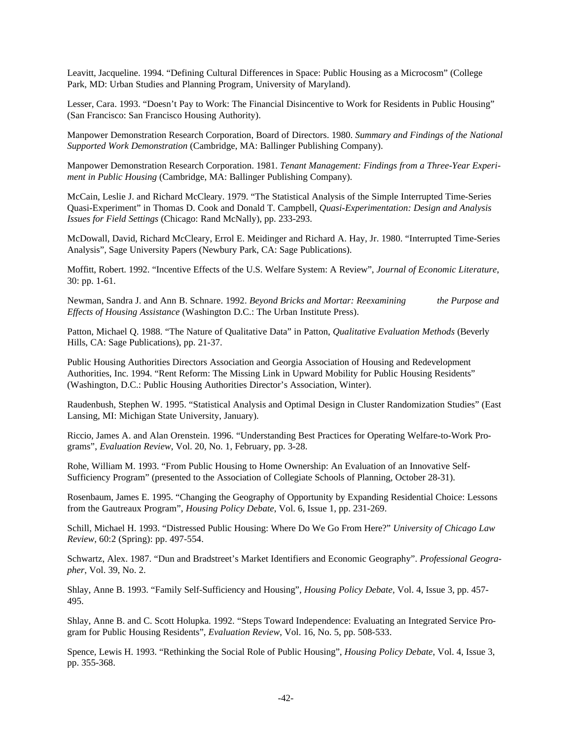Leavitt, Jacqueline. 1994. "Defining Cultural Differences in Space: Public Housing as a Microcosm" (College Park, MD: Urban Studies and Planning Program, University of Maryland).

Lesser, Cara. 1993. "Doesn't Pay to Work: The Financial Disincentive to Work for Residents in Public Housing" (San Francisco: San Francisco Housing Authority).

Manpower Demonstration Research Corporation, Board of Directors. 1980. *Summary and Findings of the National Supported Work Demonstration* (Cambridge, MA: Ballinger Publishing Company).

Manpower Demonstration Research Corporation. 1981. *Tenant Management: Findings from a Three-Year Experiment in Public Housing* (Cambridge, MA: Ballinger Publishing Company).

McCain, Leslie J. and Richard McCleary. 1979. "The Statistical Analysis of the Simple Interrupted Time-Series Quasi-Experiment" in Thomas D. Cook and Donald T. Campbell, *Quasi-Experimentation: Design and Analysis Issues for Field Settings* (Chicago: Rand McNally), pp. 233-293.

McDowall, David, Richard McCleary, Errol E. Meidinger and Richard A. Hay, Jr. 1980. "Interrupted Time-Series Analysis", Sage University Papers (Newbury Park, CA: Sage Publications).

Moffitt, Robert. 1992. "Incentive Effects of the U.S. Welfare System: A Review", *Journal of Economic Literature*, 30: pp. 1-61.

Newman, Sandra J. and Ann B. Schnare. 1992. *Beyond Bricks and Mortar: Reexamining the Purpose and Effects of Housing Assistance* (Washington D.C.: The Urban Institute Press).

Patton, Michael Q. 1988. "The Nature of Qualitative Data" in Patton, *Qualitative Evaluation Methods* (Beverly Hills, CA: Sage Publications), pp. 21-37.

Public Housing Authorities Directors Association and Georgia Association of Housing and Redevelopment Authorities, Inc. 1994. "Rent Reform: The Missing Link in Upward Mobility for Public Housing Residents" (Washington, D.C.: Public Housing Authorities Director's Association, Winter).

Raudenbush, Stephen W. 1995. "Statistical Analysis and Optimal Design in Cluster Randomization Studies" (East Lansing, MI: Michigan State University, January).

Riccio, James A. and Alan Orenstein. 1996. "Understanding Best Practices for Operating Welfare-to-Work Programs", *Evaluation Review*, Vol. 20, No. 1, February, pp. 3-28.

Rohe, William M. 1993. "From Public Housing to Home Ownership: An Evaluation of an Innovative Self-Sufficiency Program" (presented to the Association of Collegiate Schools of Planning, October 28-31).

Rosenbaum, James E. 1995. "Changing the Geography of Opportunity by Expanding Residential Choice: Lessons from the Gautreaux Program", *Housing Policy Debate*, Vol. 6, Issue 1, pp. 231-269.

Schill, Michael H. 1993. "Distressed Public Housing: Where Do We Go From Here?" *University of Chicago Law Review*, 60:2 (Spring): pp. 497-554.

Schwartz, Alex. 1987. "Dun and Bradstreet's Market Identifiers and Economic Geography". *Professional Geographer*, Vol. 39, No. 2.

Shlay, Anne B. 1993. "Family Self-Sufficiency and Housing", *Housing Policy Debate*, Vol. 4, Issue 3, pp. 457-495.

Shlay, Anne B. and C. Scott Holupka. 1992. "Steps Toward Independence: Evaluating an Integrated Service Program for Public Housing Residents", *Evaluation Review*, Vol. 16, No. 5, pp. 508-533.

Spence, Lewis H. 1993. "Rethinking the Social Role of Public Housing", *Housing Policy Debate*, Vol. 4, Issue 3, pp. 355-368.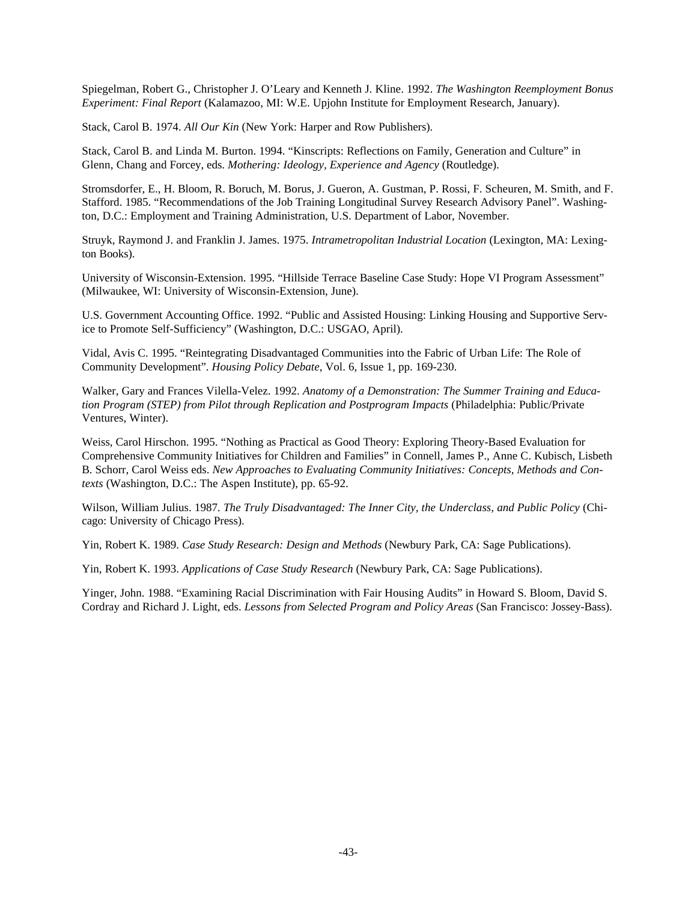Spiegelman, Robert G., Christopher J. O'Leary and Kenneth J. Kline. 1992. *The Washington Reemployment Bonus Experiment: Final Report* (Kalamazoo, MI: W.E. Upjohn Institute for Employment Research, January).

Stack, Carol B. 1974. *All Our Kin* (New York: Harper and Row Publishers).

Stack, Carol B. and Linda M. Burton. 1994. "Kinscripts: Reflections on Family, Generation and Culture" in Glenn, Chang and Forcey, eds. *Mothering: Ideology, Experience and Agency* (Routledge).

Stromsdorfer, E., H. Bloom, R. Boruch, M. Borus, J. Gueron, A. Gustman, P. Rossi, F. Scheuren, M. Smith, and F. Stafford. 1985. "Recommendations of the Job Training Longitudinal Survey Research Advisory Panel". Washington, D.C.: Employment and Training Administration, U.S. Department of Labor, November.

Struyk, Raymond J. and Franklin J. James. 1975. *Intrametropolitan Industrial Location* (Lexington, MA: Lexington Books).

University of Wisconsin-Extension. 1995. "Hillside Terrace Baseline Case Study: Hope VI Program Assessment" (Milwaukee, WI: University of Wisconsin-Extension, June).

U.S. Government Accounting Office. 1992. "Public and Assisted Housing: Linking Housing and Supportive Service to Promote Self-Sufficiency" (Washington, D.C.: USGAO, April).

Vidal, Avis C. 1995. "Reintegrating Disadvantaged Communities into the Fabric of Urban Life: The Role of Community Development". *Housing Policy Debate*, Vol. 6, Issue 1, pp. 169-230.

Walker, Gary and Frances Vilella-Velez. 1992. *Anatomy of a Demonstration: The Summer Training and Education Program (STEP) from Pilot through Replication and Postprogram Impacts* (Philadelphia: Public/Private Ventures, Winter).

Weiss, Carol Hirschon. 1995. "Nothing as Practical as Good Theory: Exploring Theory-Based Evaluation for Comprehensive Community Initiatives for Children and Families" in Connell, James P., Anne C. Kubisch, Lisbeth B. Schorr, Carol Weiss eds. *New Approaches to Evaluating Community Initiatives: Concepts, Methods and Contexts* (Washington, D.C.: The Aspen Institute), pp. 65-92.

Wilson, William Julius. 1987. *The Truly Disadvantaged: The Inner City, the Underclass, and Public Policy* (Chicago: University of Chicago Press).

Yin, Robert K. 1989. *Case Study Research: Design and Methods* (Newbury Park, CA: Sage Publications).

Yin, Robert K. 1993. *Applications of Case Study Research* (Newbury Park, CA: Sage Publications).

Yinger, John. 1988. "Examining Racial Discrimination with Fair Housing Audits" in Howard S. Bloom, David S. Cordray and Richard J. Light, eds. *Lessons from Selected Program and Policy Areas* (San Francisco: Jossey-Bass).